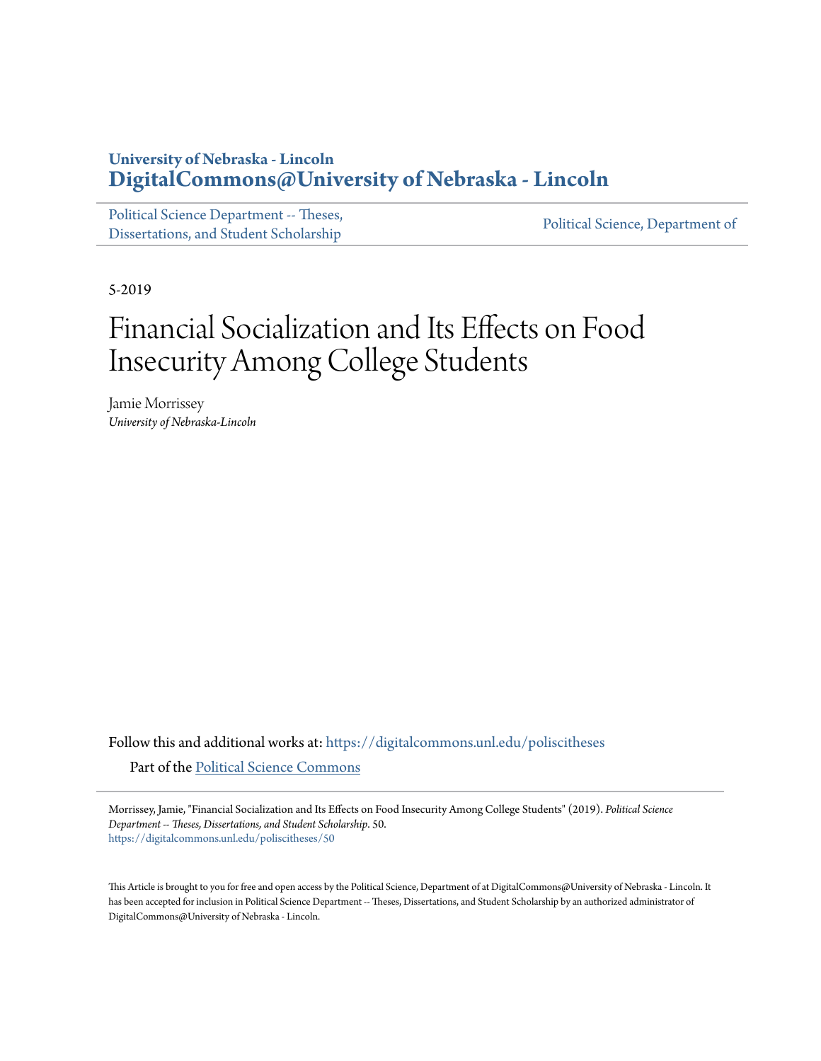University of Nebraska - Lincoln
**DigitalCommons@University of Nebraska - Lincoln**

Political Science Department -- Theses, Dissertations, and Student Scholarship

Political Science, Department of

5-2019

# Financial Socialization and Its Effects on Food Insecurity Among College Students

Jamie Morrissey
*University of Nebraska-Lincoln*

Follow this and additional works at: https://digitalcommons.unl.edu/poliscitheses

Part of the Political Science Commons

Morrissey, Jamie, "Financial Socialization and Its Effects on Food Insecurity Among College Students" (2019). *Political Science Department -- Theses, Dissertations, and Student Scholarship*. 50.
https://digitalcommons.unl.edu/poliscitheses/50

This Article is brought to you for free and open access by the Political Science, Department of at DigitalCommons@University of Nebraska - Lincoln. It has been accepted for inclusion in Political Science Department -- Theses, Dissertations, and Student Scholarship by an authorized administrator of DigitalCommons@University of Nebraska - Lincoln.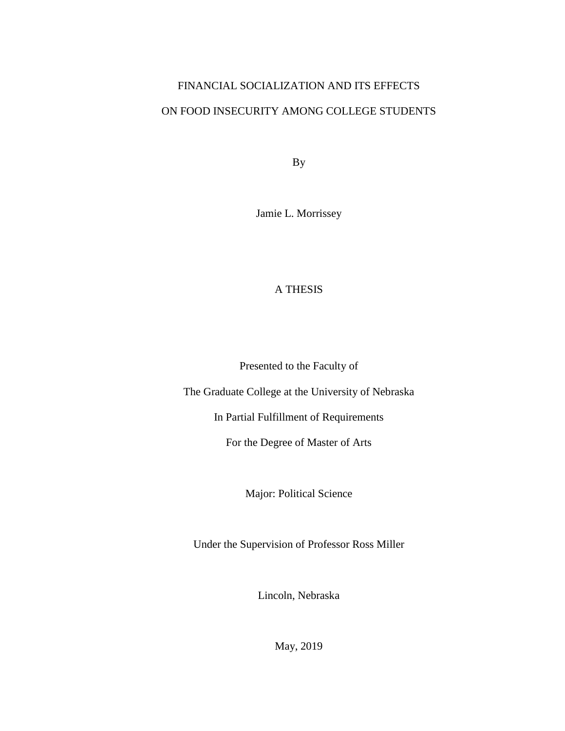# FINANCIAL SOCIALIZATION AND ITS EFFECTS

# ON FOOD INSECURITY AMONG COLLEGE STUDENTS

By

Jamie L. Morrissey

A THESIS

Presented to the Faculty of

The Graduate College at the University of Nebraska

In Partial Fulfillment of Requirements

For the Degree of Master of Arts

Major: Political Science

Under the Supervision of Professor Ross Miller

Lincoln, Nebraska

May, 2019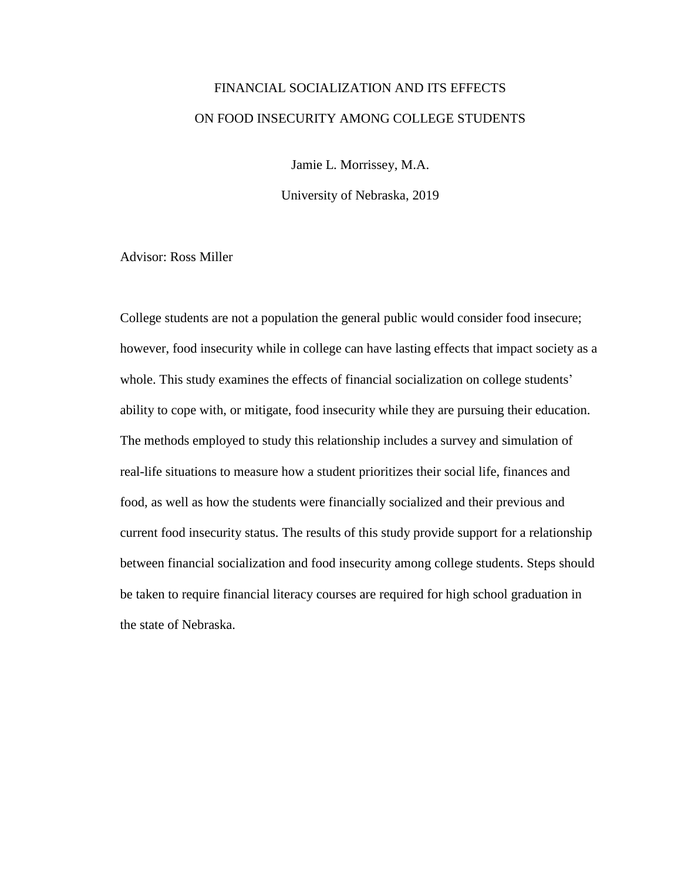FINANCIAL SOCIALIZATION AND ITS EFFECTS

ON FOOD INSECURITY AMONG COLLEGE STUDENTS

Jamie L. Morrissey, M.A.

University of Nebraska, 2019

Advisor: Ross Miller

College students are not a population the general public would consider food insecure; however, food insecurity while in college can have lasting effects that impact society as a whole. This study examines the effects of financial socialization on college students' ability to cope with, or mitigate, food insecurity while they are pursuing their education. The methods employed to study this relationship includes a survey and simulation of real-life situations to measure how a student prioritizes their social life, finances and food, as well as how the students were financially socialized and their previous and current food insecurity status. The results of this study provide support for a relationship between financial socialization and food insecurity among college students. Steps should be taken to require financial literacy courses are required for high school graduation in the state of Nebraska.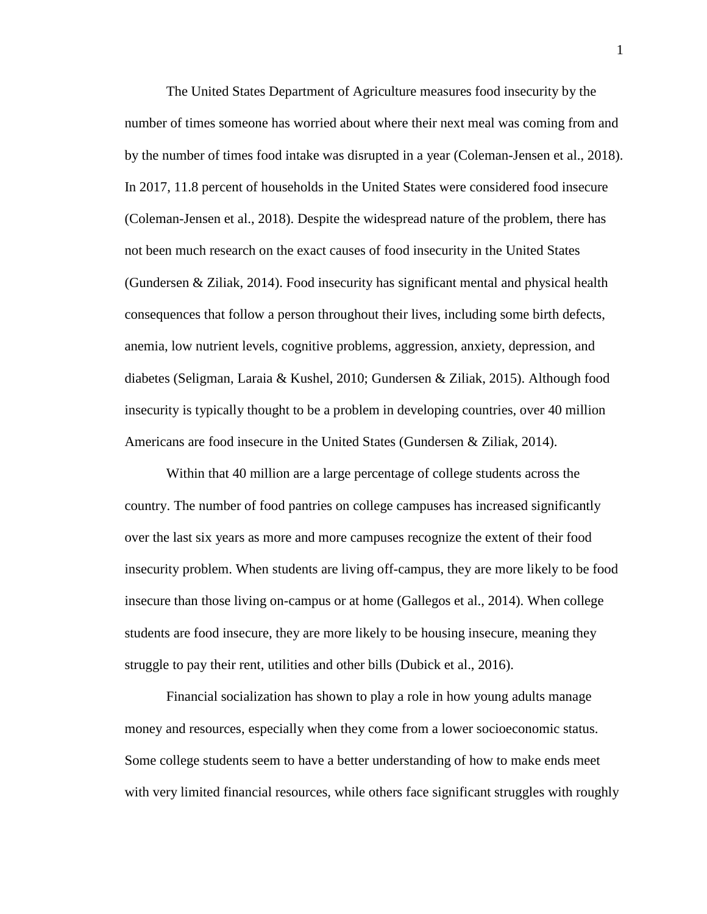The United States Department of Agriculture measures food insecurity by the number of times someone has worried about where their next meal was coming from and by the number of times food intake was disrupted in a year (Coleman-Jensen et al., 2018). In 2017, 11.8 percent of households in the United States were considered food insecure (Coleman-Jensen et al., 2018). Despite the widespread nature of the problem, there has not been much research on the exact causes of food insecurity in the United States (Gundersen & Ziliak, 2014). Food insecurity has significant mental and physical health consequences that follow a person throughout their lives, including some birth defects, anemia, low nutrient levels, cognitive problems, aggression, anxiety, depression, and diabetes (Seligman, Laraia & Kushel, 2010; Gundersen & Ziliak, 2015). Although food insecurity is typically thought to be a problem in developing countries, over 40 million Americans are food insecure in the United States (Gundersen & Ziliak, 2014).

Within that 40 million are a large percentage of college students across the country. The number of food pantries on college campuses has increased significantly over the last six years as more and more campuses recognize the extent of their food insecurity problem. When students are living off-campus, they are more likely to be food insecure than those living on-campus or at home (Gallegos et al., 2014). When college students are food insecure, they are more likely to be housing insecure, meaning they struggle to pay their rent, utilities and other bills (Dubick et al., 2016).

Financial socialization has shown to play a role in how young adults manage money and resources, especially when they come from a lower socioeconomic status. Some college students seem to have a better understanding of how to make ends meet with very limited financial resources, while others face significant struggles with roughly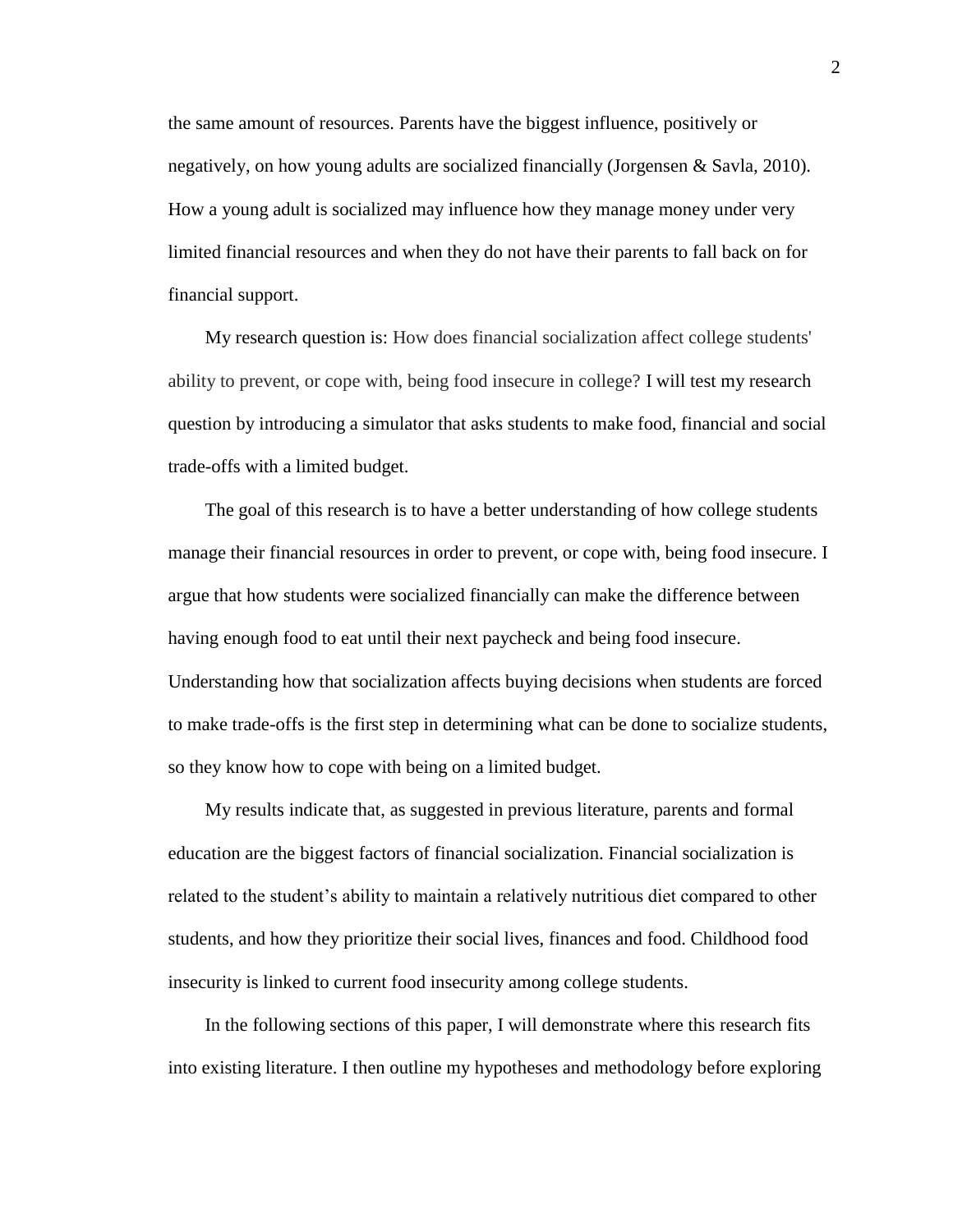the same amount of resources. Parents have the biggest influence, positively or negatively, on how young adults are socialized financially (Jorgensen & Savla, 2010). How a young adult is socialized may influence how they manage money under very limited financial resources and when they do not have their parents to fall back on for financial support.

My research question is: How does financial socialization affect college students' ability to prevent, or cope with, being food insecure in college? I will test my research question by introducing a simulator that asks students to make food, financial and social trade-offs with a limited budget.

The goal of this research is to have a better understanding of how college students manage their financial resources in order to prevent, or cope with, being food insecure. I argue that how students were socialized financially can make the difference between having enough food to eat until their next paycheck and being food insecure. Understanding how that socialization affects buying decisions when students are forced to make trade-offs is the first step in determining what can be done to socialize students, so they know how to cope with being on a limited budget.

My results indicate that, as suggested in previous literature, parents and formal education are the biggest factors of financial socialization. Financial socialization is related to the student's ability to maintain a relatively nutritious diet compared to other students, and how they prioritize their social lives, finances and food. Childhood food insecurity is linked to current food insecurity among college students.

In the following sections of this paper, I will demonstrate where this research fits into existing literature. I then outline my hypotheses and methodology before exploring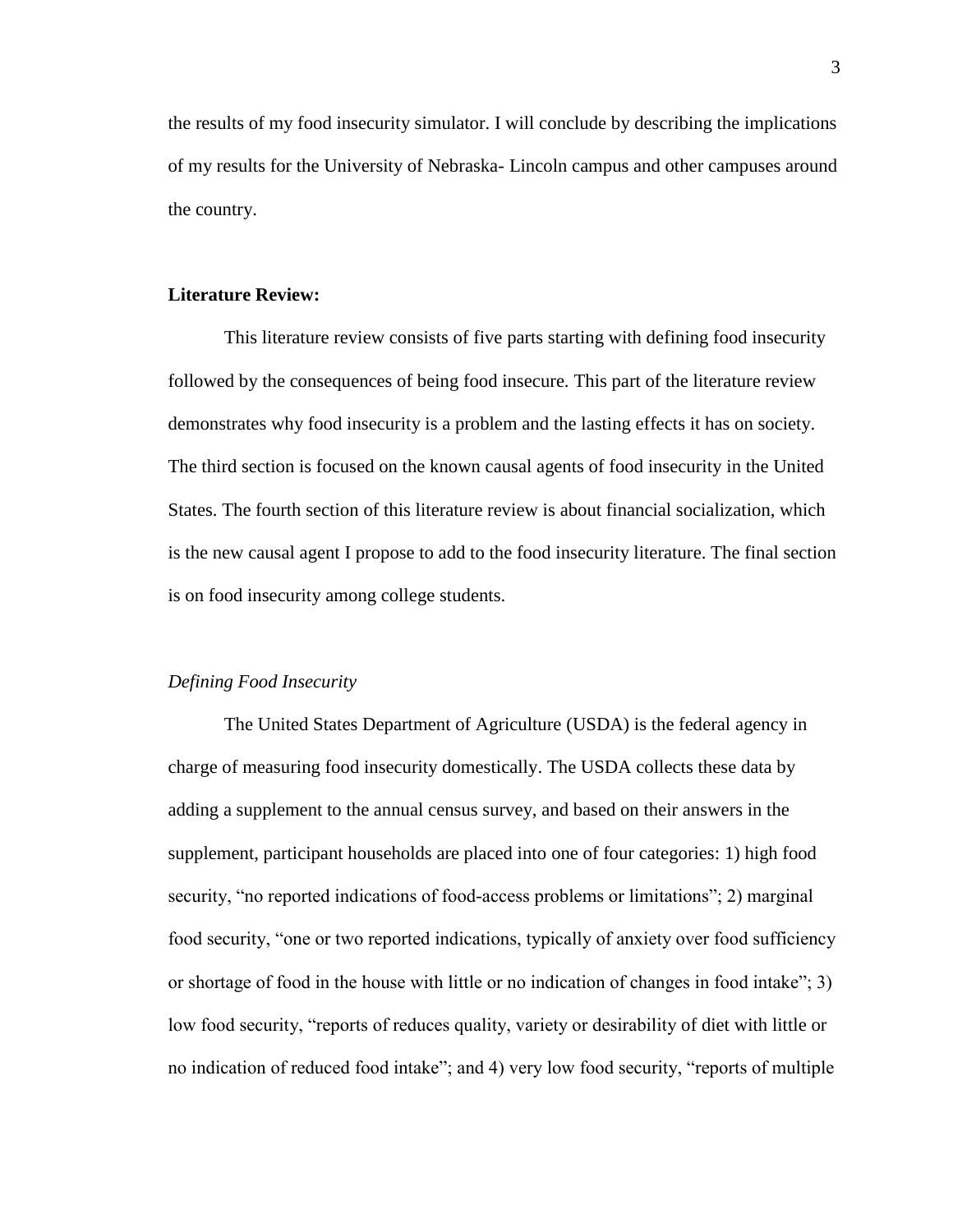the results of my food insecurity simulator. I will conclude by describing the implications of my results for the University of Nebraska- Lincoln campus and other campuses around the country.

**Literature Review:**

This literature review consists of five parts starting with defining food insecurity followed by the consequences of being food insecure. This part of the literature review demonstrates why food insecurity is a problem and the lasting effects it has on society. The third section is focused on the known causal agents of food insecurity in the United States. The fourth section of this literature review is about financial socialization, which is the new causal agent I propose to add to the food insecurity literature. The final section is on food insecurity among college students.

*Defining Food Insecurity*

The United States Department of Agriculture (USDA) is the federal agency in charge of measuring food insecurity domestically. The USDA collects these data by adding a supplement to the annual census survey, and based on their answers in the supplement, participant households are placed into one of four categories: 1) high food security, "no reported indications of food-access problems or limitations"; 2) marginal food security, "one or two reported indications, typically of anxiety over food sufficiency or shortage of food in the house with little or no indication of changes in food intake"; 3) low food security, "reports of reduces quality, variety or desirability of diet with little or no indication of reduced food intake"; and 4) very low food security, "reports of multiple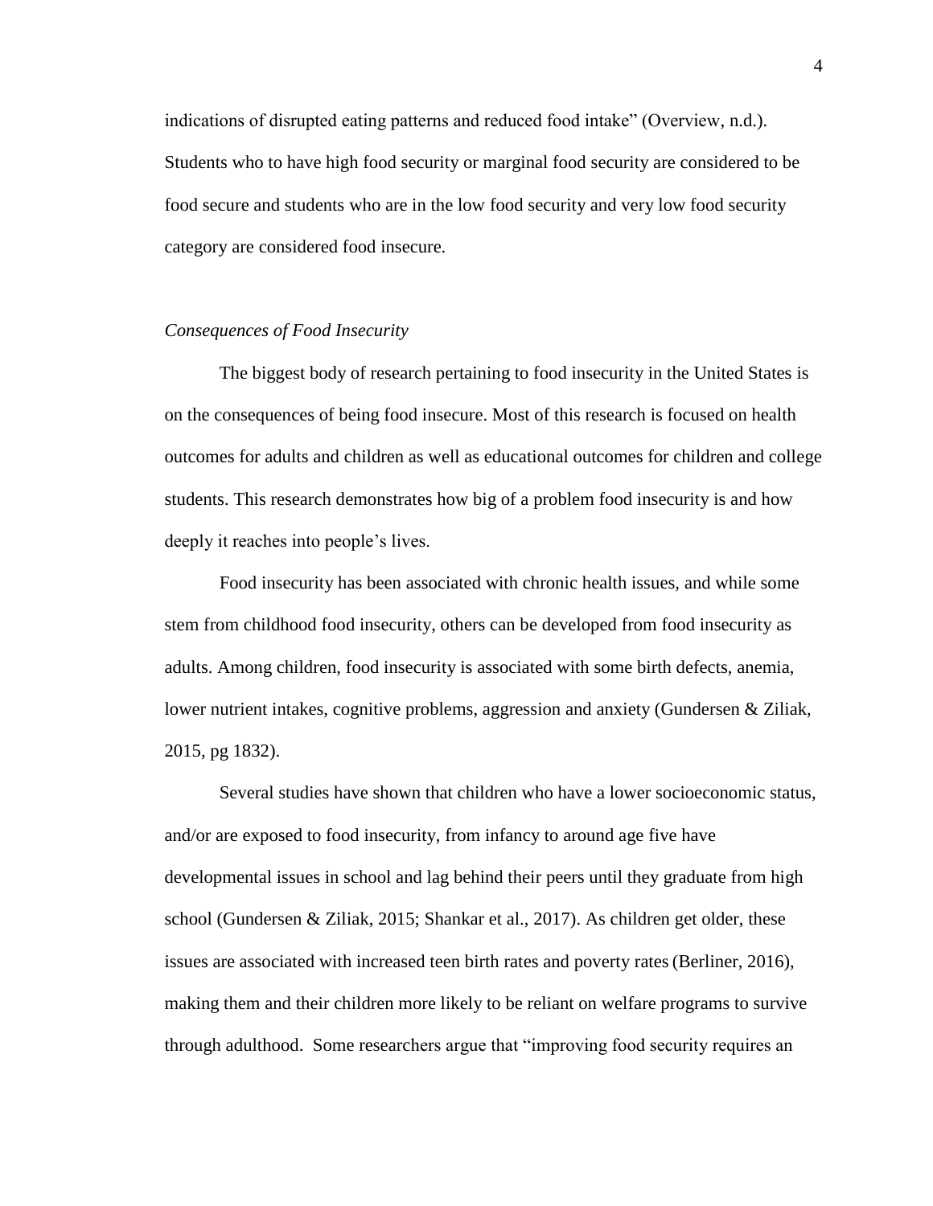indications of disrupted eating patterns and reduced food intake" (Overview, n.d.). Students who to have high food security or marginal food security are considered to be food secure and students who are in the low food security and very low food security category are considered food insecure.

*Consequences of Food Insecurity*

The biggest body of research pertaining to food insecurity in the United States is on the consequences of being food insecure. Most of this research is focused on health outcomes for adults and children as well as educational outcomes for children and college students. This research demonstrates how big of a problem food insecurity is and how deeply it reaches into people's lives.

Food insecurity has been associated with chronic health issues, and while some stem from childhood food insecurity, others can be developed from food insecurity as adults. Among children, food insecurity is associated with some birth defects, anemia, lower nutrient intakes, cognitive problems, aggression and anxiety (Gundersen & Ziliak, 2015, pg 1832).

Several studies have shown that children who have a lower socioeconomic status, and/or are exposed to food insecurity, from infancy to around age five have developmental issues in school and lag behind their peers until they graduate from high school (Gundersen & Ziliak, 2015; Shankar et al., 2017). As children get older, these issues are associated with increased teen birth rates and poverty rates (Berliner, 2016), making them and their children more likely to be reliant on welfare programs to survive through adulthood. Some researchers argue that "improving food security requires an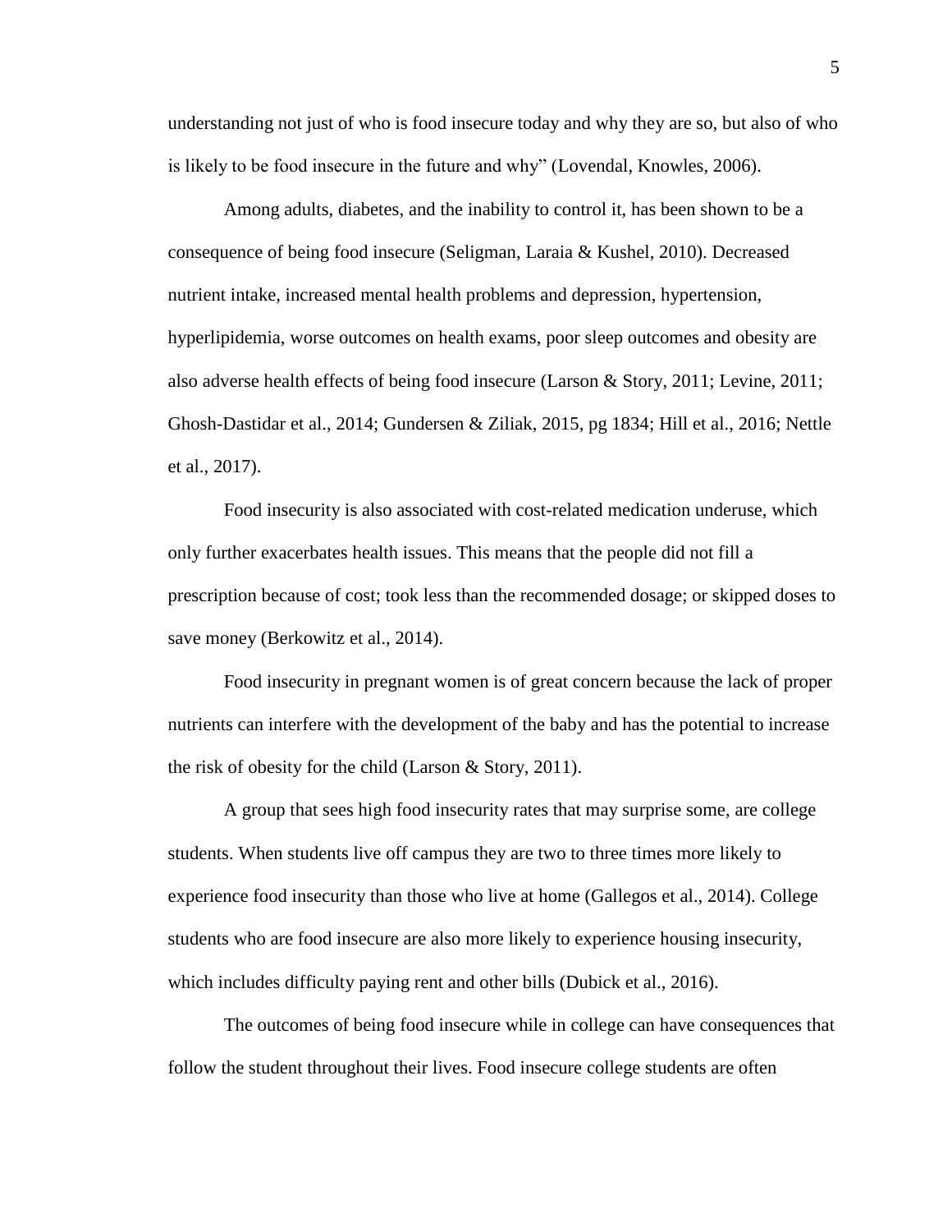understanding not just of who is food insecure today and why they are so, but also of who is likely to be food insecure in the future and why" (Lovendal, Knowles, 2006).

Among adults, diabetes, and the inability to control it, has been shown to be a consequence of being food insecure (Seligman, Laraia & Kushel, 2010). Decreased nutrient intake, increased mental health problems and depression, hypertension, hyperlipidemia, worse outcomes on health exams, poor sleep outcomes and obesity are also adverse health effects of being food insecure (Larson & Story, 2011; Levine, 2011; Ghosh-Dastidar et al., 2014; Gundersen & Ziliak, 2015, pg 1834; Hill et al., 2016; Nettle et al., 2017).

Food insecurity is also associated with cost-related medication underuse, which only further exacerbates health issues. This means that the people did not fill a prescription because of cost; took less than the recommended dosage; or skipped doses to save money (Berkowitz et al., 2014).

Food insecurity in pregnant women is of great concern because the lack of proper nutrients can interfere with the development of the baby and has the potential to increase the risk of obesity for the child (Larson & Story, 2011).

A group that sees high food insecurity rates that may surprise some, are college students. When students live off campus they are two to three times more likely to experience food insecurity than those who live at home (Gallegos et al., 2014). College students who are food insecure are also more likely to experience housing insecurity, which includes difficulty paying rent and other bills (Dubick et al., 2016).

The outcomes of being food insecure while in college can have consequences that follow the student throughout their lives. Food insecure college students are often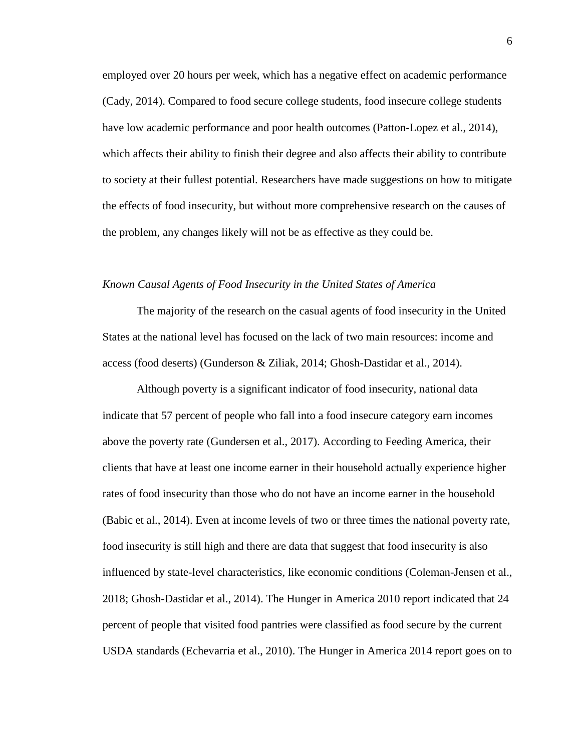employed over 20 hours per week, which has a negative effect on academic performance (Cady, 2014). Compared to food secure college students, food insecure college students have low academic performance and poor health outcomes (Patton-Lopez et al., 2014), which affects their ability to finish their degree and also affects their ability to contribute to society at their fullest potential. Researchers have made suggestions on how to mitigate the effects of food insecurity, but without more comprehensive research on the causes of the problem, any changes likely will not be as effective as they could be.

*Known Causal Agents of Food Insecurity in the United States of America*

The majority of the research on the casual agents of food insecurity in the United States at the national level has focused on the lack of two main resources: income and access (food deserts) (Gunderson & Ziliak, 2014; Ghosh-Dastidar et al., 2014).

Although poverty is a significant indicator of food insecurity, national data indicate that 57 percent of people who fall into a food insecure category earn incomes above the poverty rate (Gundersen et al., 2017). According to Feeding America, their clients that have at least one income earner in their household actually experience higher rates of food insecurity than those who do not have an income earner in the household (Babic et al., 2014). Even at income levels of two or three times the national poverty rate, food insecurity is still high and there are data that suggest that food insecurity is also influenced by state-level characteristics, like economic conditions (Coleman-Jensen et al., 2018; Ghosh-Dastidar et al., 2014). The Hunger in America 2010 report indicated that 24 percent of people that visited food pantries were classified as food secure by the current USDA standards (Echevarria et al., 2010). The Hunger in America 2014 report goes on to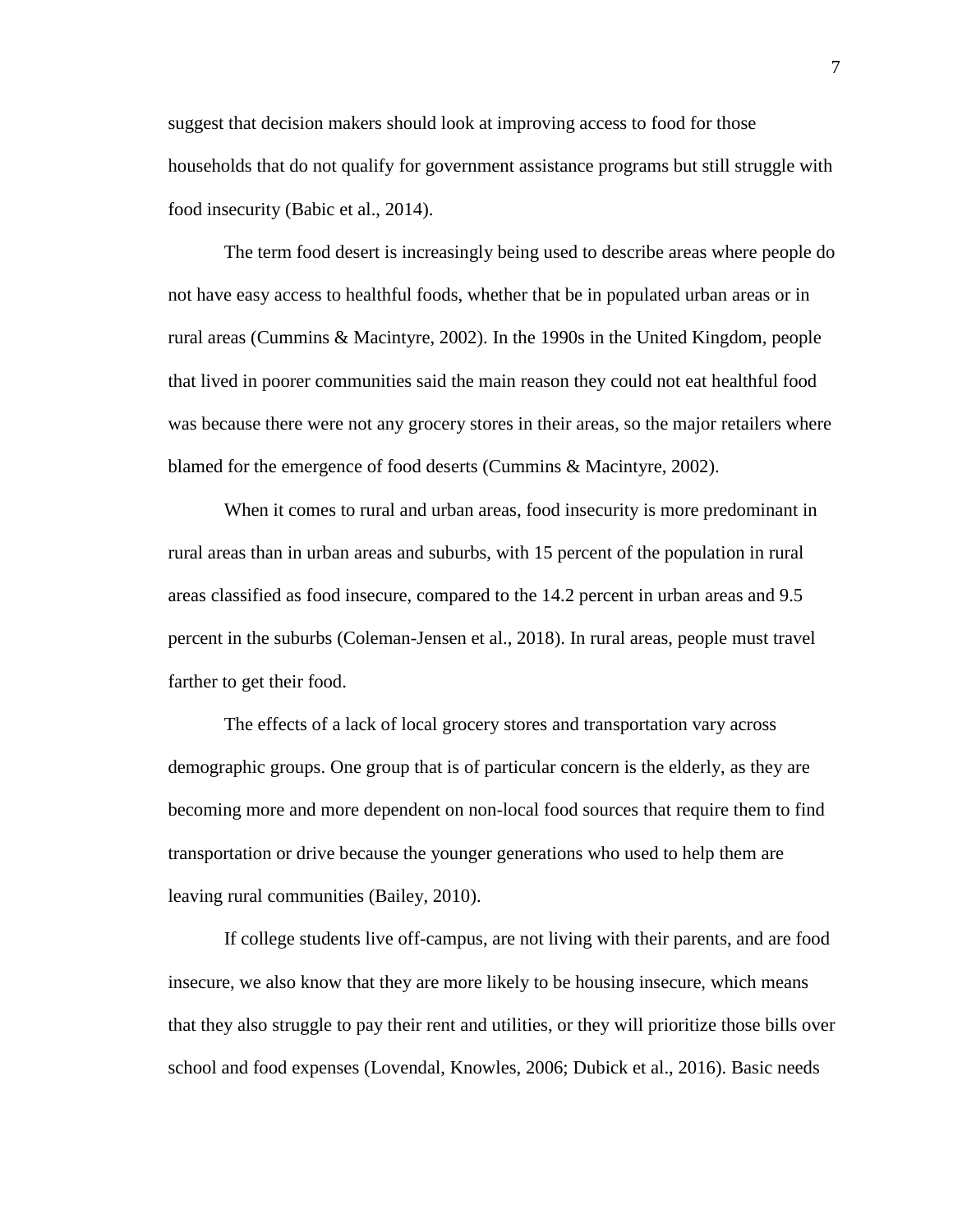suggest that decision makers should look at improving access to food for those households that do not qualify for government assistance programs but still struggle with food insecurity (Babic et al., 2014).

The term food desert is increasingly being used to describe areas where people do not have easy access to healthful foods, whether that be in populated urban areas or in rural areas (Cummins & Macintyre, 2002). In the 1990s in the United Kingdom, people that lived in poorer communities said the main reason they could not eat healthful food was because there were not any grocery stores in their areas, so the major retailers where blamed for the emergence of food deserts (Cummins & Macintyre, 2002).

When it comes to rural and urban areas, food insecurity is more predominant in rural areas than in urban areas and suburbs, with 15 percent of the population in rural areas classified as food insecure, compared to the 14.2 percent in urban areas and 9.5 percent in the suburbs (Coleman-Jensen et al., 2018). In rural areas, people must travel farther to get their food.

The effects of a lack of local grocery stores and transportation vary across demographic groups. One group that is of particular concern is the elderly, as they are becoming more and more dependent on non-local food sources that require them to find transportation or drive because the younger generations who used to help them are leaving rural communities (Bailey, 2010).

If college students live off-campus, are not living with their parents, and are food insecure, we also know that they are more likely to be housing insecure, which means that they also struggle to pay their rent and utilities, or they will prioritize those bills over school and food expenses (Lovendal, Knowles, 2006; Dubick et al., 2016). Basic needs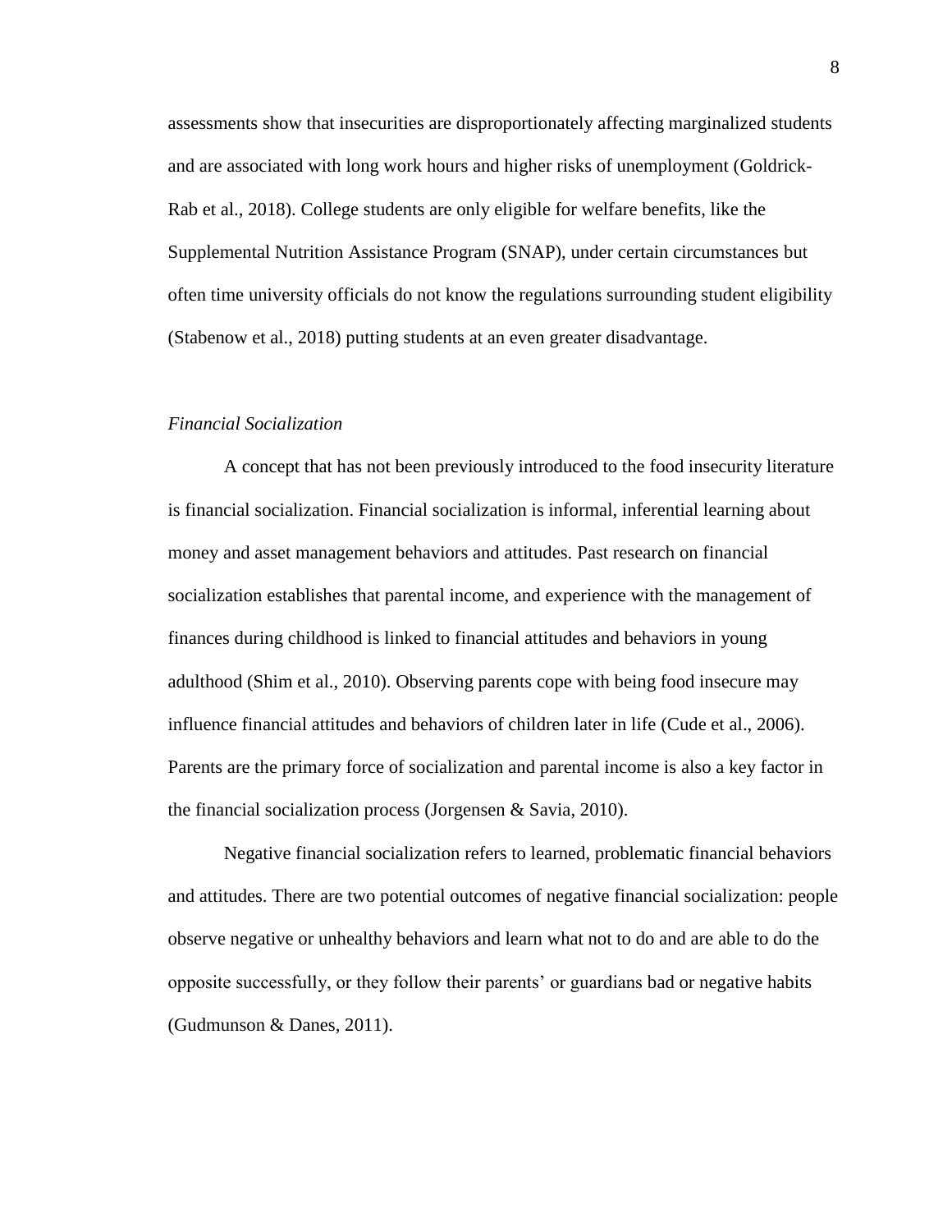assessments show that insecurities are disproportionately affecting marginalized students and are associated with long work hours and higher risks of unemployment (Goldrick-Rab et al., 2018). College students are only eligible for welfare benefits, like the Supplemental Nutrition Assistance Program (SNAP), under certain circumstances but often time university officials do not know the regulations surrounding student eligibility (Stabenow et al., 2018) putting students at an even greater disadvantage.

### *Financial Socialization*

A concept that has not been previously introduced to the food insecurity literature is financial socialization. Financial socialization is informal, inferential learning about money and asset management behaviors and attitudes. Past research on financial socialization establishes that parental income, and experience with the management of finances during childhood is linked to financial attitudes and behaviors in young adulthood (Shim et al., 2010). Observing parents cope with being food insecure may influence financial attitudes and behaviors of children later in life (Cude et al., 2006). Parents are the primary force of socialization and parental income is also a key factor in the financial socialization process (Jorgensen & Savia, 2010).

Negative financial socialization refers to learned, problematic financial behaviors and attitudes. There are two potential outcomes of negative financial socialization: people observe negative or unhealthy behaviors and learn what not to do and are able to do the opposite successfully, or they follow their parents' or guardians bad or negative habits (Gudmunson & Danes, 2011).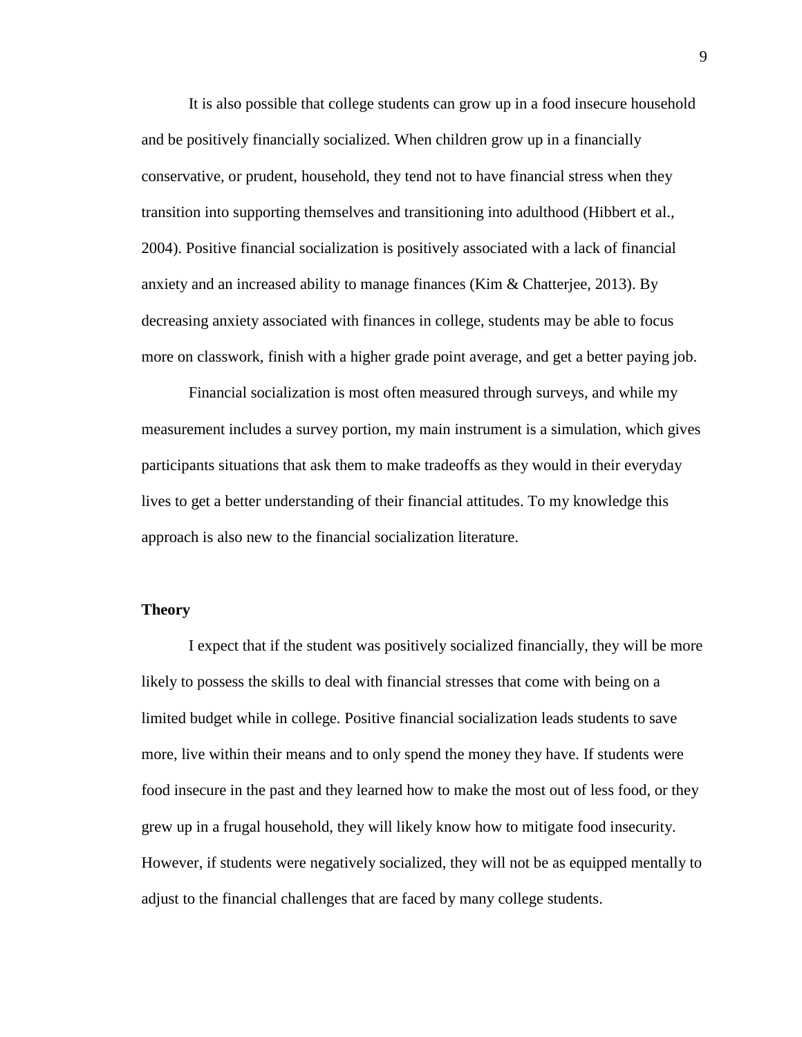It is also possible that college students can grow up in a food insecure household and be positively financially socialized. When children grow up in a financially conservative, or prudent, household, they tend not to have financial stress when they transition into supporting themselves and transitioning into adulthood (Hibbert et al., 2004). Positive financial socialization is positively associated with a lack of financial anxiety and an increased ability to manage finances (Kim & Chatterjee, 2013). By decreasing anxiety associated with finances in college, students may be able to focus more on classwork, finish with a higher grade point average, and get a better paying job.

Financial socialization is most often measured through surveys, and while my measurement includes a survey portion, my main instrument is a simulation, which gives participants situations that ask them to make tradeoffs as they would in their everyday lives to get a better understanding of their financial attitudes. To my knowledge this approach is also new to the financial socialization literature.

## Theory

I expect that if the student was positively socialized financially, they will be more likely to possess the skills to deal with financial stresses that come with being on a limited budget while in college. Positive financial socialization leads students to save more, live within their means and to only spend the money they have. If students were food insecure in the past and they learned how to make the most out of less food, or they grew up in a frugal household, they will likely know how to mitigate food insecurity. However, if students were negatively socialized, they will not be as equipped mentally to adjust to the financial challenges that are faced by many college students.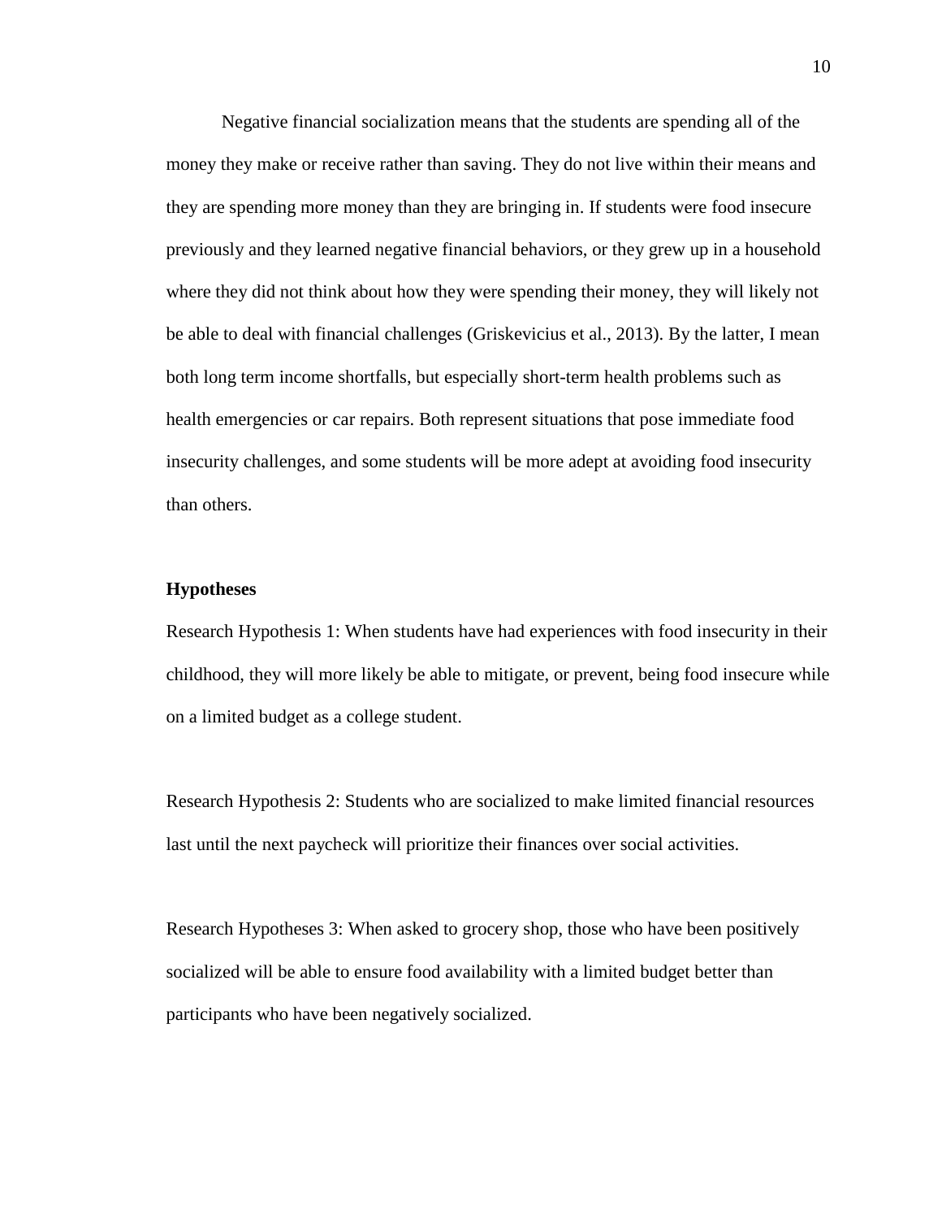Negative financial socialization means that the students are spending all of the money they make or receive rather than saving. They do not live within their means and they are spending more money than they are bringing in. If students were food insecure previously and they learned negative financial behaviors, or they grew up in a household where they did not think about how they were spending their money, they will likely not be able to deal with financial challenges (Griskevicius et al., 2013). By the latter, I mean both long term income shortfalls, but especially short-term health problems such as health emergencies or car repairs. Both represent situations that pose immediate food insecurity challenges, and some students will be more adept at avoiding food insecurity than others.

### Hypotheses

Research Hypothesis 1: When students have had experiences with food insecurity in their childhood, they will more likely be able to mitigate, or prevent, being food insecure while on a limited budget as a college student.

Research Hypothesis 2: Students who are socialized to make limited financial resources last until the next paycheck will prioritize their finances over social activities.

Research Hypotheses 3: When asked to grocery shop, those who have been positively socialized will be able to ensure food availability with a limited budget better than participants who have been negatively socialized.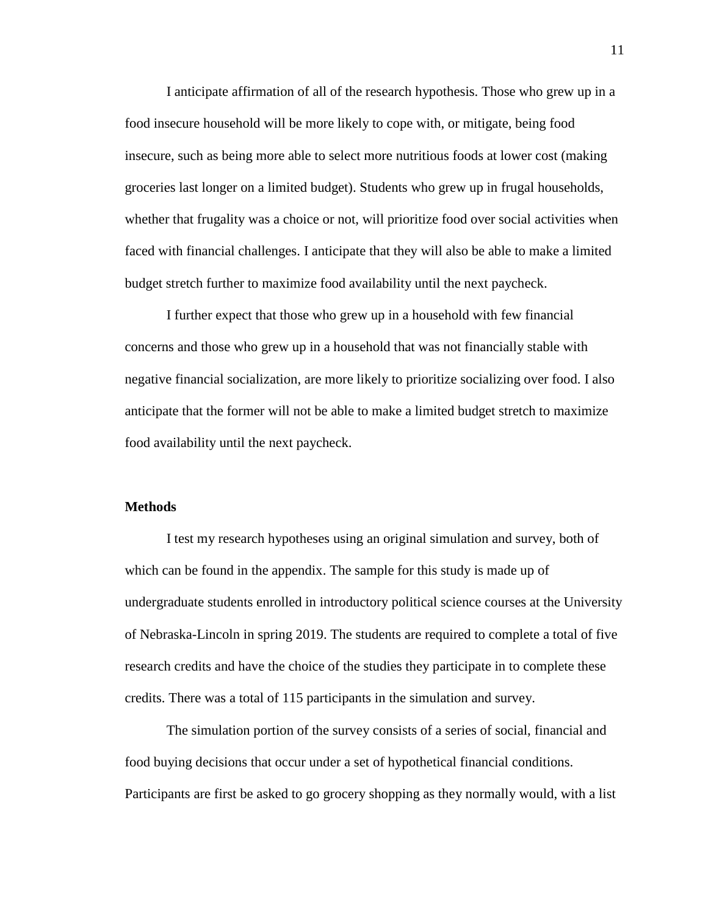I anticipate affirmation of all of the research hypothesis. Those who grew up in a food insecure household will be more likely to cope with, or mitigate, being food insecure, such as being more able to select more nutritious foods at lower cost (making groceries last longer on a limited budget). Students who grew up in frugal households, whether that frugality was a choice or not, will prioritize food over social activities when faced with financial challenges. I anticipate that they will also be able to make a limited budget stretch further to maximize food availability until the next paycheck.

I further expect that those who grew up in a household with few financial concerns and those who grew up in a household that was not financially stable with negative financial socialization, are more likely to prioritize socializing over food. I also anticipate that the former will not be able to make a limited budget stretch to maximize food availability until the next paycheck.

**Methods**

I test my research hypotheses using an original simulation and survey, both of which can be found in the appendix. The sample for this study is made up of undergraduate students enrolled in introductory political science courses at the University of Nebraska-Lincoln in spring 2019. The students are required to complete a total of five research credits and have the choice of the studies they participate in to complete these credits. There was a total of 115 participants in the simulation and survey.

The simulation portion of the survey consists of a series of social, financial and food buying decisions that occur under a set of hypothetical financial conditions. Participants are first be asked to go grocery shopping as they normally would, with a list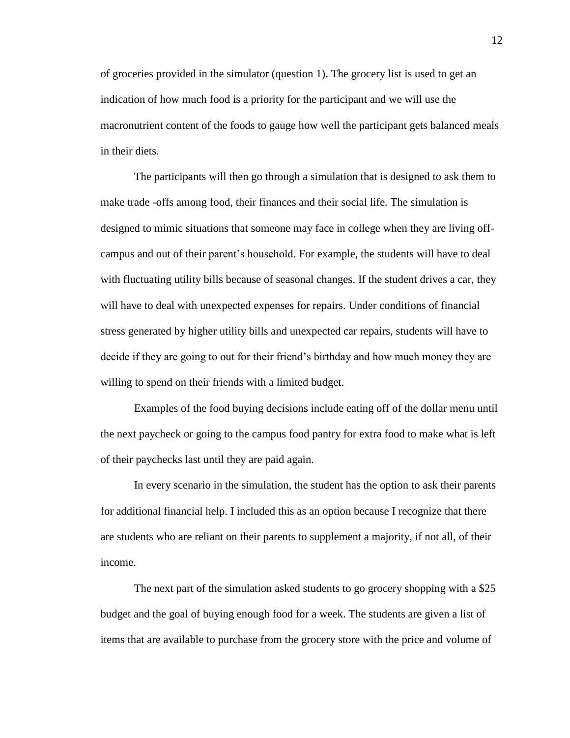of groceries provided in the simulator (question 1). The grocery list is used to get an indication of how much food is a priority for the participant and we will use the macronutrient content of the foods to gauge how well the participant gets balanced meals in their diets.

The participants will then go through a simulation that is designed to ask them to make trade -offs among food, their finances and their social life. The simulation is designed to mimic situations that someone may face in college when they are living off-campus and out of their parent's household. For example, the students will have to deal with fluctuating utility bills because of seasonal changes. If the student drives a car, they will have to deal with unexpected expenses for repairs. Under conditions of financial stress generated by higher utility bills and unexpected car repairs, students will have to decide if they are going to out for their friend's birthday and how much money they are willing to spend on their friends with a limited budget.

Examples of the food buying decisions include eating off of the dollar menu until the next paycheck or going to the campus food pantry for extra food to make what is left of their paychecks last until they are paid again.

In every scenario in the simulation, the student has the option to ask their parents for additional financial help. I included this as an option because I recognize that there are students who are reliant on their parents to supplement a majority, if not all, of their income.

The next part of the simulation asked students to go grocery shopping with a $25 budget and the goal of buying enough food for a week. The students are given a list of items that are available to purchase from the grocery store with the price and volume of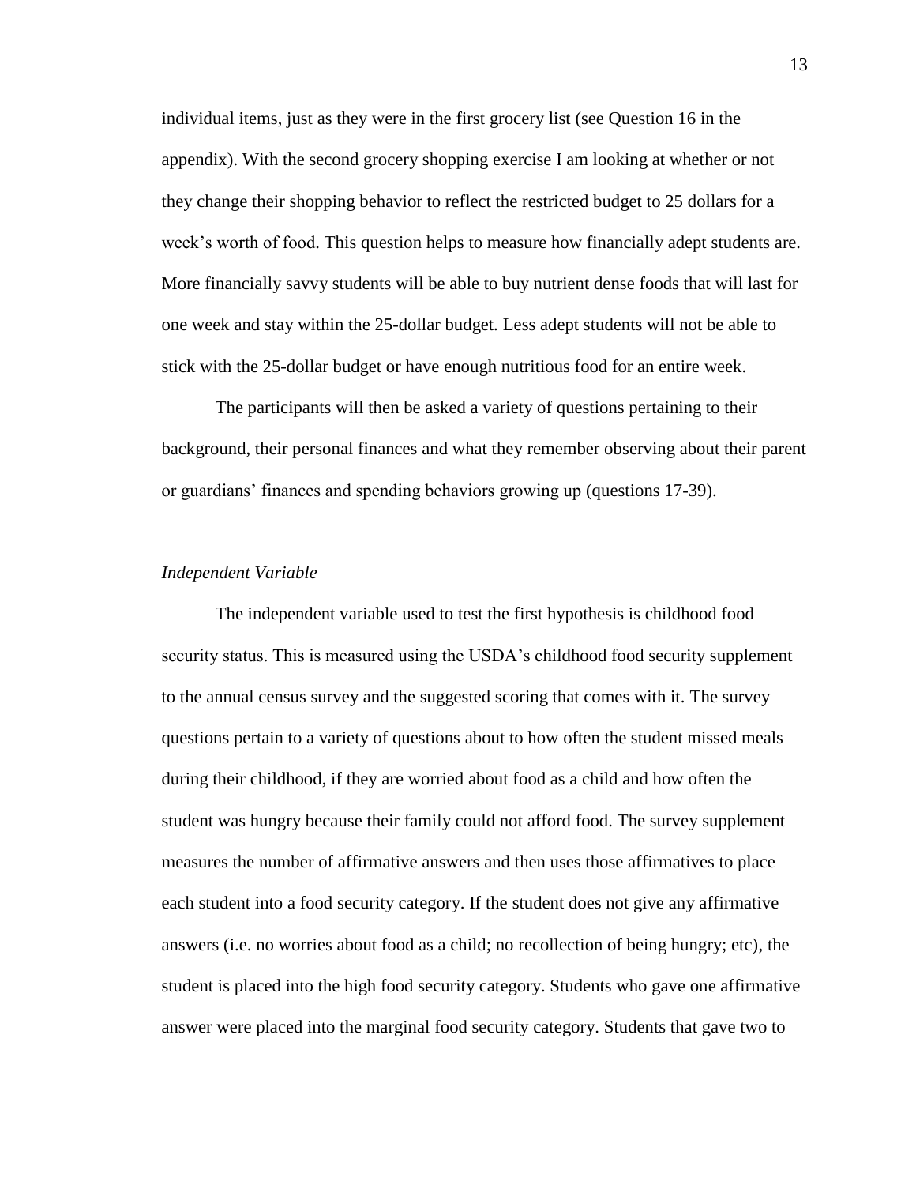individual items, just as they were in the first grocery list (see Question 16 in the appendix). With the second grocery shopping exercise I am looking at whether or not they change their shopping behavior to reflect the restricted budget to 25 dollars for a week's worth of food. This question helps to measure how financially adept students are. More financially savvy students will be able to buy nutrient dense foods that will last for one week and stay within the 25-dollar budget. Less adept students will not be able to stick with the 25-dollar budget or have enough nutritious food for an entire week.

The participants will then be asked a variety of questions pertaining to their background, their personal finances and what they remember observing about their parent or guardians' finances and spending behaviors growing up (questions 17-39).

*Independent Variable*

The independent variable used to test the first hypothesis is childhood food security status. This is measured using the USDA's childhood food security supplement to the annual census survey and the suggested scoring that comes with it. The survey questions pertain to a variety of questions about to how often the student missed meals during their childhood, if they are worried about food as a child and how often the student was hungry because their family could not afford food. The survey supplement measures the number of affirmative answers and then uses those affirmatives to place each student into a food security category. If the student does not give any affirmative answers (i.e. no worries about food as a child; no recollection of being hungry; etc), the student is placed into the high food security category. Students who gave one affirmative answer were placed into the marginal food security category. Students that gave two to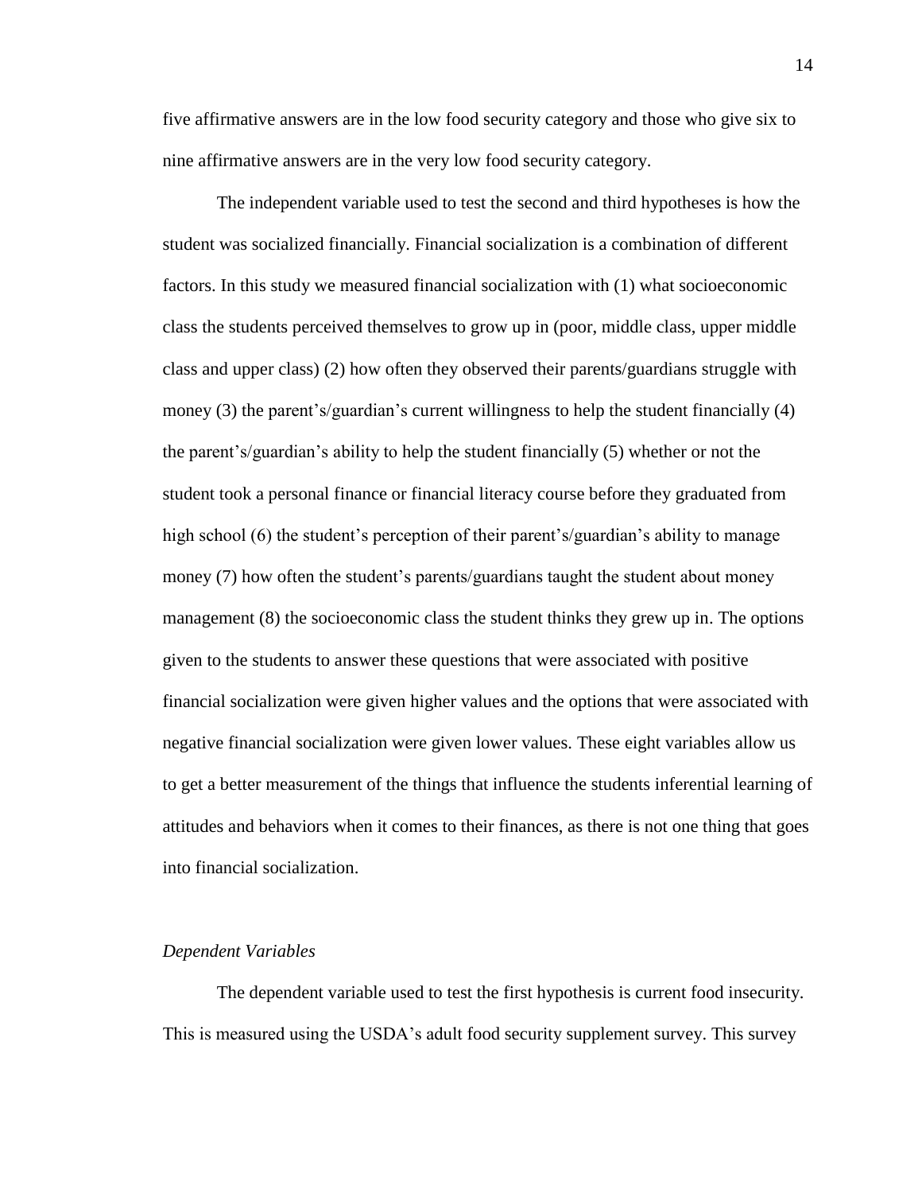five affirmative answers are in the low food security category and those who give six to nine affirmative answers are in the very low food security category.

The independent variable used to test the second and third hypotheses is how the student was socialized financially. Financial socialization is a combination of different factors. In this study we measured financial socialization with (1) what socioeconomic class the students perceived themselves to grow up in (poor, middle class, upper middle class and upper class) (2) how often they observed their parents/guardians struggle with money (3) the parent's/guardian's current willingness to help the student financially (4) the parent's/guardian's ability to help the student financially (5) whether or not the student took a personal finance or financial literacy course before they graduated from high school (6) the student's perception of their parent's/guardian's ability to manage money (7) how often the student's parents/guardians taught the student about money management (8) the socioeconomic class the student thinks they grew up in. The options given to the students to answer these questions that were associated with positive financial socialization were given higher values and the options that were associated with negative financial socialization were given lower values. These eight variables allow us to get a better measurement of the things that influence the students inferential learning of attitudes and behaviors when it comes to their finances, as there is not one thing that goes into financial socialization.

### *Dependent Variables*

The dependent variable used to test the first hypothesis is current food insecurity. This is measured using the USDA's adult food security supplement survey. This survey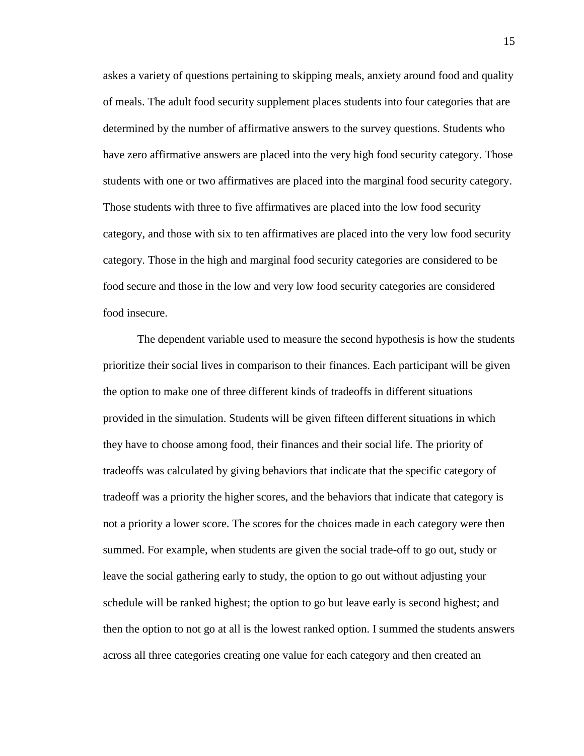askes a variety of questions pertaining to skipping meals, anxiety around food and quality of meals. The adult food security supplement places students into four categories that are determined by the number of affirmative answers to the survey questions. Students who have zero affirmative answers are placed into the very high food security category. Those students with one or two affirmatives are placed into the marginal food security category. Those students with three to five affirmatives are placed into the low food security category, and those with six to ten affirmatives are placed into the very low food security category. Those in the high and marginal food security categories are considered to be food secure and those in the low and very low food security categories are considered food insecure.

The dependent variable used to measure the second hypothesis is how the students prioritize their social lives in comparison to their finances. Each participant will be given the option to make one of three different kinds of tradeoffs in different situations provided in the simulation. Students will be given fifteen different situations in which they have to choose among food, their finances and their social life. The priority of tradeoffs was calculated by giving behaviors that indicate that the specific category of tradeoff was a priority the higher scores, and the behaviors that indicate that category is not a priority a lower score. The scores for the choices made in each category were then summed. For example, when students are given the social trade-off to go out, study or leave the social gathering early to study, the option to go out without adjusting your schedule will be ranked highest; the option to go but leave early is second highest; and then the option to not go at all is the lowest ranked option. I summed the students answers across all three categories creating one value for each category and then created an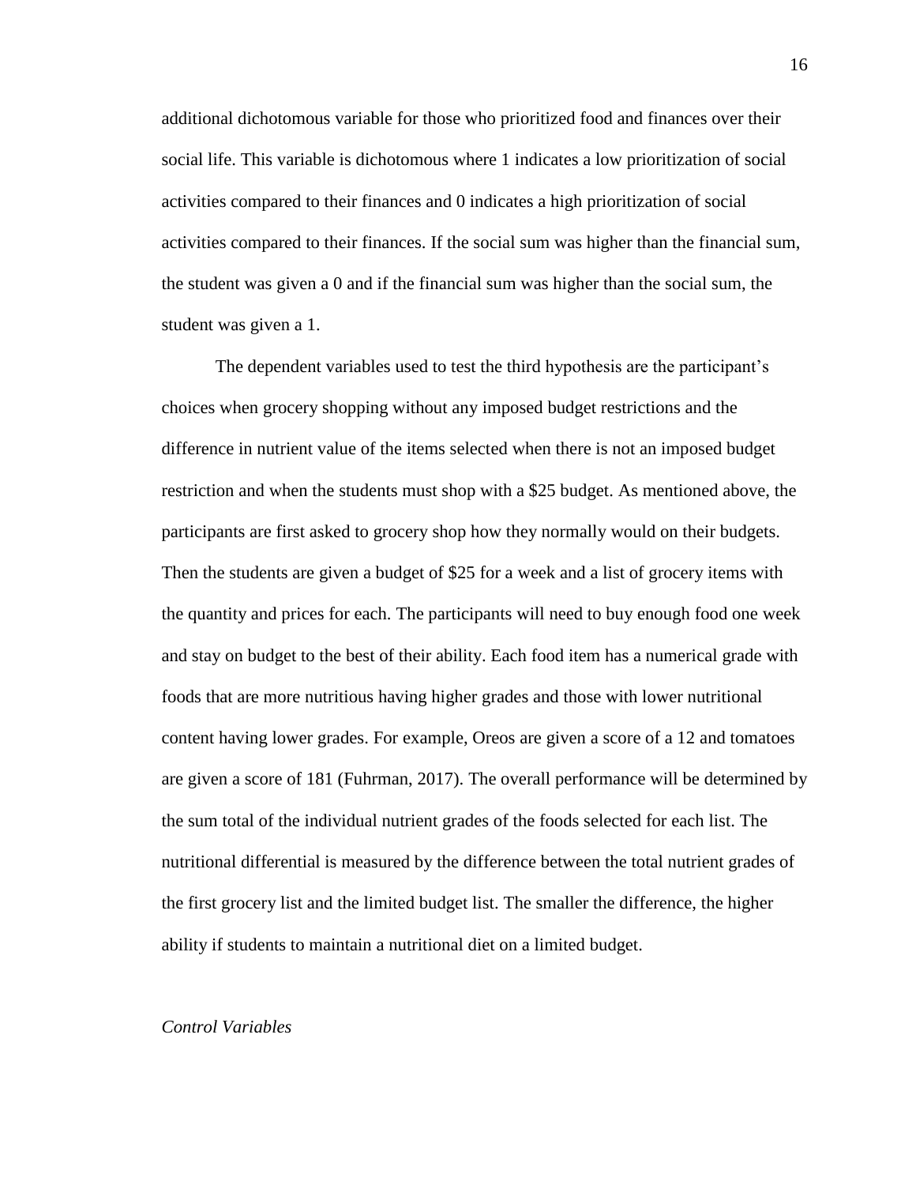additional dichotomous variable for those who prioritized food and finances over their social life. This variable is dichotomous where 1 indicates a low prioritization of social activities compared to their finances and 0 indicates a high prioritization of social activities compared to their finances. If the social sum was higher than the financial sum, the student was given a 0 and if the financial sum was higher than the social sum, the student was given a 1.

The dependent variables used to test the third hypothesis are the participant's choices when grocery shopping without any imposed budget restrictions and the difference in nutrient value of the items selected when there is not an imposed budget restriction and when the students must shop with a $25 budget. As mentioned above, the participants are first asked to grocery shop how they normally would on their budgets. Then the students are given a budget of $25 for a week and a list of grocery items with the quantity and prices for each. The participants will need to buy enough food one week and stay on budget to the best of their ability. Each food item has a numerical grade with foods that are more nutritious having higher grades and those with lower nutritional content having lower grades. For example, Oreos are given a score of a 12 and tomatoes are given a score of 181 (Fuhrman, 2017). The overall performance will be determined by the sum total of the individual nutrient grades of the foods selected for each list. The nutritional differential is measured by the difference between the total nutrient grades of the first grocery list and the limited budget list. The smaller the difference, the higher ability if students to maintain a nutritional diet on a limited budget.

*Control Variables*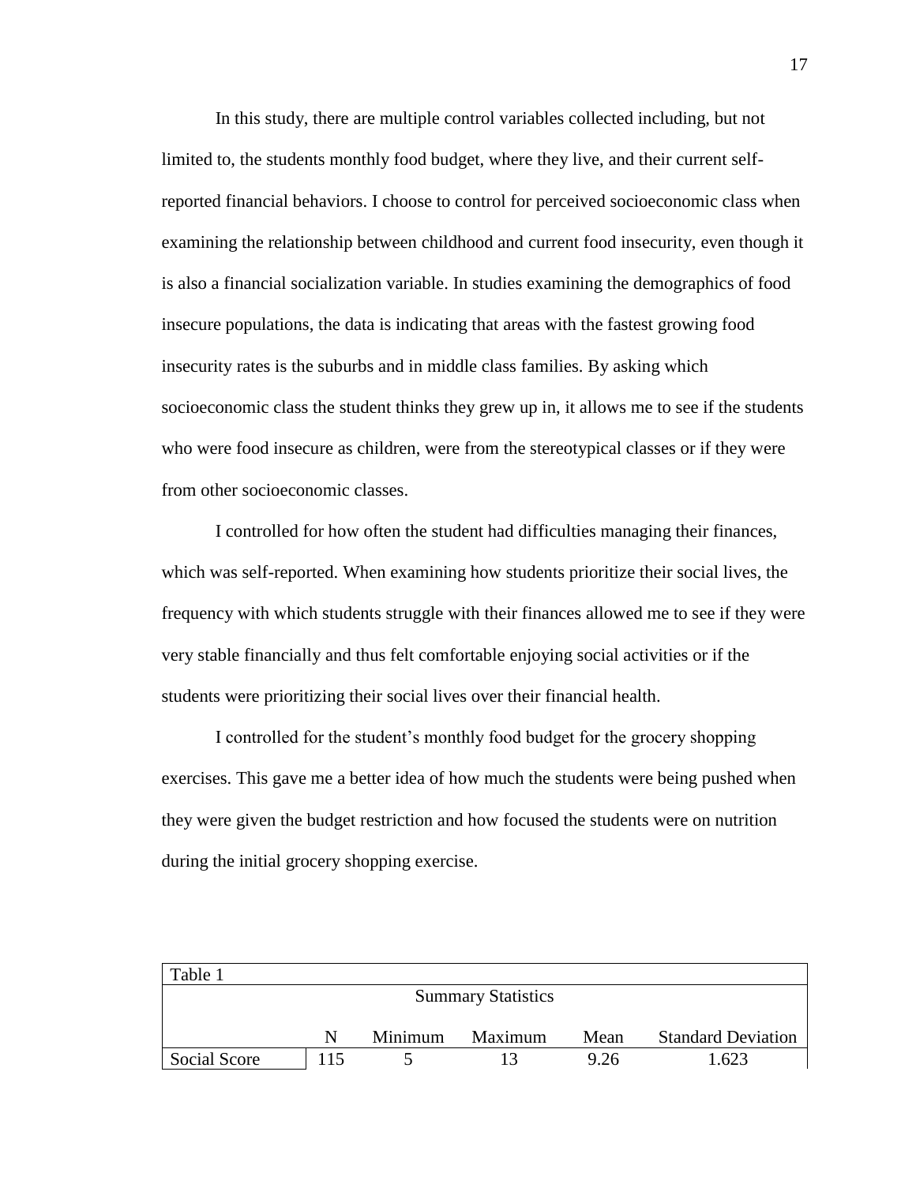In this study, there are multiple control variables collected including, but not limited to, the students monthly food budget, where they live, and their current self-reported financial behaviors. I choose to control for perceived socioeconomic class when examining the relationship between childhood and current food insecurity, even though it is also a financial socialization variable. In studies examining the demographics of food insecure populations, the data is indicating that areas with the fastest growing food insecurity rates is the suburbs and in middle class families. By asking which socioeconomic class the student thinks they grew up in, it allows me to see if the students who were food insecure as children, were from the stereotypical classes or if they were from other socioeconomic classes.

I controlled for how often the student had difficulties managing their finances, which was self-reported. When examining how students prioritize their social lives, the frequency with which students struggle with their finances allowed me to see if they were very stable financially and thus felt comfortable enjoying social activities or if the students were prioritizing their social lives over their financial health.

I controlled for the student's monthly food budget for the grocery shopping exercises. This gave me a better idea of how much the students were being pushed when they were given the budget restriction and how focused the students were on nutrition during the initial grocery shopping exercise.

Table 1

Summary Statistics

| | N | Minimum | Maximum | Mean | Standard Deviation |
|---|---|---|---|---|---|
| Social Score | 115 | 5 | 13 | 9.26 | 1.623 |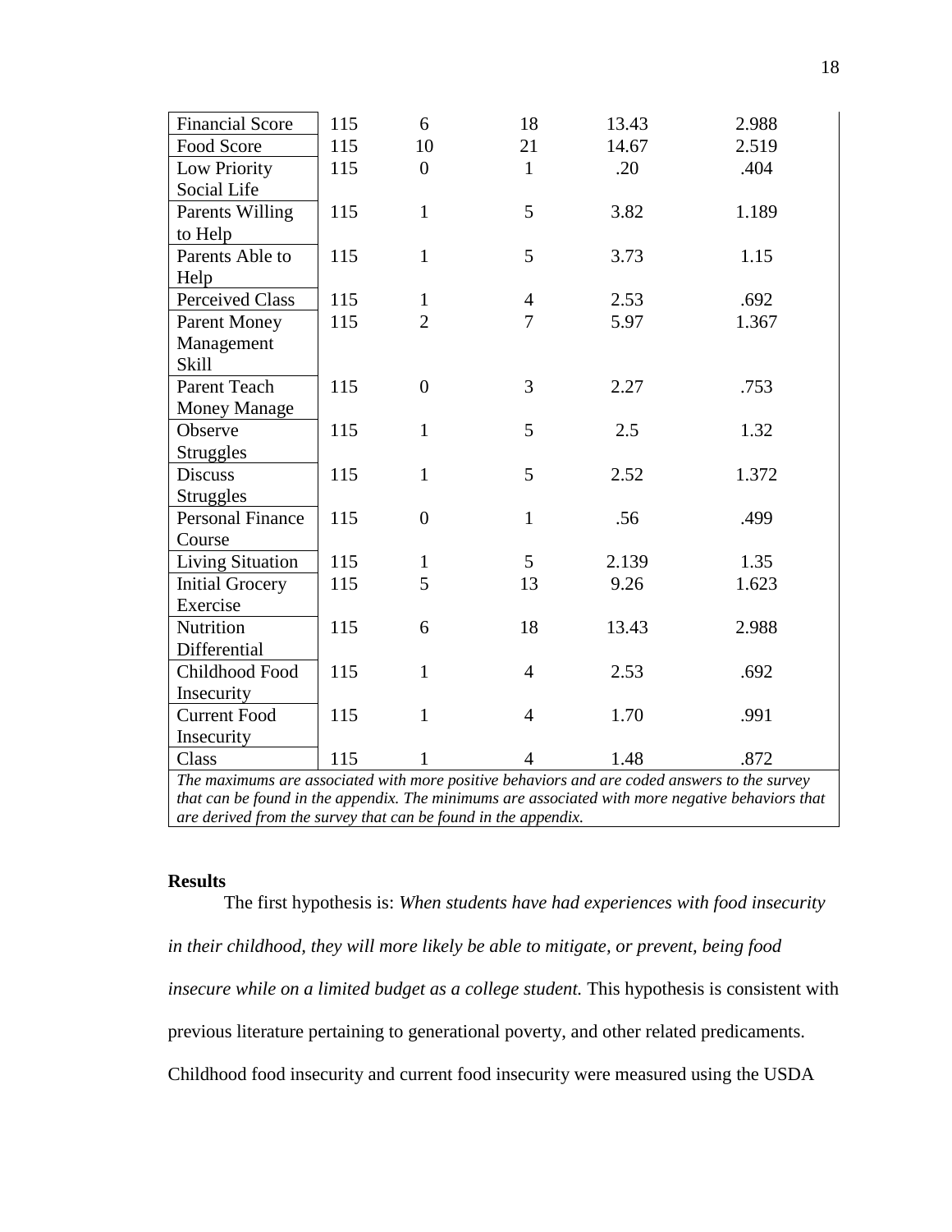| Financial Score | 115 | 6 | 18 | 13.43 | 2.988 |
|---|---|---|---|---|---|
| Food Score | 115 | 10 | 21 | 14.67 | 2.519 |
| Low Priority Social Life | 115 | 0 | 1 | .20 | .404 |
| Parents Willing to Help | 115 | 1 | 5 | 3.82 | 1.189 |
| Parents Able to Help | 115 | 1 | 5 | 3.73 | 1.15 |
| Perceived Class | 115 | 1 | 4 | 2.53 | .692 |
| Parent Money Management Skill | 115 | 2 | 7 | 5.97 | 1.367 |
| Parent Teach Money Manage | 115 | 0 | 3 | 2.27 | .753 |
| Observe Struggles | 115 | 1 | 5 | 2.5 | 1.32 |
| Discuss Struggles | 115 | 1 | 5 | 2.52 | 1.372 |
| Personal Finance Course | 115 | 0 | 1 | .56 | .499 |
| Living Situation | 115 | 1 | 5 | 2.139 | 1.35 |
| Initial Grocery Exercise | 115 | 5 | 13 | 9.26 | 1.623 |
| Nutrition Differential | 115 | 6 | 18 | 13.43 | 2.988 |
| Childhood Food Insecurity | 115 | 1 | 4 | 2.53 | .692 |
| Current Food Insecurity | 115 | 1 | 4 | 1.70 | .991 |
| Class | 115 | 1 | 4 | 1.48 | .872 |

*The maximums are associated with more positive behaviors and are coded answers to the survey that can be found in the appendix. The minimums are associated with more negative behaviors that are derived from the survey that can be found in the appendix.*

**Results**

The first hypothesis is: *When students have had experiences with food insecurity in their childhood, they will more likely be able to mitigate, or prevent, being food insecure while on a limited budget as a college student.* This hypothesis is consistent with previous literature pertaining to generational poverty, and other related predicaments. Childhood food insecurity and current food insecurity were measured using the USDA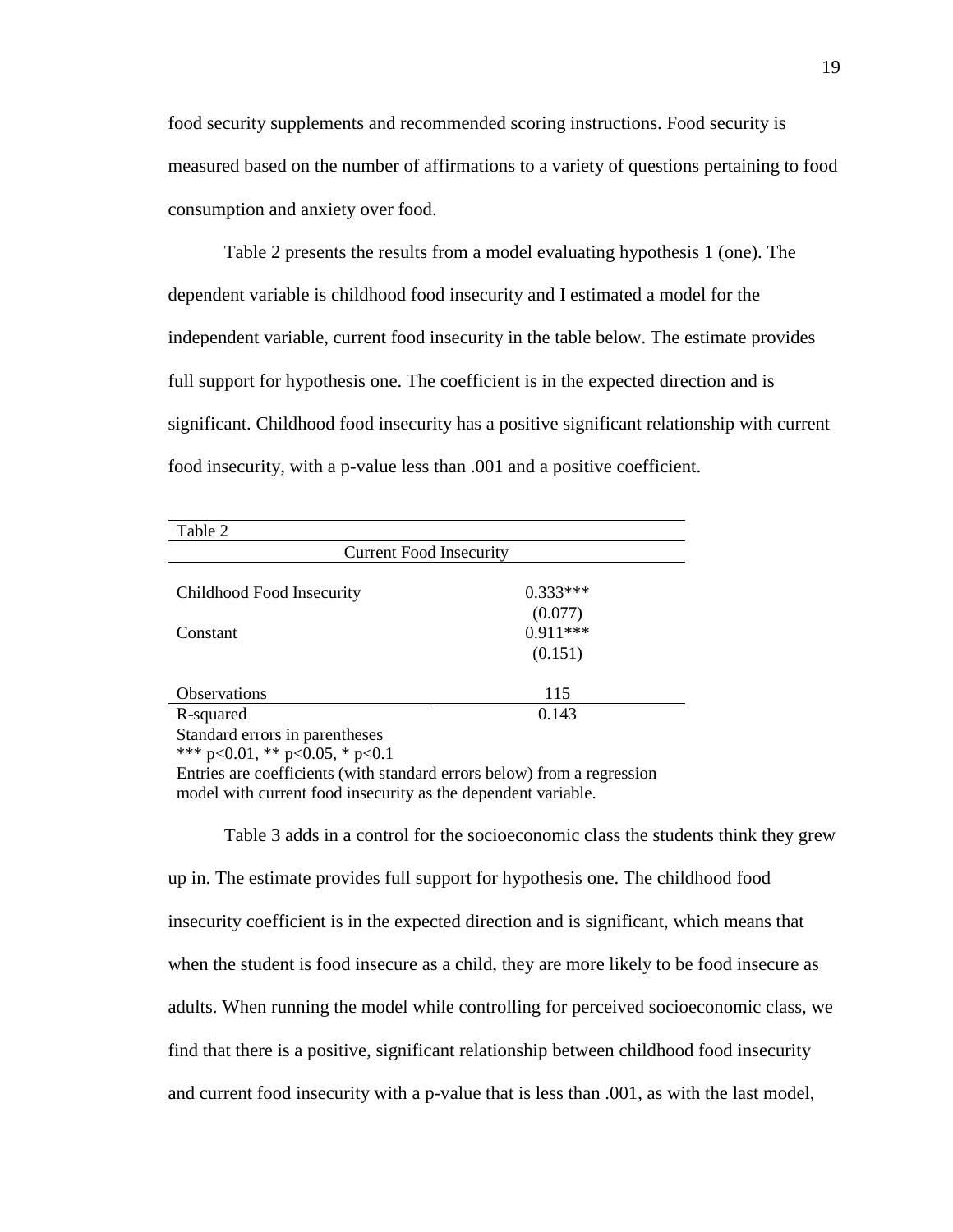food security supplements and recommended scoring instructions. Food security is measured based on the number of affirmations to a variety of questions pertaining to food consumption and anxiety over food.

Table 2 presents the results from a model evaluating hypothesis 1 (one). The dependent variable is childhood food insecurity and I estimated a model for the independent variable, current food insecurity in the table below. The estimate provides full support for hypothesis one. The coefficient is in the expected direction and is significant. Childhood food insecurity has a positive significant relationship with current food insecurity, with a p-value less than .001 and a positive coefficient.

Table 2

| | Current Food Insecurity |
|---|---|
| Childhood Food Insecurity | 0.333*** |
| | (0.077) |
| Constant | 0.911*** |
| | (0.151) |
| Observations | 115 |
| R-squared | 0.143 |

Standard errors in parentheses
*** p<0.01, ** p<0.05, * p<0.1
Entries are coefficients (with standard errors below) from a regression model with current food insecurity as the dependent variable.

Table 3 adds in a control for the socioeconomic class the students think they grew up in. The estimate provides full support for hypothesis one. The childhood food insecurity coefficient is in the expected direction and is significant, which means that when the student is food insecure as a child, they are more likely to be food insecure as adults. When running the model while controlling for perceived socioeconomic class, we find that there is a positive, significant relationship between childhood food insecurity and current food insecurity with a p-value that is less than .001, as with the last model,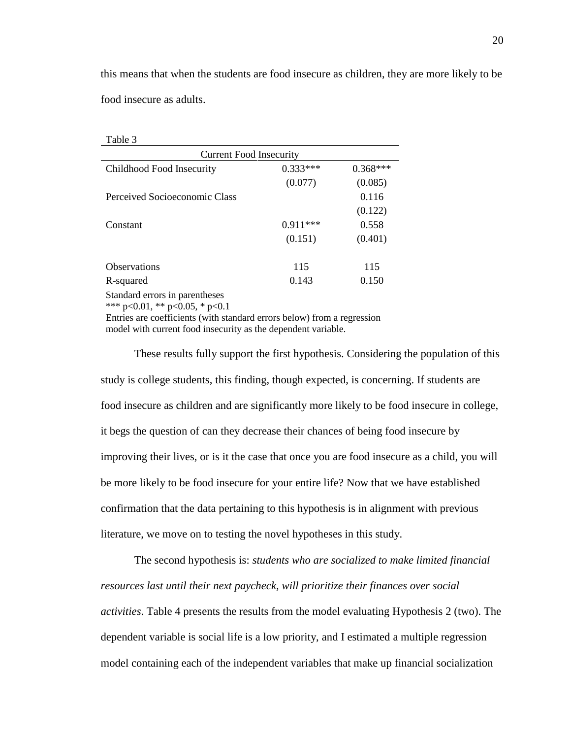this means that when the students are food insecure as children, they are more likely to be food insecure as adults.

Table 3

| Current Food Insecurity | | |
|---|---|---|
| Childhood Food Insecurity | 0.333*** | 0.368*** |
| | (0.077) | (0.085) |
| Perceived Socioeconomic Class | | 0.116 |
| | | (0.122) |
| Constant | 0.911*** | 0.558 |
| | (0.151) | (0.401) |
| | | |
| Observations | 115 | 115 |
| R-squared | 0.143 | 0.150 |

Standard errors in parentheses
*** p<0.01, ** p<0.05, * p<0.1
Entries are coefficients (with standard errors below) from a regression model with current food insecurity as the dependent variable.

These results fully support the first hypothesis. Considering the population of this study is college students, this finding, though expected, is concerning. If students are food insecure as children and are significantly more likely to be food insecure in college, it begs the question of can they decrease their chances of being food insecure by improving their lives, or is it the case that once you are food insecure as a child, you will be more likely to be food insecure for your entire life? Now that we have established confirmation that the data pertaining to this hypothesis is in alignment with previous literature, we move on to testing the novel hypotheses in this study.

The second hypothesis is: *students who are socialized to make limited financial resources last until their next paycheck, will prioritize their finances over social activities*. Table 4 presents the results from the model evaluating Hypothesis 2 (two). The dependent variable is social life is a low priority, and I estimated a multiple regression model containing each of the independent variables that make up financial socialization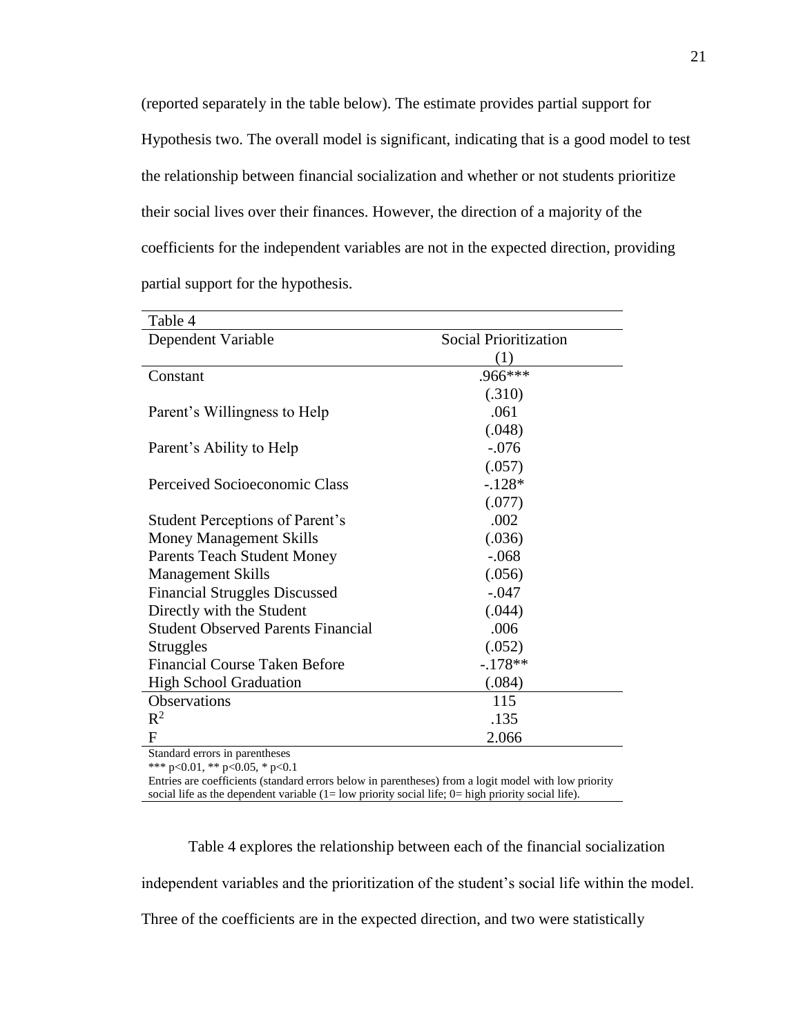(reported separately in the table below). The estimate provides partial support for Hypothesis two. The overall model is significant, indicating that is a good model to test the relationship between financial socialization and whether or not students prioritize their social lives over their finances. However, the direction of a majority of the coefficients for the independent variables are not in the expected direction, providing partial support for the hypothesis.

| Table 4 | |
|---|---|
| Dependent Variable | Social Prioritization |
| | (1) |
| Constant | .966*** |
| | (.310) |
| Parent's Willingness to Help | .061 |
| | (.048) |
| Parent's Ability to Help | -.076 |
| | (.057) |
| Perceived Socioeconomic Class | -.128* |
| | (.077) |
| Student Perceptions of Parent's Money Management Skills | .002 |
| | (.036) |
| Parents Teach Student Money Management Skills | -.068 |
| | (.056) |
| Financial Struggles Discussed Directly with the Student | -.047 |
| | (.044) |
| Student Observed Parents Financial Struggles | .006 |
| | (.052) |
| Financial Course Taken Before High School Graduation | -.178** |
| | (.084) |
| Observations | 115 |
| $R^2$ | .135 |
| F | 2.066 |

Standard errors in parentheses

*** $p<0.01$, ** $p<0.05$, * $p<0.1$

Entries are coefficients (standard errors below in parentheses) from a logit model with low priority social life as the dependent variable (1= low priority social life; 0= high priority social life).

Table 4 explores the relationship between each of the financial socialization independent variables and the prioritization of the student's social life within the model. Three of the coefficients are in the expected direction, and two were statistically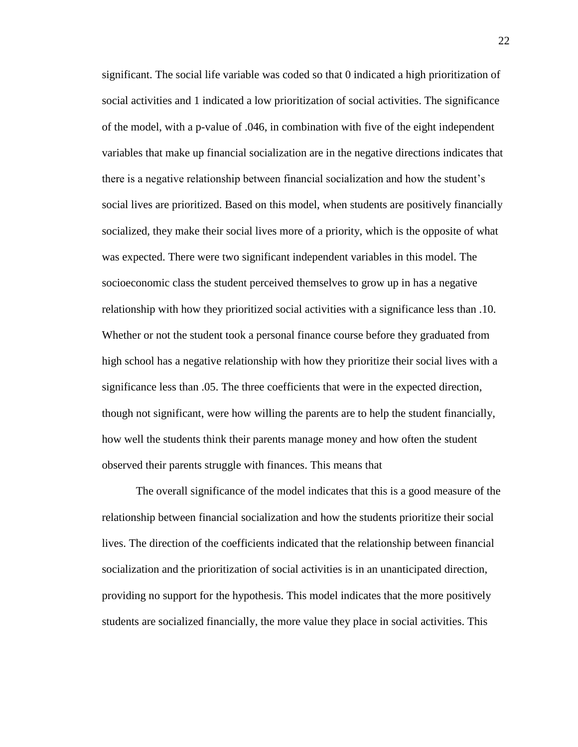significant. The social life variable was coded so that 0 indicated a high prioritization of social activities and 1 indicated a low prioritization of social activities. The significance of the model, with a p-value of .046, in combination with five of the eight independent variables that make up financial socialization are in the negative directions indicates that there is a negative relationship between financial socialization and how the student's social lives are prioritized. Based on this model, when students are positively financially socialized, they make their social lives more of a priority, which is the opposite of what was expected. There were two significant independent variables in this model. The socioeconomic class the student perceived themselves to grow up in has a negative relationship with how they prioritized social activities with a significance less than .10. Whether or not the student took a personal finance course before they graduated from high school has a negative relationship with how they prioritize their social lives with a significance less than .05. The three coefficients that were in the expected direction, though not significant, were how willing the parents are to help the student financially, how well the students think their parents manage money and how often the student observed their parents struggle with finances. This means that

The overall significance of the model indicates that this is a good measure of the relationship between financial socialization and how the students prioritize their social lives. The direction of the coefficients indicated that the relationship between financial socialization and the prioritization of social activities is in an unanticipated direction, providing no support for the hypothesis. This model indicates that the more positively students are socialized financially, the more value they place in social activities. This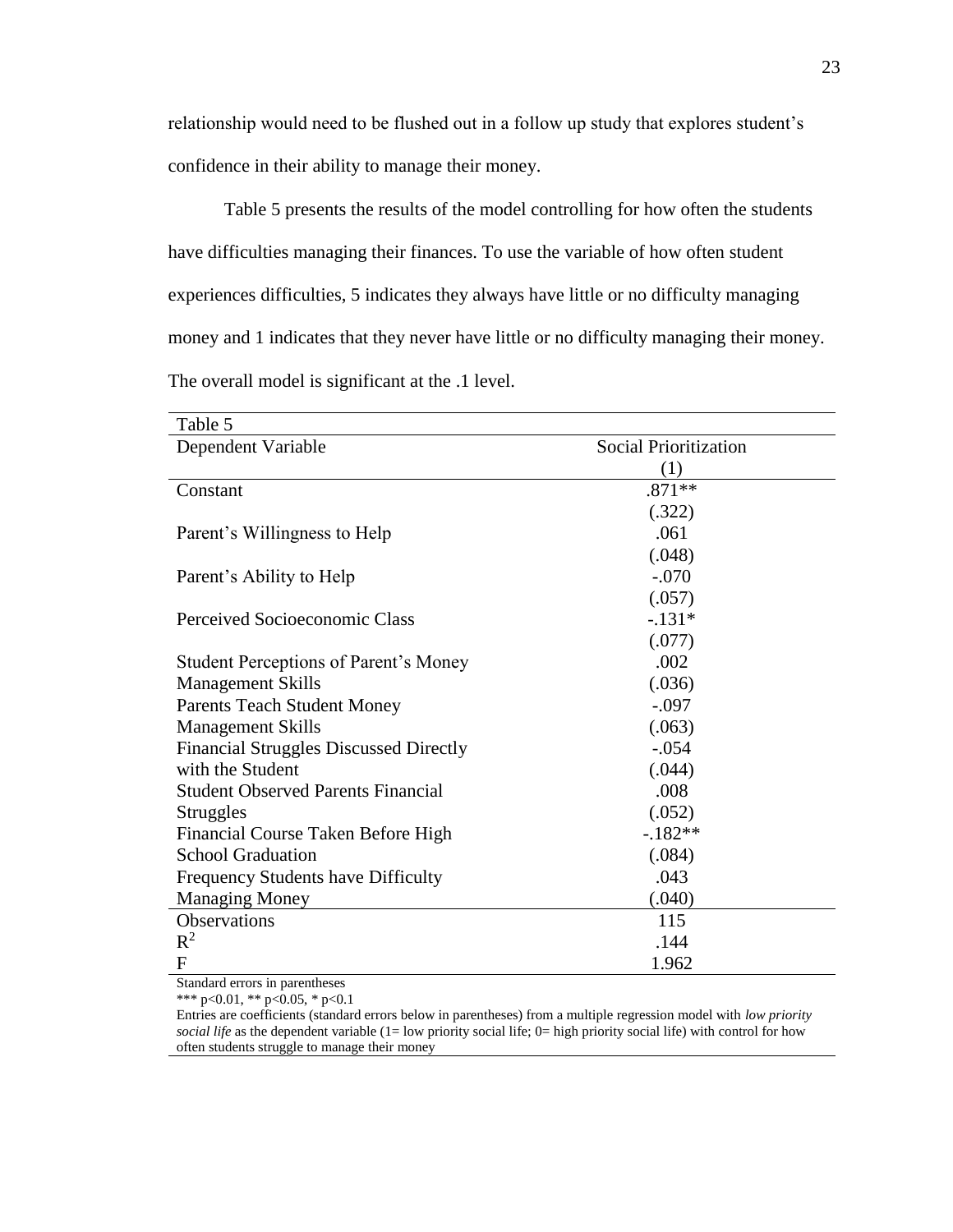relationship would need to be flushed out in a follow up study that explores student's confidence in their ability to manage their money.

Table 5 presents the results of the model controlling for how often the students have difficulties managing their finances. To use the variable of how often student experiences difficulties, 5 indicates they always have little or no difficulty managing money and 1 indicates that they never have little or no difficulty managing their money. The overall model is significant at the .1 level.

Table 5

| Dependent Variable | Social Prioritization |
|---|---|
| | (1) |
| Constant | .871** |
| | (.322) |
| Parent's Willingness to Help | .061 |
| | (.048) |
| Parent's Ability to Help | -.070 |
| | (.057) |
| Perceived Socioeconomic Class | -.131* |
| | (.077) |
| Student Perceptions of Parent's Money Management Skills | .002 |
| | (.036) |
| Parents Teach Student Money Management Skills | -.097 |
| | (.063) |
| Financial Struggles Discussed Directly with the Student | -.054 |
| | (.044) |
| Student Observed Parents Financial Struggles | .008 |
| | (.052) |
| Financial Course Taken Before High School Graduation | -.182** |
| | (.084) |
| Frequency Students have Difficulty Managing Money | .043 |
| | (.040) |
| Observations | 115 |
| $R^2$ | .144 |
| F | 1.962 |

Standard errors in parentheses

*** p<0.01, ** p<0.05, * p<0.1

Entries are coefficients (standard errors below in parentheses) from a multiple regression model with *low priority social life* as the dependent variable (1= low priority social life; 0= high priority social life) with control for how often students struggle to manage their money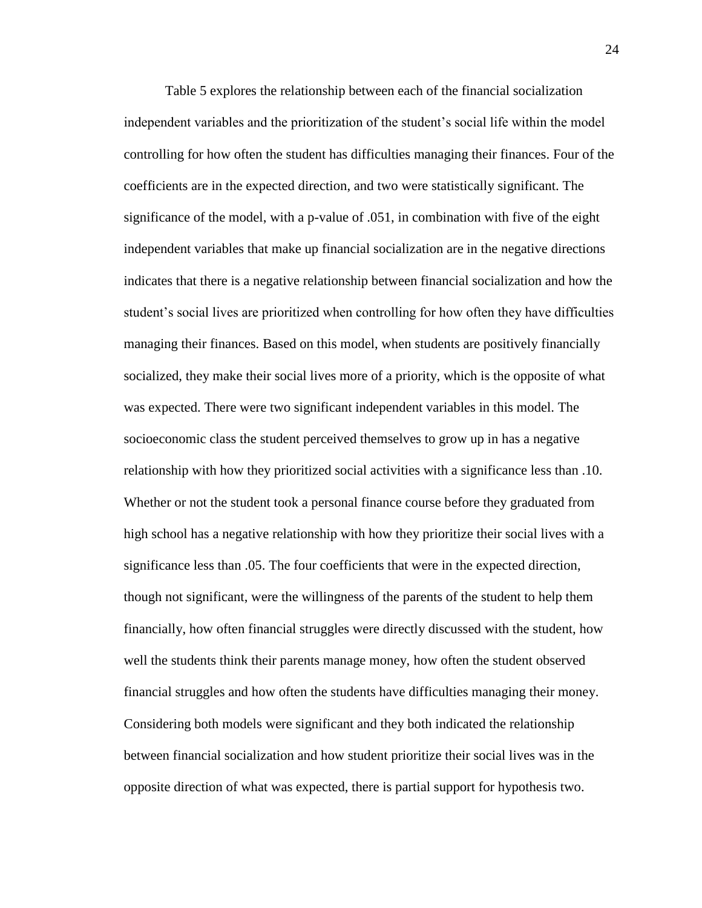Table 5 explores the relationship between each of the financial socialization independent variables and the prioritization of the student's social life within the model controlling for how often the student has difficulties managing their finances. Four of the coefficients are in the expected direction, and two were statistically significant. The significance of the model, with a p-value of .051, in combination with five of the eight independent variables that make up financial socialization are in the negative directions indicates that there is a negative relationship between financial socialization and how the student's social lives are prioritized when controlling for how often they have difficulties managing their finances. Based on this model, when students are positively financially socialized, they make their social lives more of a priority, which is the opposite of what was expected. There were two significant independent variables in this model. The socioeconomic class the student perceived themselves to grow up in has a negative relationship with how they prioritized social activities with a significance less than .10. Whether or not the student took a personal finance course before they graduated from high school has a negative relationship with how they prioritize their social lives with a significance less than .05. The four coefficients that were in the expected direction, though not significant, were the willingness of the parents of the student to help them financially, how often financial struggles were directly discussed with the student, how well the students think their parents manage money, how often the student observed financial struggles and how often the students have difficulties managing their money. Considering both models were significant and they both indicated the relationship between financial socialization and how student prioritize their social lives was in the opposite direction of what was expected, there is partial support for hypothesis two.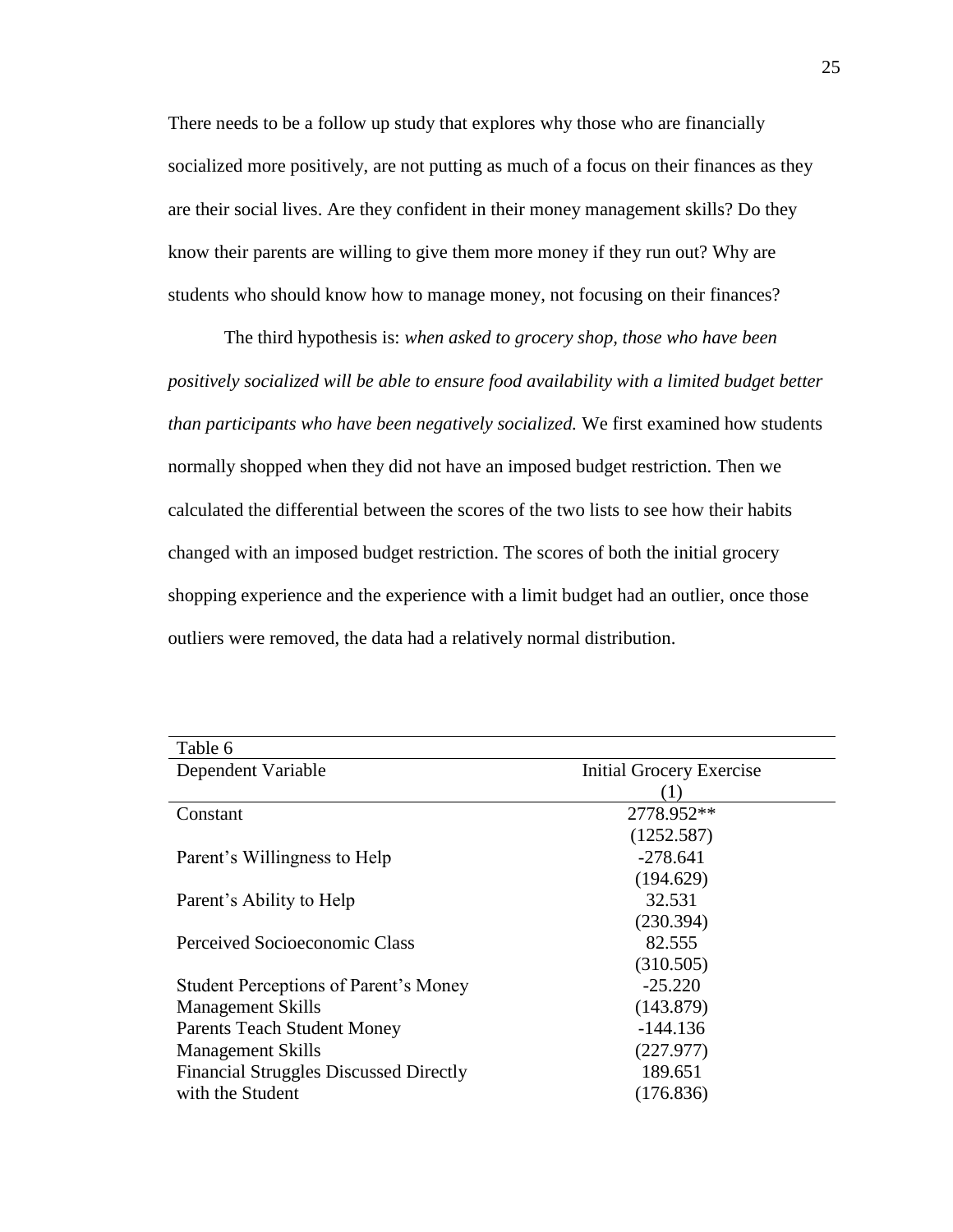There needs to be a follow up study that explores why those who are financially socialized more positively, are not putting as much of a focus on their finances as they are their social lives. Are they confident in their money management skills? Do they know their parents are willing to give them more money if they run out? Why are students who should know how to manage money, not focusing on their finances?

The third hypothesis is: *when asked to grocery shop, those who have been positively socialized will be able to ensure food availability with a limited budget better than participants who have been negatively socialized.* We first examined how students normally shopped when they did not have an imposed budget restriction. Then we calculated the differential between the scores of the two lists to see how their habits changed with an imposed budget restriction. The scores of both the initial grocery shopping experience and the experience with a limit budget had an outlier, once those outliers were removed, the data had a relatively normal distribution.

Table 6

| Dependent Variable | Initial Grocery Exercise |
|---|---|
| | (1) |
| Constant | 2778.952** |
| | (1252.587) |
| Parent's Willingness to Help | -278.641 |
| | (194.629) |
| Parent's Ability to Help | 32.531 |
| | (230.394) |
| Perceived Socioeconomic Class | 82.555 |
| | (310.505) |
| Student Perceptions of Parent's Money Management Skills | -25.220 |
| | (143.879) |
| Parents Teach Student Money Management Skills | -144.136 |
| | (227.977) |
| Financial Struggles Discussed Directly with the Student | 189.651 |
| | (176.836) |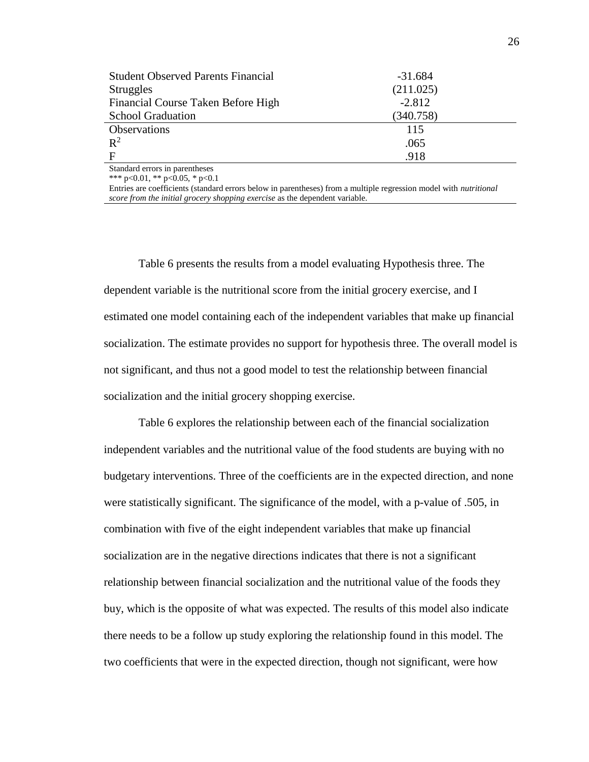| | |
|---|---|
| Student Observed Parents Financial Struggles | -31.684 (211.025) |
| Financial Course Taken Before High School Graduation | -2.812 (340.758) |
| Observations | 115 |
| $R^2$ | .065 |
| F | .918 |

Standard errors in parentheses
*** p<0.01, ** p<0.05, * p<0.1
Entries are coefficients (standard errors below in parentheses) from a multiple regression model with *nutritional score from the initial grocery shopping exercise* as the dependent variable.

Table 6 presents the results from a model evaluating Hypothesis three. The dependent variable is the nutritional score from the initial grocery exercise, and I estimated one model containing each of the independent variables that make up financial socialization. The estimate provides no support for hypothesis three. The overall model is not significant, and thus not a good model to test the relationship between financial socialization and the initial grocery shopping exercise.

Table 6 explores the relationship between each of the financial socialization independent variables and the nutritional value of the food students are buying with no budgetary interventions. Three of the coefficients are in the expected direction, and none were statistically significant. The significance of the model, with a p-value of .505, in combination with five of the eight independent variables that make up financial socialization are in the negative directions indicates that there is not a significant relationship between financial socialization and the nutritional value of the foods they buy, which is the opposite of what was expected. The results of this model also indicate there needs to be a follow up study exploring the relationship found in this model. The two coefficients that were in the expected direction, though not significant, were how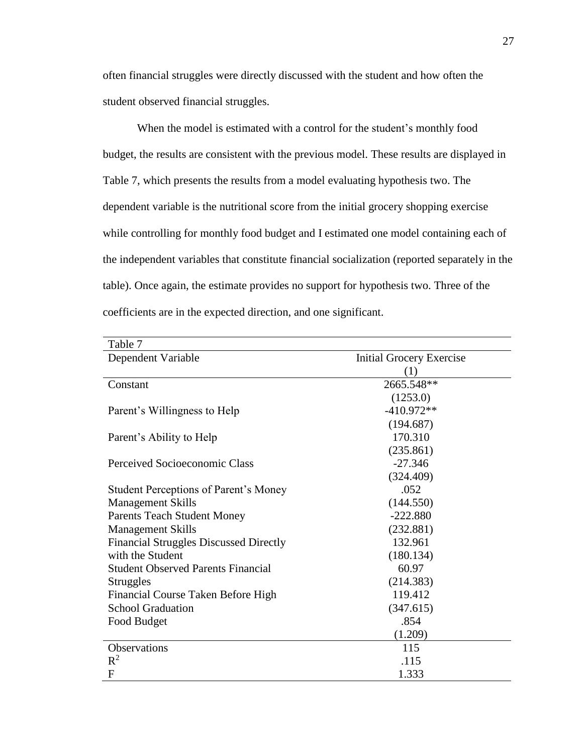often financial struggles were directly discussed with the student and how often the student observed financial struggles.

When the model is estimated with a control for the student's monthly food budget, the results are consistent with the previous model. These results are displayed in Table 7, which presents the results from a model evaluating hypothesis two. The dependent variable is the nutritional score from the initial grocery shopping exercise while controlling for monthly food budget and I estimated one model containing each of the independent variables that constitute financial socialization (reported separately in the table). Once again, the estimate provides no support for hypothesis two. Three of the coefficients are in the expected direction, and one significant.

Table 7

| Dependent Variable | Initial Grocery Exercise |
|---|---|
| | (1) |
| Constant | 2665.548** |
| | (1253.0) |
| Parent's Willingness to Help | -410.972** |
| | (194.687) |
| Parent's Ability to Help | 170.310 |
| | (235.861) |
| Perceived Socioeconomic Class | -27.346 |
| | (324.409) |
| Student Perceptions of Parent's Money Management Skills | .052 |
| | (144.550) |
| Parents Teach Student Money Management Skills | -222.880 |
| | (232.881) |
| Financial Struggles Discussed Directly with the Student | 132.961 |
| | (180.134) |
| Student Observed Parents Financial Struggles | 60.97 |
| | (214.383) |
| Financial Course Taken Before High School Graduation | 119.412 |
| | (347.615) |
| Food Budget | .854 |
| | (1.209) |
| Observations | 115 |
| $R^2$ | .115 |
| F | 1.333 |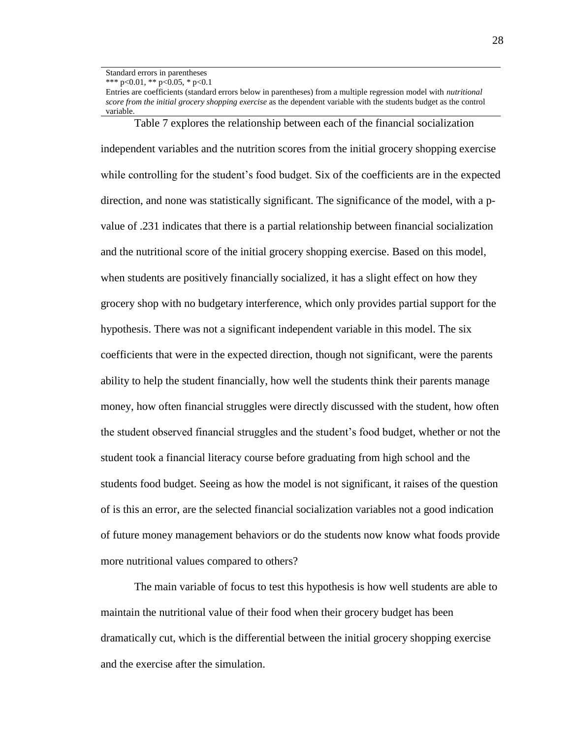Standard errors in parentheses
*** $p<0.01$, ** $p<0.05$, * $p<0.1$
Entries are coefficients (standard errors below in parentheses) from a multiple regression model with *nutritional score from the initial grocery shopping exercise* as the dependent variable with the students budget as the control variable.

Table 7 explores the relationship between each of the financial socialization independent variables and the nutrition scores from the initial grocery shopping exercise while controlling for the student's food budget. Six of the coefficients are in the expected direction, and none was statistically significant. The significance of the model, with a p-value of .231 indicates that there is a partial relationship between financial socialization and the nutritional score of the initial grocery shopping exercise. Based on this model, when students are positively financially socialized, it has a slight effect on how they grocery shop with no budgetary interference, which only provides partial support for the hypothesis. There was not a significant independent variable in this model. The six coefficients that were in the expected direction, though not significant, were the parents ability to help the student financially, how well the students think their parents manage money, how often financial struggles were directly discussed with the student, how often the student observed financial struggles and the student's food budget, whether or not the student took a financial literacy course before graduating from high school and the students food budget. Seeing as how the model is not significant, it raises of the question of is this an error, are the selected financial socialization variables not a good indication of future money management behaviors or do the students now know what foods provide more nutritional values compared to others?

The main variable of focus to test this hypothesis is how well students are able to maintain the nutritional value of their food when their grocery budget has been dramatically cut, which is the differential between the initial grocery shopping exercise and the exercise after the simulation.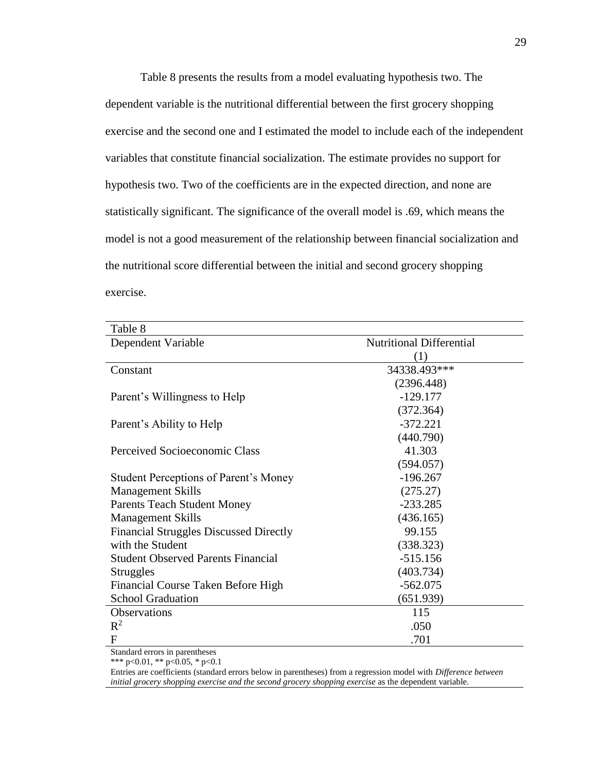Table 8 presents the results from a model evaluating hypothesis two. The dependent variable is the nutritional differential between the first grocery shopping exercise and the second one and I estimated the model to include each of the independent variables that constitute financial socialization. The estimate provides no support for hypothesis two. Two of the coefficients are in the expected direction, and none are statistically significant. The significance of the overall model is .69, which means the model is not a good measurement of the relationship between financial socialization and the nutritional score differential between the initial and second grocery shopping exercise.

Table 8

| Dependent Variable | Nutritional Differential (1) |
|---|---|
| Constant | 34338.493*** |
| | (2396.448) |
| Parent's Willingness to Help | -129.177 |
| | (372.364) |
| Parent's Ability to Help | -372.221 |
| | (440.790) |
| Perceived Socioeconomic Class | 41.303 |
| | (594.057) |
| Student Perceptions of Parent's Money Management Skills | -196.267 |
| | (275.27) |
| Parents Teach Student Money Management Skills | -233.285 |
| | (436.165) |
| Financial Struggles Discussed Directly with the Student | 99.155 |
| | (338.323) |
| Student Observed Parents Financial Struggles | -515.156 |
| | (403.734) |
| Financial Course Taken Before High School Graduation | -562.075 |
| | (651.939) |
| Observations | 115 |
| $R^2$ | .050 |
| F | .701 |

Standard errors in parentheses

*** p<0.01, ** p<0.05, * p<0.1

Entries are coefficients (standard errors below in parentheses) from a regression model with *Difference between initial grocery shopping exercise and the second grocery shopping exercise* as the dependent variable.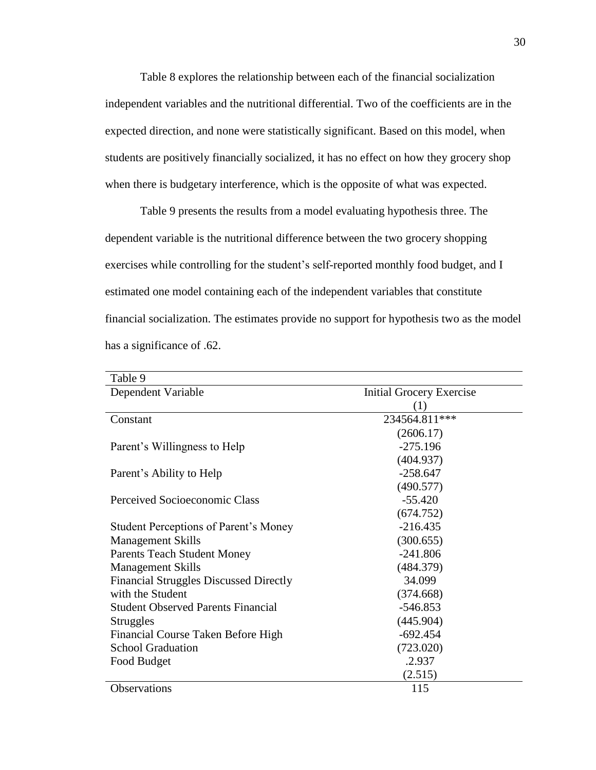Table 8 explores the relationship between each of the financial socialization independent variables and the nutritional differential. Two of the coefficients are in the expected direction, and none were statistically significant. Based on this model, when students are positively financially socialized, it has no effect on how they grocery shop when there is budgetary interference, which is the opposite of what was expected.

Table 9 presents the results from a model evaluating hypothesis three. The dependent variable is the nutritional difference between the two grocery shopping exercises while controlling for the student's self-reported monthly food budget, and I estimated one model containing each of the independent variables that constitute financial socialization. The estimates provide no support for hypothesis two as the model has a significance of .62.

Table 9

| Dependent Variable | Initial Grocery Exercise |
|---|---|
| | (1) |
| Constant | 234564.811*** |
| | (2606.17) |
| Parent's Willingness to Help | -275.196 |
| | (404.937) |
| Parent's Ability to Help | -258.647 |
| | (490.577) |
| Perceived Socioeconomic Class | -55.420 |
| | (674.752) |
| Student Perceptions of Parent's Money Management Skills | -216.435 |
| | (300.655) |
| Parents Teach Student Money Management Skills | -241.806 |
| | (484.379) |
| Financial Struggles Discussed Directly with the Student | 34.099 |
| | (374.668) |
| Student Observed Parents Financial Struggles | -546.853 |
| | (445.904) |
| Financial Course Taken Before High School Graduation | -692.454 |
| | (723.020) |
| Food Budget | .2.937 |
| | (2.515) |
| Observations | 115 |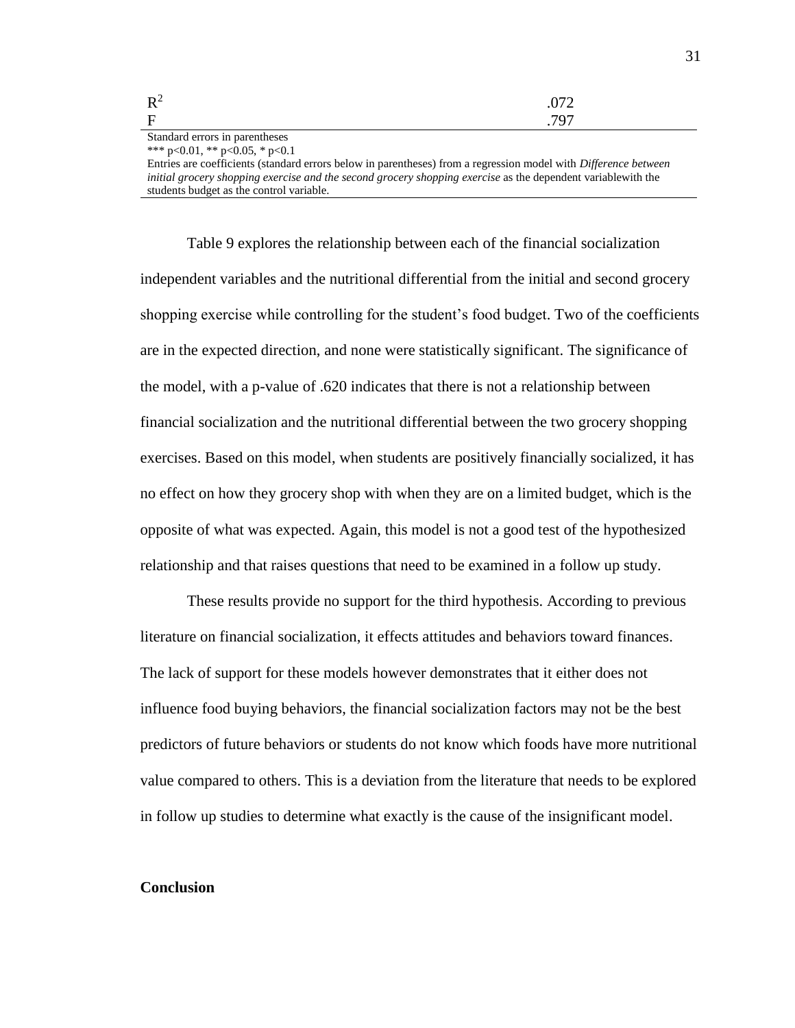| | |
|---|---|
| $R^2$ | .072 |
| F | .797 |

Standard errors in parentheses
*** p<0.01, ** p<0.05, * p<0.1
Entries are coefficients (standard errors below in parentheses) from a regression model with *Difference between initial grocery shopping exercise and the second grocery shopping exercise* as the dependent variablewith the students budget as the control variable.

Table 9 explores the relationship between each of the financial socialization independent variables and the nutritional differential from the initial and second grocery shopping exercise while controlling for the student's food budget. Two of the coefficients are in the expected direction, and none were statistically significant. The significance of the model, with a p-value of .620 indicates that there is not a relationship between financial socialization and the nutritional differential between the two grocery shopping exercises. Based on this model, when students are positively financially socialized, it has no effect on how they grocery shop with when they are on a limited budget, which is the opposite of what was expected. Again, this model is not a good test of the hypothesized relationship and that raises questions that need to be examined in a follow up study.

These results provide no support for the third hypothesis. According to previous literature on financial socialization, it effects attitudes and behaviors toward finances. The lack of support for these models however demonstrates that it either does not influence food buying behaviors, the financial socialization factors may not be the best predictors of future behaviors or students do not know which foods have more nutritional value compared to others. This is a deviation from the literature that needs to be explored in follow up studies to determine what exactly is the cause of the insignificant model.

**Conclusion**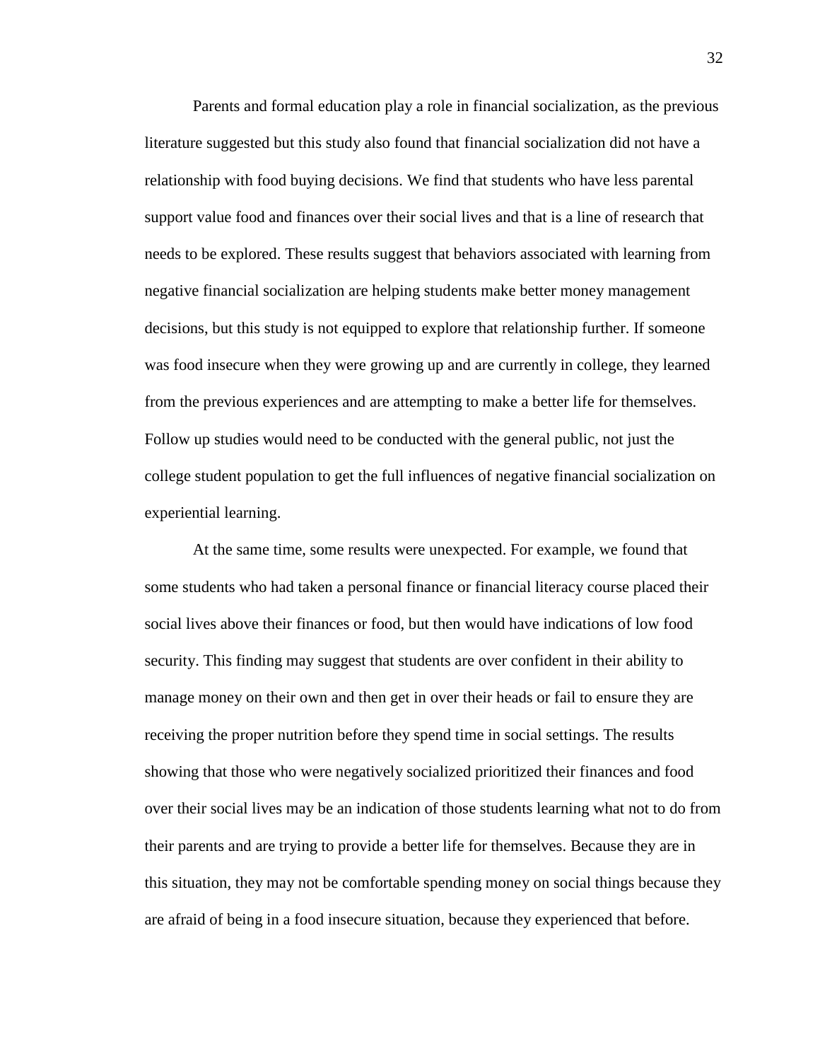Parents and formal education play a role in financial socialization, as the previous literature suggested but this study also found that financial socialization did not have a relationship with food buying decisions. We find that students who have less parental support value food and finances over their social lives and that is a line of research that needs to be explored. These results suggest that behaviors associated with learning from negative financial socialization are helping students make better money management decisions, but this study is not equipped to explore that relationship further. If someone was food insecure when they were growing up and are currently in college, they learned from the previous experiences and are attempting to make a better life for themselves. Follow up studies would need to be conducted with the general public, not just the college student population to get the full influences of negative financial socialization on experiential learning.

At the same time, some results were unexpected. For example, we found that some students who had taken a personal finance or financial literacy course placed their social lives above their finances or food, but then would have indications of low food security. This finding may suggest that students are over confident in their ability to manage money on their own and then get in over their heads or fail to ensure they are receiving the proper nutrition before they spend time in social settings. The results showing that those who were negatively socialized prioritized their finances and food over their social lives may be an indication of those students learning what not to do from their parents and are trying to provide a better life for themselves. Because they are in this situation, they may not be comfortable spending money on social things because they are afraid of being in a food insecure situation, because they experienced that before.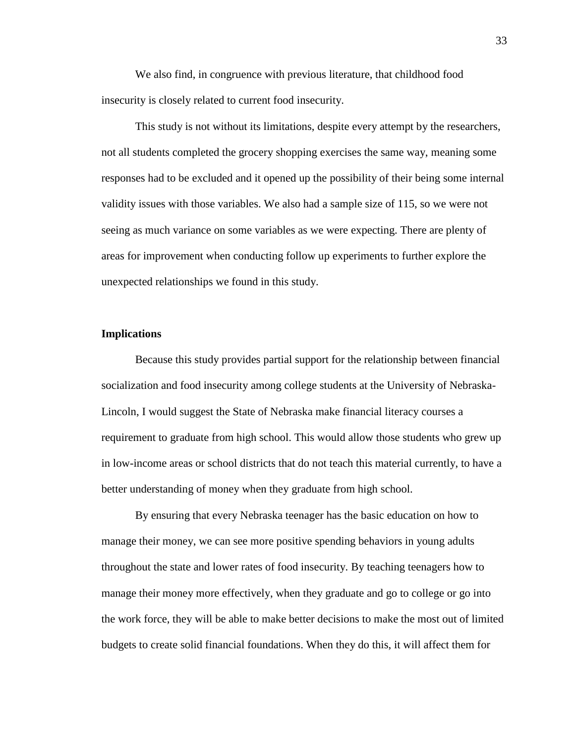We also find, in congruence with previous literature, that childhood food insecurity is closely related to current food insecurity.

This study is not without its limitations, despite every attempt by the researchers, not all students completed the grocery shopping exercises the same way, meaning some responses had to be excluded and it opened up the possibility of their being some internal validity issues with those variables. We also had a sample size of 115, so we were not seeing as much variance on some variables as we were expecting. There are plenty of areas for improvement when conducting follow up experiments to further explore the unexpected relationships we found in this study.

**Implications**

Because this study provides partial support for the relationship between financial socialization and food insecurity among college students at the University of Nebraska-Lincoln, I would suggest the State of Nebraska make financial literacy courses a requirement to graduate from high school. This would allow those students who grew up in low-income areas or school districts that do not teach this material currently, to have a better understanding of money when they graduate from high school.

By ensuring that every Nebraska teenager has the basic education on how to manage their money, we can see more positive spending behaviors in young adults throughout the state and lower rates of food insecurity. By teaching teenagers how to manage their money more effectively, when they graduate and go to college or go into the work force, they will be able to make better decisions to make the most out of limited budgets to create solid financial foundations. When they do this, it will affect them for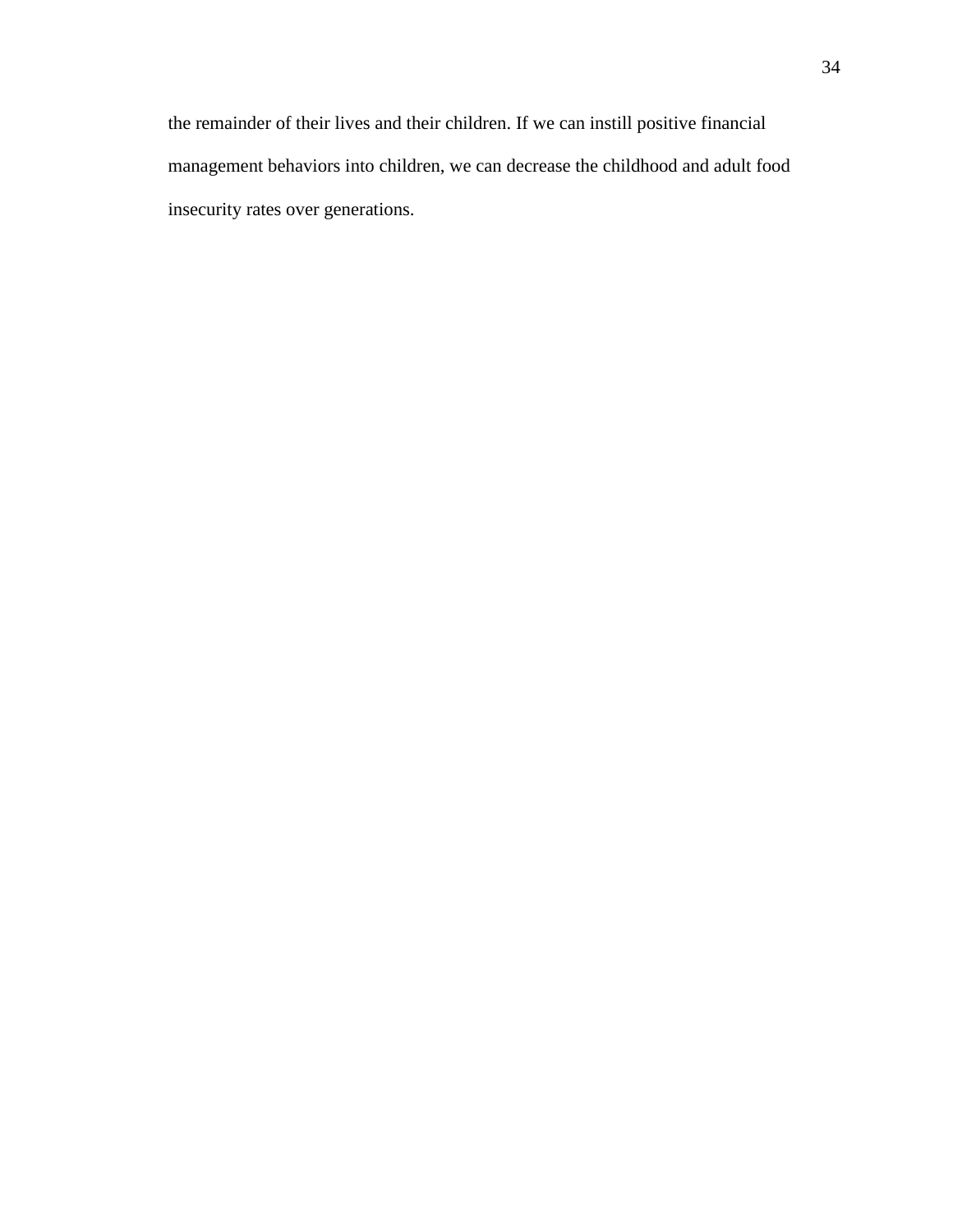the remainder of their lives and their children. If we can instill positive financial management behaviors into children, we can decrease the childhood and adult food insecurity rates over generations.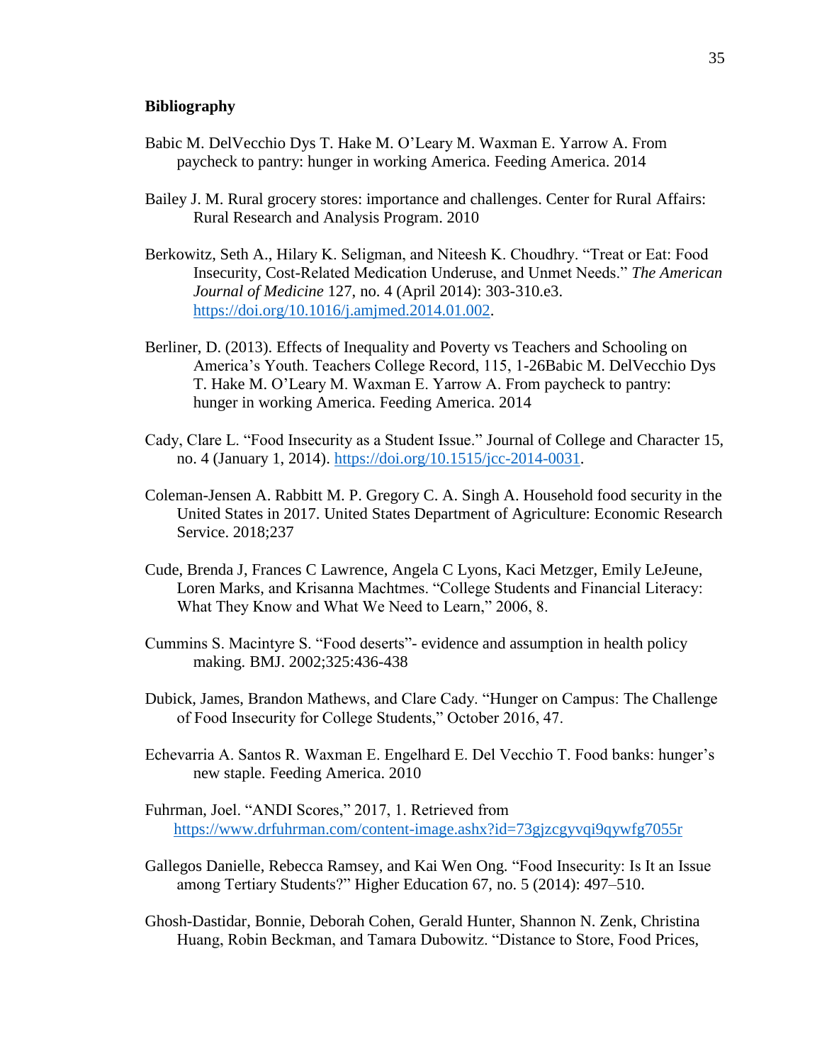**Bibliography**

Babic M. DelVecchio Dys T. Hake M. O'Leary M. Waxman E. Yarrow A. From paycheck to pantry: hunger in working America. Feeding America. 2014

Bailey J. M. Rural grocery stores: importance and challenges. Center for Rural Affairs: Rural Research and Analysis Program. 2010

Berkowitz, Seth A., Hilary K. Seligman, and Niteesh K. Choudhry. "Treat or Eat: Food Insecurity, Cost-Related Medication Underuse, and Unmet Needs." *The American Journal of Medicine* 127, no. 4 (April 2014): 303-310.e3. https://doi.org/10.1016/j.amjmed.2014.01.002.

Berliner, D. (2013). Effects of Inequality and Poverty vs Teachers and Schooling on America's Youth. Teachers College Record, 115, 1-26Babic M. DelVecchio Dys T. Hake M. O'Leary M. Waxman E. Yarrow A. From paycheck to pantry: hunger in working America. Feeding America. 2014

Cady, Clare L. "Food Insecurity as a Student Issue." Journal of College and Character 15, no. 4 (January 1, 2014). https://doi.org/10.1515/jcc-2014-0031.

Coleman-Jensen A. Rabbitt M. P. Gregory C. A. Singh A. Household food security in the United States in 2017. United States Department of Agriculture: Economic Research Service. 2018;237

Cude, Brenda J, Frances C Lawrence, Angela C Lyons, Kaci Metzger, Emily LeJeune, Loren Marks, and Krisanna Machtmes. "College Students and Financial Literacy: What They Know and What We Need to Learn," 2006, 8.

Cummins S. Macintyre S. "Food deserts"- evidence and assumption in health policy making. BMJ. 2002;325:436-438

Dubick, James, Brandon Mathews, and Clare Cady. "Hunger on Campus: The Challenge of Food Insecurity for College Students," October 2016, 47.

Echevarria A. Santos R. Waxman E. Engelhard E. Del Vecchio T. Food banks: hunger's new staple. Feeding America. 2010

Fuhrman, Joel. "ANDI Scores," 2017, 1. Retrieved from https://www.drfuhrman.com/content-image.ashx?id=73gjzcgyvqi9qywfg7055r

Gallegos Danielle, Rebecca Ramsey, and Kai Wen Ong. "Food Insecurity: Is It an Issue among Tertiary Students?" Higher Education 67, no. 5 (2014): 497–510.

Ghosh-Dastidar, Bonnie, Deborah Cohen, Gerald Hunter, Shannon N. Zenk, Christina Huang, Robin Beckman, and Tamara Dubowitz. "Distance to Store, Food Prices,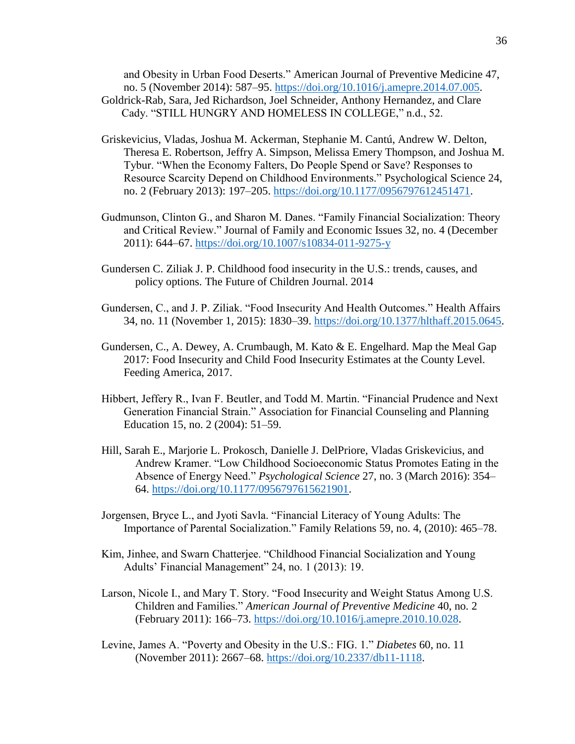and Obesity in Urban Food Deserts." American Journal of Preventive Medicine 47, no. 5 (November 2014): 587–95. https://doi.org/10.1016/j.amepre.2014.07.005.

Goldrick-Rab, Sara, Jed Richardson, Joel Schneider, Anthony Hernandez, and Clare Cady. "STILL HUNGRY AND HOMELESS IN COLLEGE," n.d., 52.

Griskevicius, Vladas, Joshua M. Ackerman, Stephanie M. Cantú, Andrew W. Delton, Theresa E. Robertson, Jeffry A. Simpson, Melissa Emery Thompson, and Joshua M. Tybur. "When the Economy Falters, Do People Spend or Save? Responses to Resource Scarcity Depend on Childhood Environments." Psychological Science 24, no. 2 (February 2013): 197–205. https://doi.org/10.1177/0956797612451471.

Gudmunson, Clinton G., and Sharon M. Danes. "Family Financial Socialization: Theory and Critical Review." Journal of Family and Economic Issues 32, no. 4 (December 2011): 644–67. https://doi.org/10.1007/s10834-011-9275-y

Gundersen C. Ziliak J. P. Childhood food insecurity in the U.S.: trends, causes, and policy options. The Future of Children Journal. 2014

Gundersen, C., and J. P. Ziliak. "Food Insecurity And Health Outcomes." Health Affairs 34, no. 11 (November 1, 2015): 1830–39. https://doi.org/10.1377/hlthaff.2015.0645.

Gundersen, C., A. Dewey, A. Crumbaugh, M. Kato & E. Engelhard. Map the Meal Gap 2017: Food Insecurity and Child Food Insecurity Estimates at the County Level. Feeding America, 2017.

Hibbert, Jeffery R., Ivan F. Beutler, and Todd M. Martin. "Financial Prudence and Next Generation Financial Strain." Association for Financial Counseling and Planning Education 15, no. 2 (2004): 51–59.

Hill, Sarah E., Marjorie L. Prokosch, Danielle J. DelPriore, Vladas Griskevicius, and Andrew Kramer. "Low Childhood Socioeconomic Status Promotes Eating in the Absence of Energy Need." *Psychological Science* 27, no. 3 (March 2016): 354–64. https://doi.org/10.1177/0956797615621901.

Jorgensen, Bryce L., and Jyoti Savla. "Financial Literacy of Young Adults: The Importance of Parental Socialization." Family Relations 59, no. 4, (2010): 465–78.

Kim, Jinhee, and Swarn Chatterjee. "Childhood Financial Socialization and Young Adults' Financial Management" 24, no. 1 (2013): 19.

Larson, Nicole I., and Mary T. Story. "Food Insecurity and Weight Status Among U.S. Children and Families." *American Journal of Preventive Medicine* 40, no. 2 (February 2011): 166–73. https://doi.org/10.1016/j.amepre.2010.10.028.

Levine, James A. "Poverty and Obesity in the U.S.: FIG. 1." *Diabetes* 60, no. 11 (November 2011): 2667–68. https://doi.org/10.2337/db11-1118.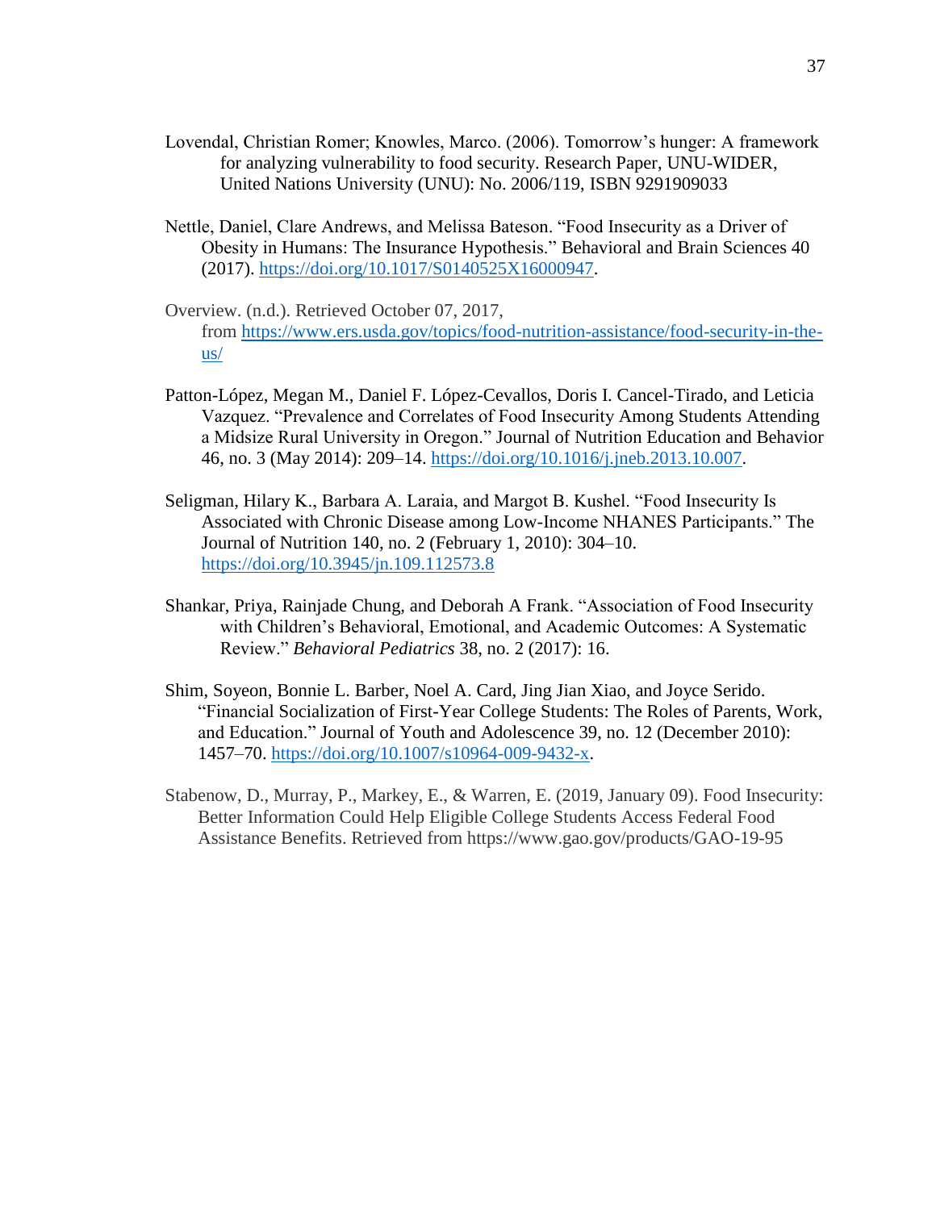Lovendal, Christian Romer; Knowles, Marco. (2006). Tomorrow's hunger: A framework for analyzing vulnerability to food security. Research Paper, UNU-WIDER, United Nations University (UNU): No. 2006/119, ISBN 9291909033

Nettle, Daniel, Clare Andrews, and Melissa Bateson. "Food Insecurity as a Driver of Obesity in Humans: The Insurance Hypothesis." Behavioral and Brain Sciences 40 (2017). https://doi.org/10.1017/S0140525X16000947.

Overview. (n.d.). Retrieved October 07, 2017, from https://www.ers.usda.gov/topics/food-nutrition-assistance/food-security-in-the-us/

Patton-López, Megan M., Daniel F. López-Cevallos, Doris I. Cancel-Tirado, and Leticia Vazquez. "Prevalence and Correlates of Food Insecurity Among Students Attending a Midsize Rural University in Oregon." Journal of Nutrition Education and Behavior 46, no. 3 (May 2014): 209–14. https://doi.org/10.1016/j.jneb.2013.10.007.

Seligman, Hilary K., Barbara A. Laraia, and Margot B. Kushel. "Food Insecurity Is Associated with Chronic Disease among Low-Income NHANES Participants." The Journal of Nutrition 140, no. 2 (February 1, 2010): 304–10. https://doi.org/10.3945/jn.109.112573.8

Shankar, Priya, Rainjade Chung, and Deborah A Frank. "Association of Food Insecurity with Children's Behavioral, Emotional, and Academic Outcomes: A Systematic Review." *Behavioral Pediatrics* 38, no. 2 (2017): 16.

Shim, Soyeon, Bonnie L. Barber, Noel A. Card, Jing Jian Xiao, and Joyce Serido. "Financial Socialization of First-Year College Students: The Roles of Parents, Work, and Education." Journal of Youth and Adolescence 39, no. 12 (December 2010): 1457–70. https://doi.org/10.1007/s10964-009-9432-x.

Stabenow, D., Murray, P., Markey, E., & Warren, E. (2019, January 09). Food Insecurity: Better Information Could Help Eligible College Students Access Federal Food Assistance Benefits. Retrieved from https://www.gao.gov/products/GAO-19-95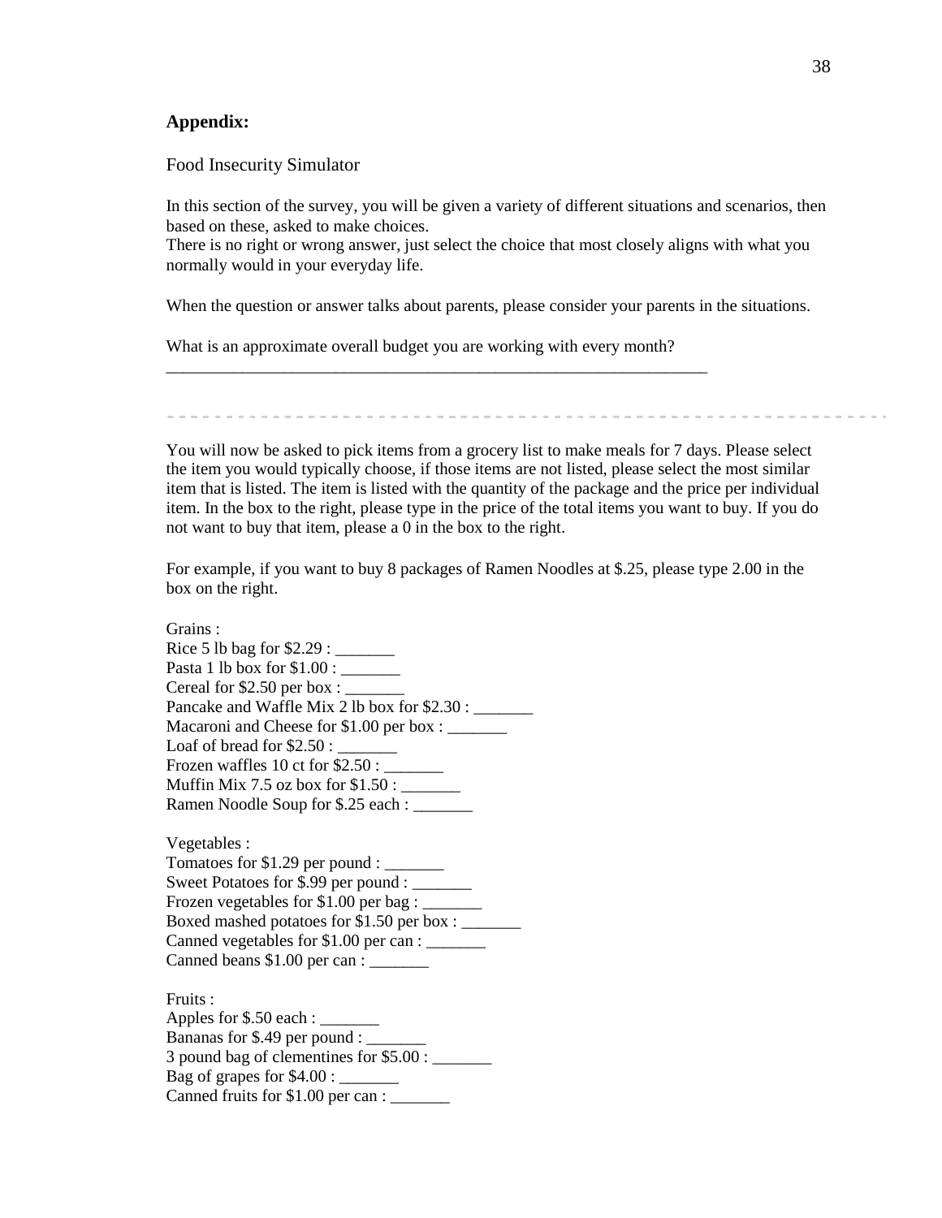**Appendix:**

Food Insecurity Simulator

In this section of the survey, you will be given a variety of different situations and scenarios, then based on these, asked to make choices.
There is no right or wrong answer, just select the choice that most closely aligns with what you normally would in your everyday life.

When the question or answer talks about parents, please consider your parents in the situations.

What is an approximate overall budget you are working with every month?
________________________________________________________________

---

You will now be asked to pick items from a grocery list to make meals for 7 days. Please select the item you would typically choose, if those items are not listed, please select the most similar item that is listed. The item is listed with the quantity of the package and the price per individual item. In the box to the right, please type in the price of the total items you want to buy. If you do not want to buy that item, please a 0 in the box to the right.

For example, if you want to buy 8 packages of Ramen Noodles at $.25, please type 2.00 in the box on the right.

Grains :
Rice 5 lb bag for $2.29 : _______
Pasta 1 lb box for $1.00 : _______
Cereal for $2.50 per box : _______
Pancake and Waffle Mix 2 lb box for $2.30 : _______
Macaroni and Cheese for $1.00 per box : _______
Loaf of bread for $2.50 : _______
Frozen waffles 10 ct for $2.50 : _______
Muffin Mix 7.5 oz box for $1.50 : _______
Ramen Noodle Soup for $.25 each : _______

Vegetables :
Tomatoes for $1.29 per pound : _______
Sweet Potatoes for $.99 per pound : _______
Frozen vegetables for $1.00 per bag : _______
Boxed mashed potatoes for $1.50 per box : _______
Canned vegetables for $1.00 per can : _______
Canned beans $1.00 per can : _______

Fruits :
Apples for $.50 each : _______
Bananas for $.49 per pound : _______
3 pound bag of clementines for $5.00 : _______
Bag of grapes for $4.00 : _______
Canned fruits for $1.00 per can : _______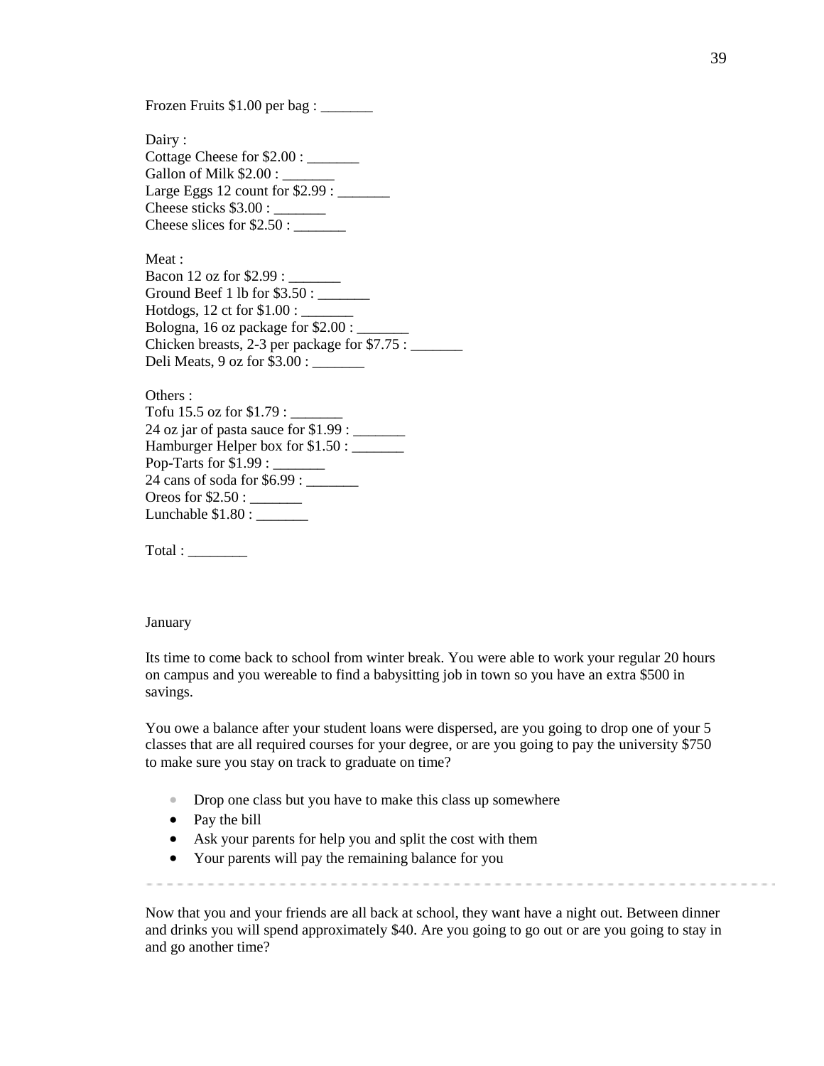Frozen Fruits $1.00 per bag : _______

Dairy :
Cottage Cheese for $2.00 : _______
Gallon of Milk $2.00 : _______
Large Eggs 12 count for $2.99 : _______
Cheese sticks $3.00 : _______
Cheese slices for $2.50 : _______

Meat :
Bacon 12 oz for $2.99 : _______
Ground Beef 1 lb for $3.50 : _______
Hotdogs, 12 ct for $1.00 : _______
Bologna, 16 oz package for $2.00 : _______
Chicken breasts, 2-3 per package for $7.75 : _______
Deli Meats, 9 oz for $3.00 : _______

Others :
Tofu 15.5 oz for $1.79 : _______
24 oz jar of pasta sauce for $1.99 : _______
Hamburger Helper box for $1.50 : _______
Pop-Tarts for $1.99 : _______
24 cans of soda for $6.99 : _______
Oreos for $2.50 : _______
Lunchable $1.80 : _______

Total : ________

January

Its time to come back to school from winter break. You were able to work your regular 20 hours on campus and you wereable to find a babysitting job in town so you have an extra $500 in savings.

You owe a balance after your student loans were dispersed, are you going to drop one of your 5 classes that are all required courses for your degree, or are you going to pay the university $750 to make sure you stay on track to graduate on time?

- Drop one class but you have to make this class up somewhere
- Pay the bill
- Ask your parents for help you and split the cost with them
- Your parents will pay the remaining balance for you

---

Now that you and your friends are all back at school, they want have a night out. Between dinner and drinks you will spend approximately $40. Are you going to go out or are you going to stay in and go another time?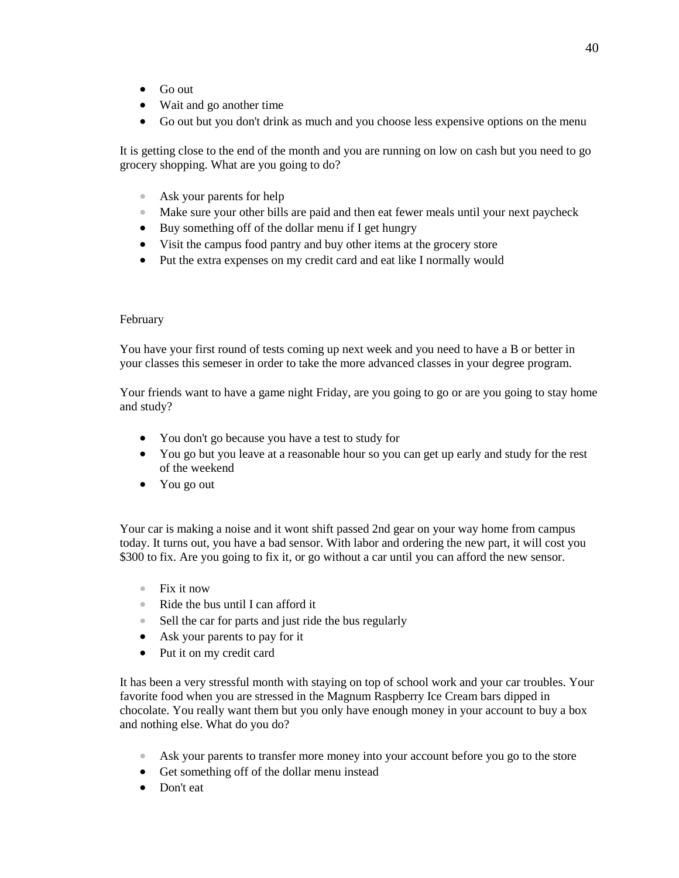- Go out
- Wait and go another time
- Go out but you don't drink as much and you choose less expensive options on the menu

It is getting close to the end of the month and you are running on low on cash but you need to go grocery shopping. What are you going to do?

- Ask your parents for help
- Make sure your other bills are paid and then eat fewer meals until your next paycheck
- Buy something off of the dollar menu if I get hungry
- Visit the campus food pantry and buy other items at the grocery store
- Put the extra expenses on my credit card and eat like I normally would

February

You have your first round of tests coming up next week and you need to have a B or better in your classes this semeser in order to take the more advanced classes in your degree program.

Your friends want to have a game night Friday, are you going to go or are you going to stay home and study?

- You don't go because you have a test to study for
- You go but you leave at a reasonable hour so you can get up early and study for the rest of the weekend
- You go out

Your car is making a noise and it wont shift passed 2nd gear on your way home from campus today. It turns out, you have a bad sensor. With labor and ordering the new part, it will cost you $300 to fix. Are you going to fix it, or go without a car until you can afford the new sensor.

- Fix it now
- Ride the bus until I can afford it
- Sell the car for parts and just ride the bus regularly
- Ask your parents to pay for it
- Put it on my credit card

It has been a very stressful month with staying on top of school work and your car troubles. Your favorite food when you are stressed in the Magnum Raspberry Ice Cream bars dipped in chocolate. You really want them but you only have enough money in your account to buy a box and nothing else. What do you do?

- Ask your parents to transfer more money into your account before you go to the store
- Get something off of the dollar menu instead
- Don't eat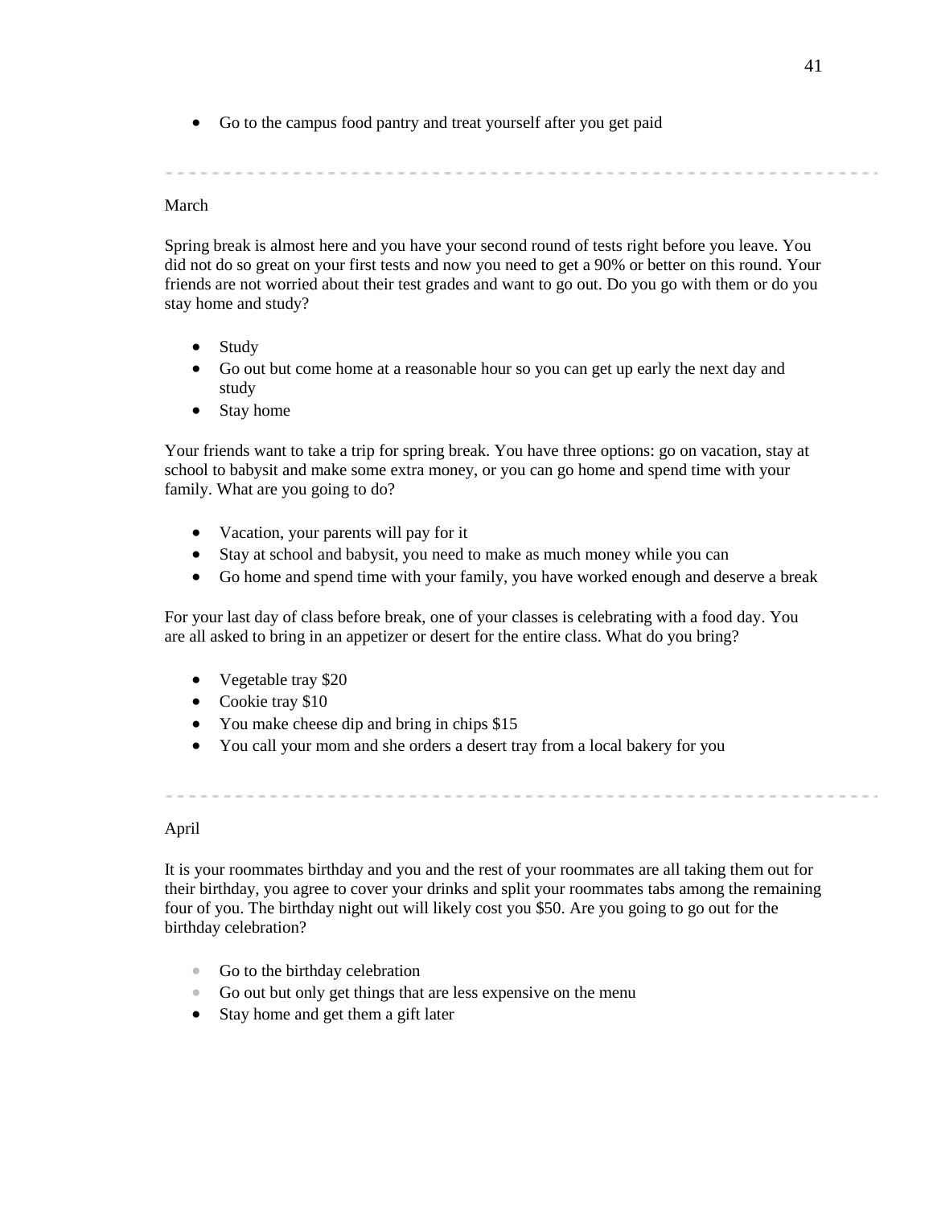- Go to the campus food pantry and treat yourself after you get paid

---

March

Spring break is almost here and you have your second round of tests right before you leave. You did not do so great on your first tests and now you need to get a 90% or better on this round. Your friends are not worried about their test grades and want to go out. Do you go with them or do you stay home and study?

- Study
- Go out but come home at a reasonable hour so you can get up early the next day and study
- Stay home

Your friends want to take a trip for spring break. You have three options: go on vacation, stay at school to babysit and make some extra money, or you can go home and spend time with your family. What are you going to do?

- Vacation, your parents will pay for it
- Stay at school and babysit, you need to make as much money while you can
- Go home and spend time with your family, you have worked enough and deserve a break

For your last day of class before break, one of your classes is celebrating with a food day. You are all asked to bring in an appetizer or desert for the entire class. What do you bring?

- Vegetable tray $20
- Cookie tray $10
- You make cheese dip and bring in chips $15
- You call your mom and she orders a desert tray from a local bakery for you

---

April

It is your roommates birthday and you and the rest of your roommates are all taking them out for their birthday, you agree to cover your drinks and split your roommates tabs among the remaining four of you. The birthday night out will likely cost you $50. Are you going to go out for the birthday celebration?

- Go to the birthday celebration
- Go out but only get things that are less expensive on the menu
- Stay home and get them a gift later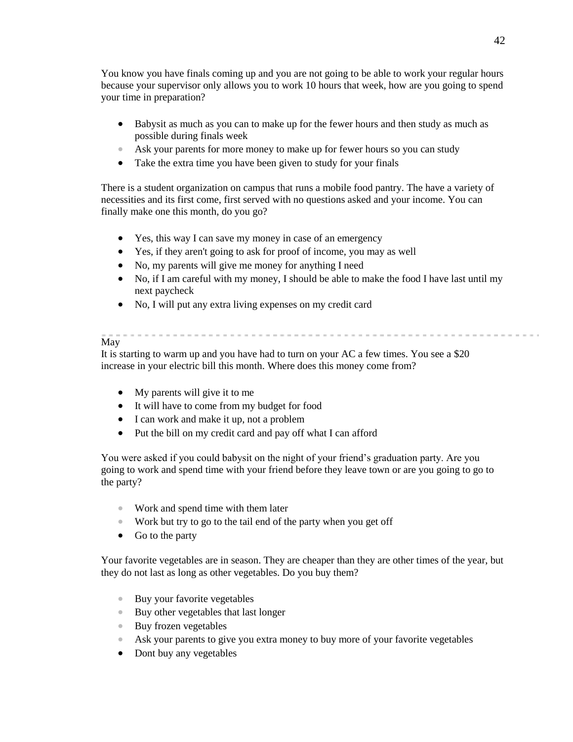You know you have finals coming up and you are not going to be able to work your regular hours because your supervisor only allows you to work 10 hours that week, how are you going to spend your time in preparation?

- Babysit as much as you can to make up for the fewer hours and then study as much as possible during finals week
- Ask your parents for more money to make up for fewer hours so you can study
- Take the extra time you have been given to study for your finals

There is a student organization on campus that runs a mobile food pantry. The have a variety of necessities and its first come, first served with no questions asked and your income. You can finally make one this month, do you go?

- Yes, this way I can save my money in case of an emergency
- Yes, if they aren't going to ask for proof of income, you may as well
- No, my parents will give me money for anything I need
- No, if I am careful with my money, I should be able to make the food I have last until my next paycheck
- No, I will put any extra living expenses on my credit card

---

May

It is starting to warm up and you have had to turn on your AC a few times. You see a $20 increase in your electric bill this month. Where does this money come from?

- My parents will give it to me
- It will have to come from my budget for food
- I can work and make it up, not a problem
- Put the bill on my credit card and pay off what I can afford

You were asked if you could babysit on the night of your friend's graduation party. Are you going to work and spend time with your friend before they leave town or are you going to go to the party?

- Work and spend time with them later
- Work but try to go to the tail end of the party when you get off
- Go to the party

Your favorite vegetables are in season. They are cheaper than they are other times of the year, but they do not last as long as other vegetables. Do you buy them?

- Buy your favorite vegetables
- Buy other vegetables that last longer
- Buy frozen vegetables
- Ask your parents to give you extra money to buy more of your favorite vegetables
- Dont buy any vegetables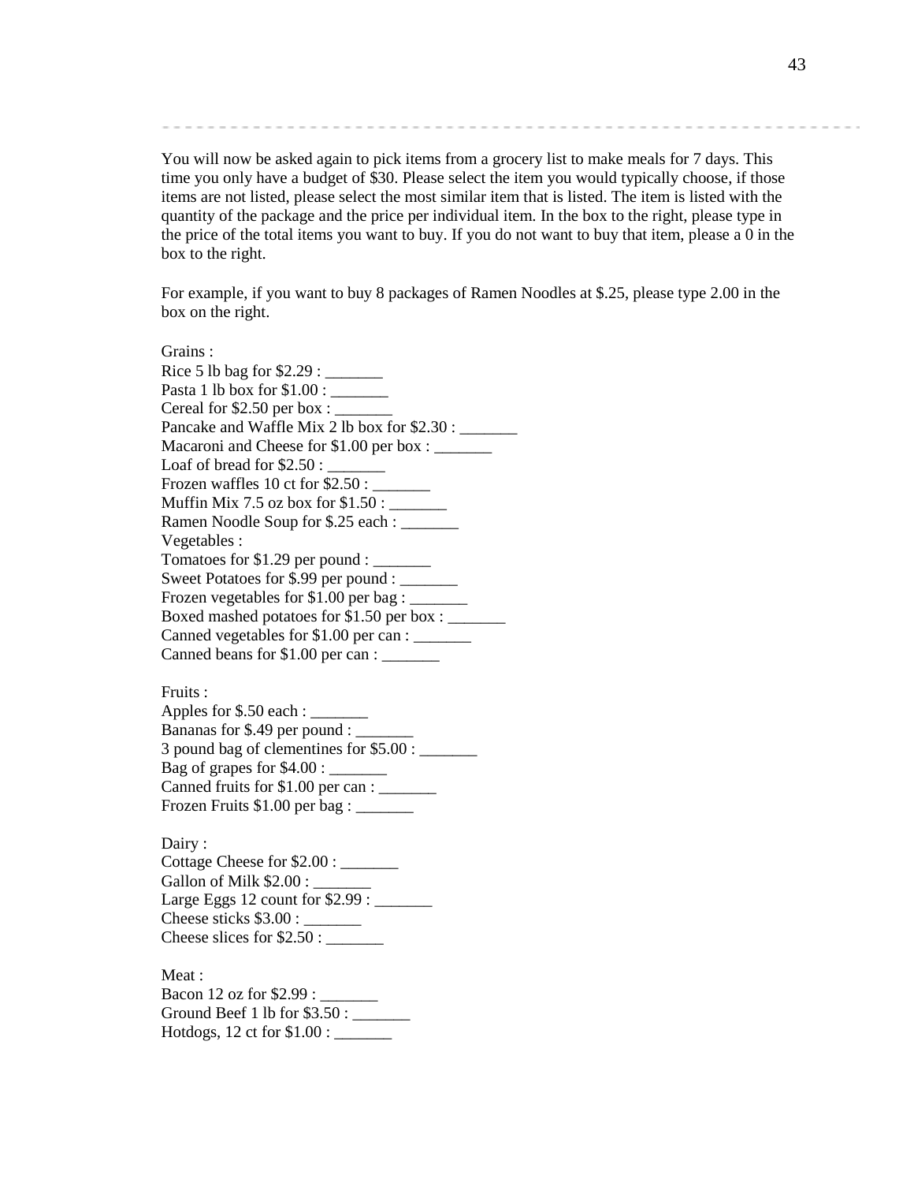---

You will now be asked again to pick items from a grocery list to make meals for 7 days. This time you only have a budget of $30. Please select the item you would typically choose, if those items are not listed, please select the most similar item that is listed. The item is listed with the quantity of the package and the price per individual item. In the box to the right, please type in the price of the total items you want to buy. If you do not want to buy that item, please a 0 in the box to the right.

For example, if you want to buy 8 packages of Ramen Noodles at $.25, please type 2.00 in the box on the right.

Grains :
Rice 5 lb bag for $2.29 : _______
Pasta 1 lb box for $1.00 : _______
Cereal for $2.50 per box : _______
Pancake and Waffle Mix 2 lb box for $2.30 : _______
Macaroni and Cheese for $1.00 per box : _______
Loaf of bread for $2.50 : _______
Frozen waffles 10 ct for $2.50 : _______
Muffin Mix 7.5 oz box for $1.50 : _______
Ramen Noodle Soup for $.25 each : _______
Vegetables :
Tomatoes for $1.29 per pound : _______
Sweet Potatoes for $.99 per pound : _______
Frozen vegetables for $1.00 per bag : _______
Boxed mashed potatoes for $1.50 per box : _______
Canned vegetables for $1.00 per can : _______
Canned beans for $1.00 per can : _______

Fruits :
Apples for $.50 each : _______
Bananas for $.49 per pound : _______
3 pound bag of clementines for $5.00 : _______
Bag of grapes for $4.00 : _______
Canned fruits for $1.00 per can : _______
Frozen Fruits $1.00 per bag : _______

Dairy :
Cottage Cheese for $2.00 : _______
Gallon of Milk $2.00 : _______
Large Eggs 12 count for $2.99 : _______
Cheese sticks $3.00 : _______
Cheese slices for $2.50 : _______

Meat :
Bacon 12 oz for $2.99 : _______
Ground Beef 1 lb for $3.50 : _______
Hotdogs, 12 ct for $1.00 : _______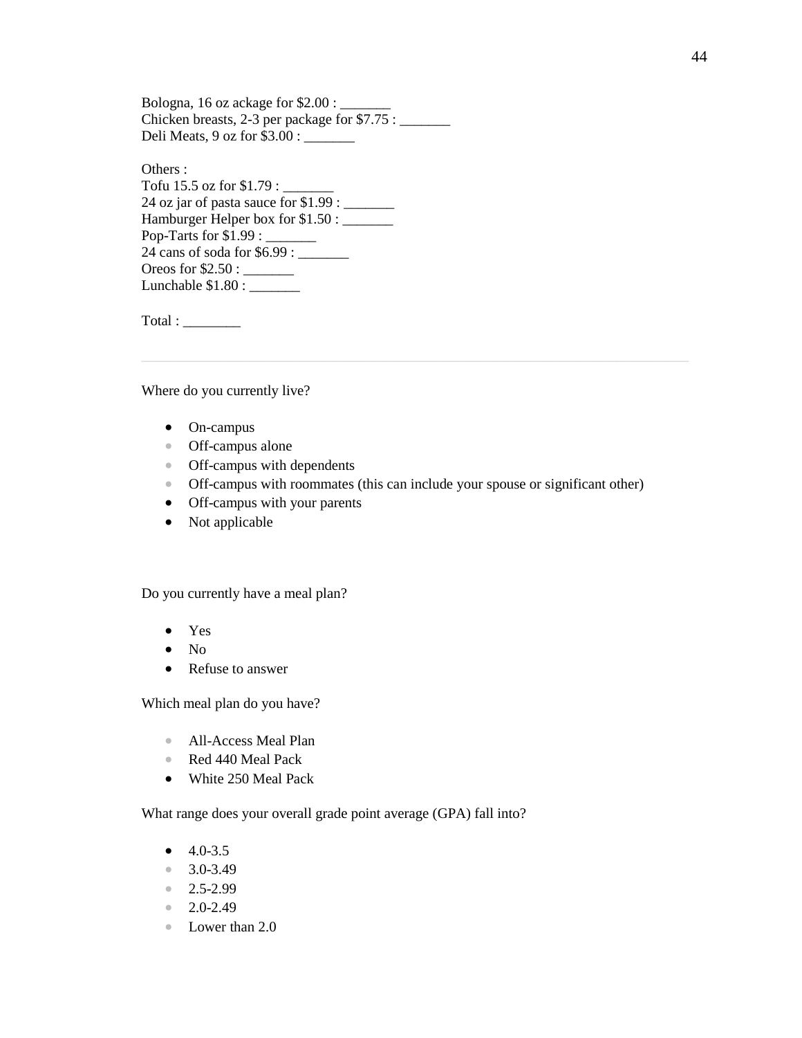Bologna, 16 oz ackage for $2.00 : _______
Chicken breasts, 2-3 per package for $7.75 : _______
Deli Meats, 9 oz for $3.00 : _______

Others :
Tofu 15.5 oz for $1.79 : _______
24 oz jar of pasta sauce for $1.99 : _______
Hamburger Helper box for $1.50 : _______
Pop-Tarts for $1.99 : _______
24 cans of soda for $6.99 : _______
Oreos for $2.50 : _______
Lunchable $1.80 : _______

Total : ________

---

Where do you currently live?

- On-campus
- Off-campus alone
- Off-campus with dependents
- Off-campus with roommates (this can include your spouse or significant other)
- Off-campus with your parents
- Not applicable

Do you currently have a meal plan?

- Yes
- No
- Refuse to answer

Which meal plan do you have?

- All-Access Meal Plan
- Red 440 Meal Pack
- White 250 Meal Pack

What range does your overall grade point average (GPA) fall into?

- 4.0-3.5
- 3.0-3.49
- 2.5-2.99
- 2.0-2.49
- Lower than 2.0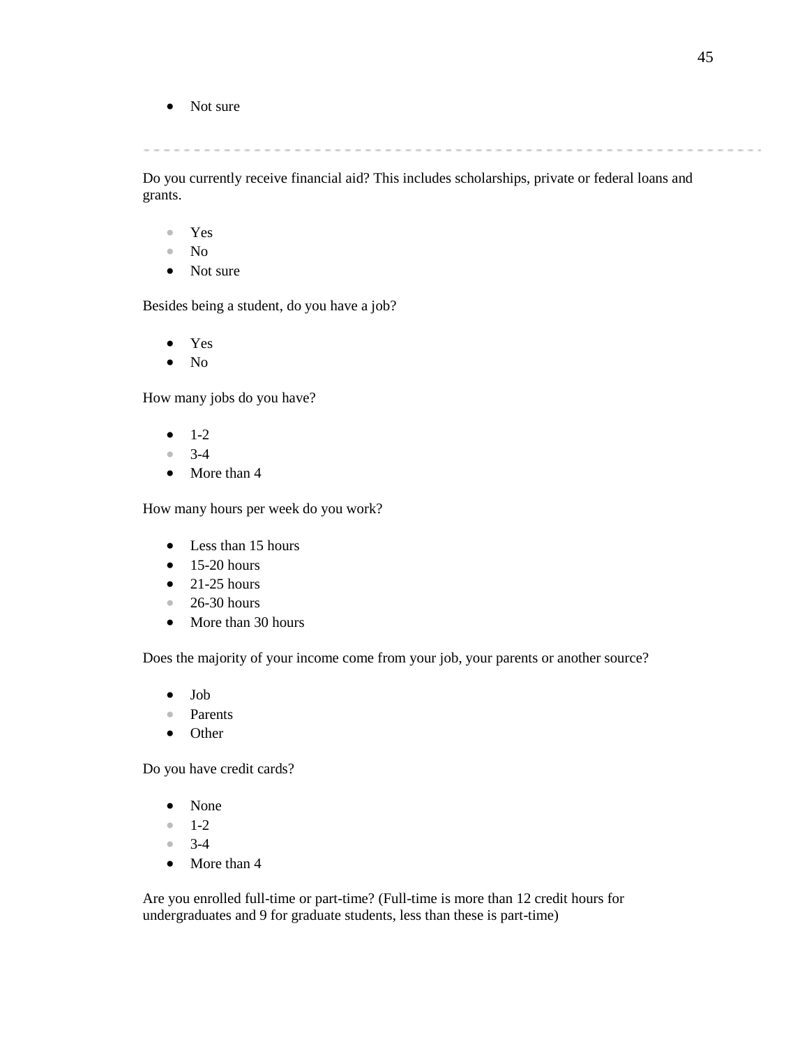- Not sure

---

Do you currently receive financial aid? This includes scholarships, private or federal loans and grants.

- Yes
- No
- Not sure

Besides being a student, do you have a job?

- Yes
- No

How many jobs do you have?

- 1-2
- 3-4
- More than 4

How many hours per week do you work?

- Less than 15 hours
- 15-20 hours
- 21-25 hours
- 26-30 hours
- More than 30 hours

Does the majority of your income come from your job, your parents or another source?

- Job
- Parents
- Other

Do you have credit cards?

- None
- 1-2
- 3-4
- More than 4

Are you enrolled full-time or part-time? (Full-time is more than 12 credit hours for undergraduates and 9 for graduate students, less than these is part-time)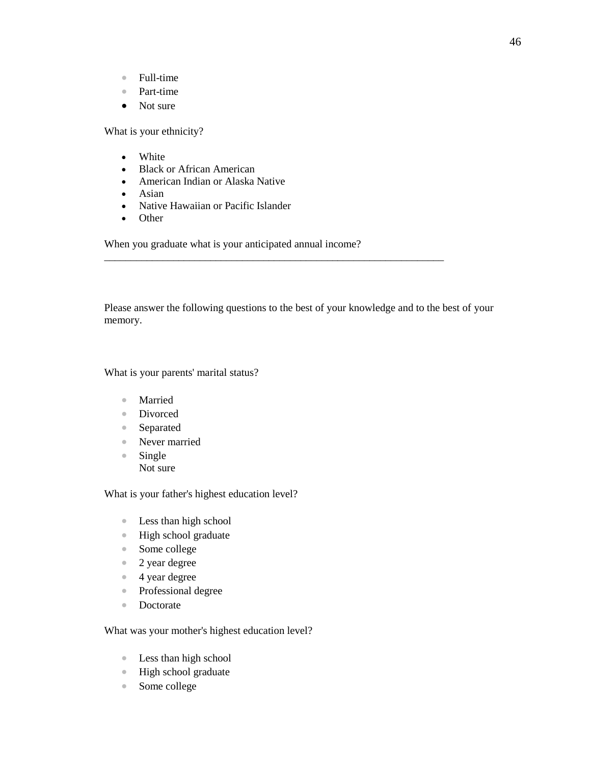- Full-time
- Part-time
- Not sure

What is your ethnicity?

- White
- Black or African American
- American Indian or Alaska Native
- Asian
- Native Hawaiian or Pacific Islander
- Other

When you graduate what is your anticipated annual income?
_________________________________________________________________

Please answer the following questions to the best of your knowledge and to the best of your memory.

What is your parents' marital status?

- Married
- Divorced
- Separated
- Never married
- Single
  Not sure

What is your father's highest education level?

- Less than high school
- High school graduate
- Some college
- 2 year degree
- 4 year degree
- Professional degree
- Doctorate

What was your mother's highest education level?

- Less than high school
- High school graduate
- Some college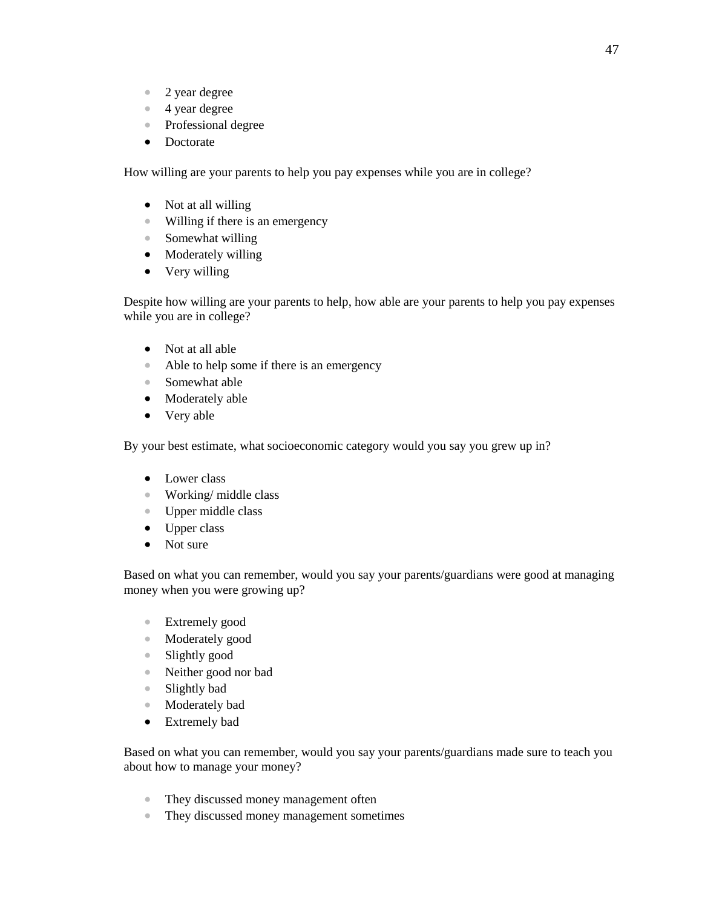- 2 year degree
- 4 year degree
- Professional degree
- Doctorate

How willing are your parents to help you pay expenses while you are in college?

- Not at all willing
- Willing if there is an emergency
- Somewhat willing
- Moderately willing
- Very willing

Despite how willing are your parents to help, how able are your parents to help you pay expenses while you are in college?

- Not at all able
- Able to help some if there is an emergency
- Somewhat able
- Moderately able
- Very able

By your best estimate, what socioeconomic category would you say you grew up in?

- Lower class
- Working/ middle class
- Upper middle class
- Upper class
- Not sure

Based on what you can remember, would you say your parents/guardians were good at managing money when you were growing up?

- Extremely good
- Moderately good
- Slightly good
- Neither good nor bad
- Slightly bad
- Moderately bad
- Extremely bad

Based on what you can remember, would you say your parents/guardians made sure to teach you about how to manage your money?

- They discussed money management often
- They discussed money management sometimes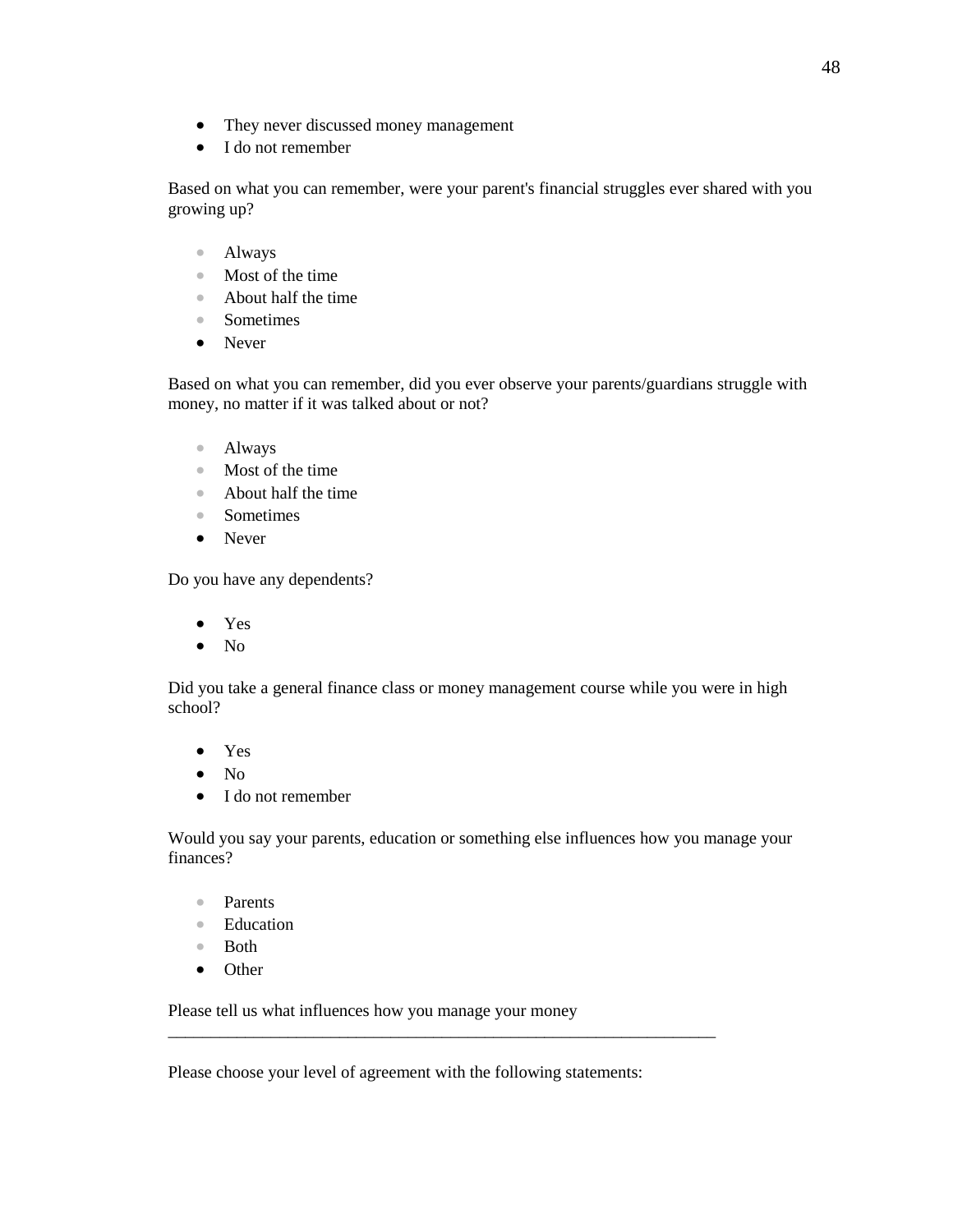- They never discussed money management
- I do not remember

Based on what you can remember, were your parent's financial struggles ever shared with you growing up?

- Always
- Most of the time
- About half the time
- Sometimes
- Never

Based on what you can remember, did you ever observe your parents/guardians struggle with money, no matter if it was talked about or not?

- Always
- Most of the time
- About half the time
- Sometimes
- Never

Do you have any dependents?

- Yes
- No

Did you take a general finance class or money management course while you were in high school?

- Yes
- No
- I do not remember

Would you say your parents, education or something else influences how you manage your finances?

- Parents
- Education
- Both
- Other

Please tell us what influences how you manage your money
________________________________________________________________

Please choose your level of agreement with the following statements: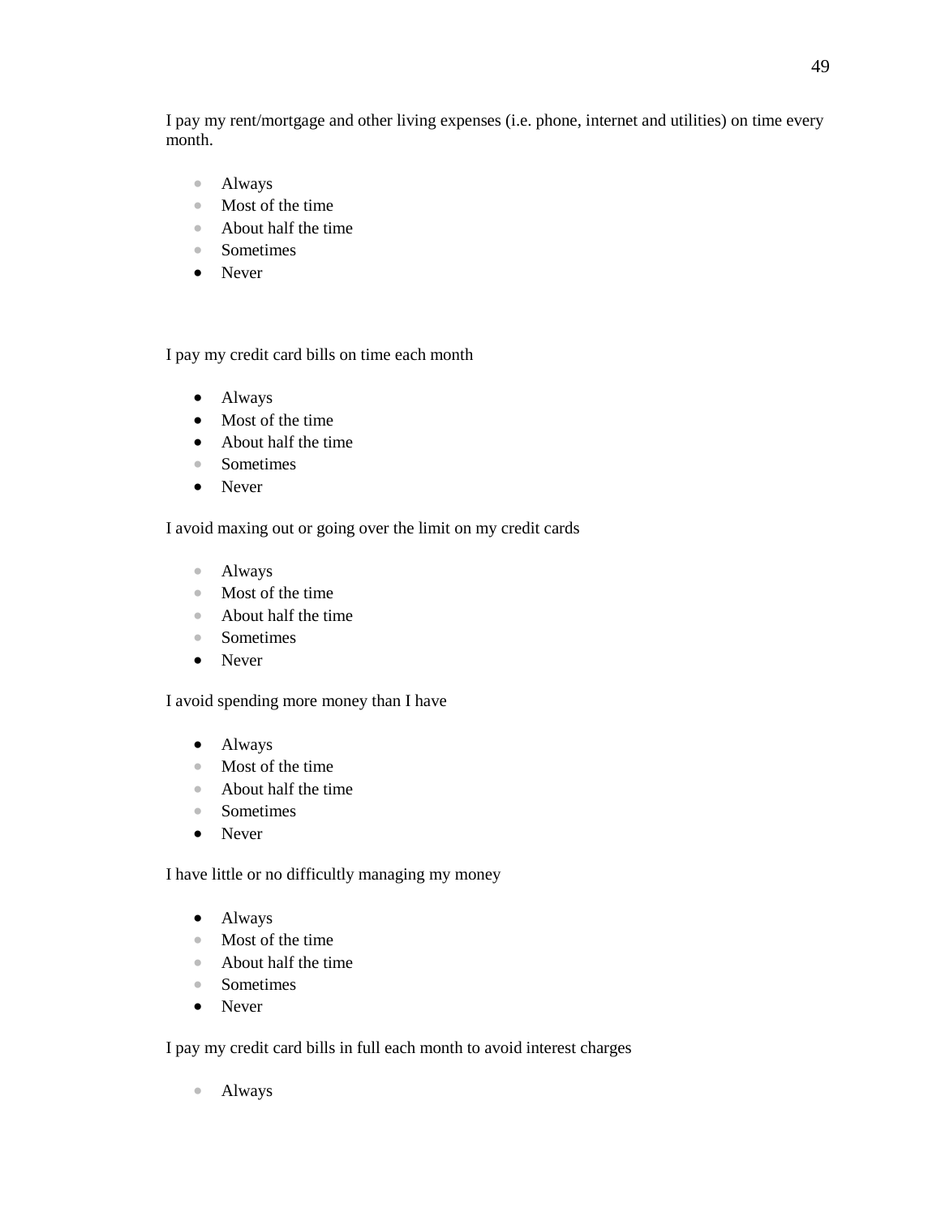I pay my rent/mortgage and other living expenses (i.e. phone, internet and utilities) on time every month.

- Always
- Most of the time
- About half the time
- Sometimes
- Never

I pay my credit card bills on time each month

- Always
- Most of the time
- About half the time
- Sometimes
- Never

I avoid maxing out or going over the limit on my credit cards

- Always
- Most of the time
- About half the time
- Sometimes
- Never

I avoid spending more money than I have

- Always
- Most of the time
- About half the time
- Sometimes
- Never

I have little or no difficultly managing my money

- Always
- Most of the time
- About half the time
- Sometimes
- Never

I pay my credit card bills in full each month to avoid interest charges

- Always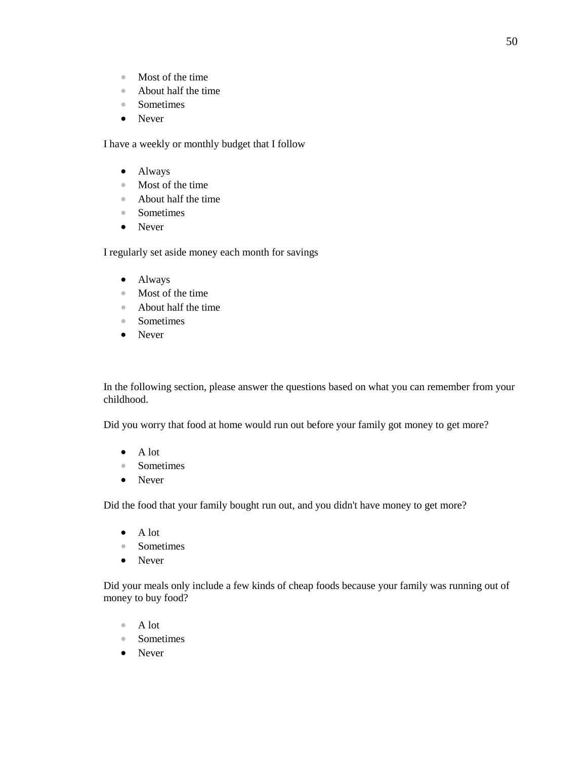- Most of the time
- About half the time
- Sometimes
- Never

I have a weekly or monthly budget that I follow

- Always
- Most of the time
- About half the time
- Sometimes
- Never

I regularly set aside money each month for savings

- Always
- Most of the time
- About half the time
- Sometimes
- Never

In the following section, please answer the questions based on what you can remember from your childhood.

Did you worry that food at home would run out before your family got money to get more?

- A lot
- Sometimes
- Never

Did the food that your family bought run out, and you didn't have money to get more?

- A lot
- Sometimes
- Never

Did your meals only include a few kinds of cheap foods because your family was running out of money to buy food?

- A lot
- Sometimes
- Never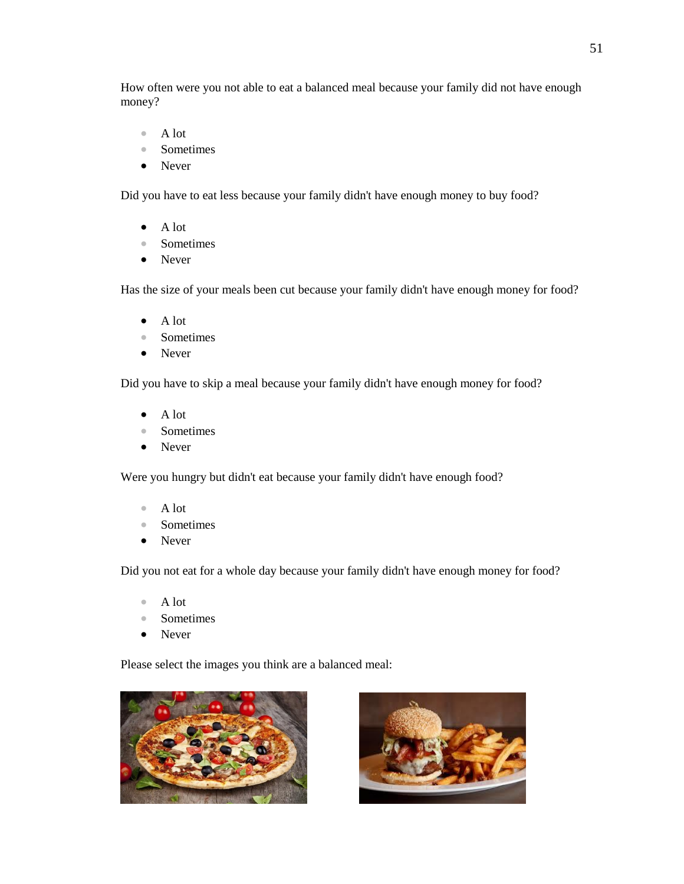How often were you not able to eat a balanced meal because your family did not have enough money?

- A lot
- Sometimes
- Never

Did you have to eat less because your family didn't have enough money to buy food?

- A lot
- Sometimes
- Never

Has the size of your meals been cut because your family didn't have enough money for food?

- A lot
- Sometimes
- Never

Did you have to skip a meal because your family didn't have enough money for food?

- A lot
- Sometimes
- Never

Were you hungry but didn't eat because your family didn't have enough food?

- A lot
- Sometimes
- Never

Did you not eat for a whole day because your family didn't have enough money for food?

- A lot
- Sometimes
- Never

Please select the images you think are a balanced meal: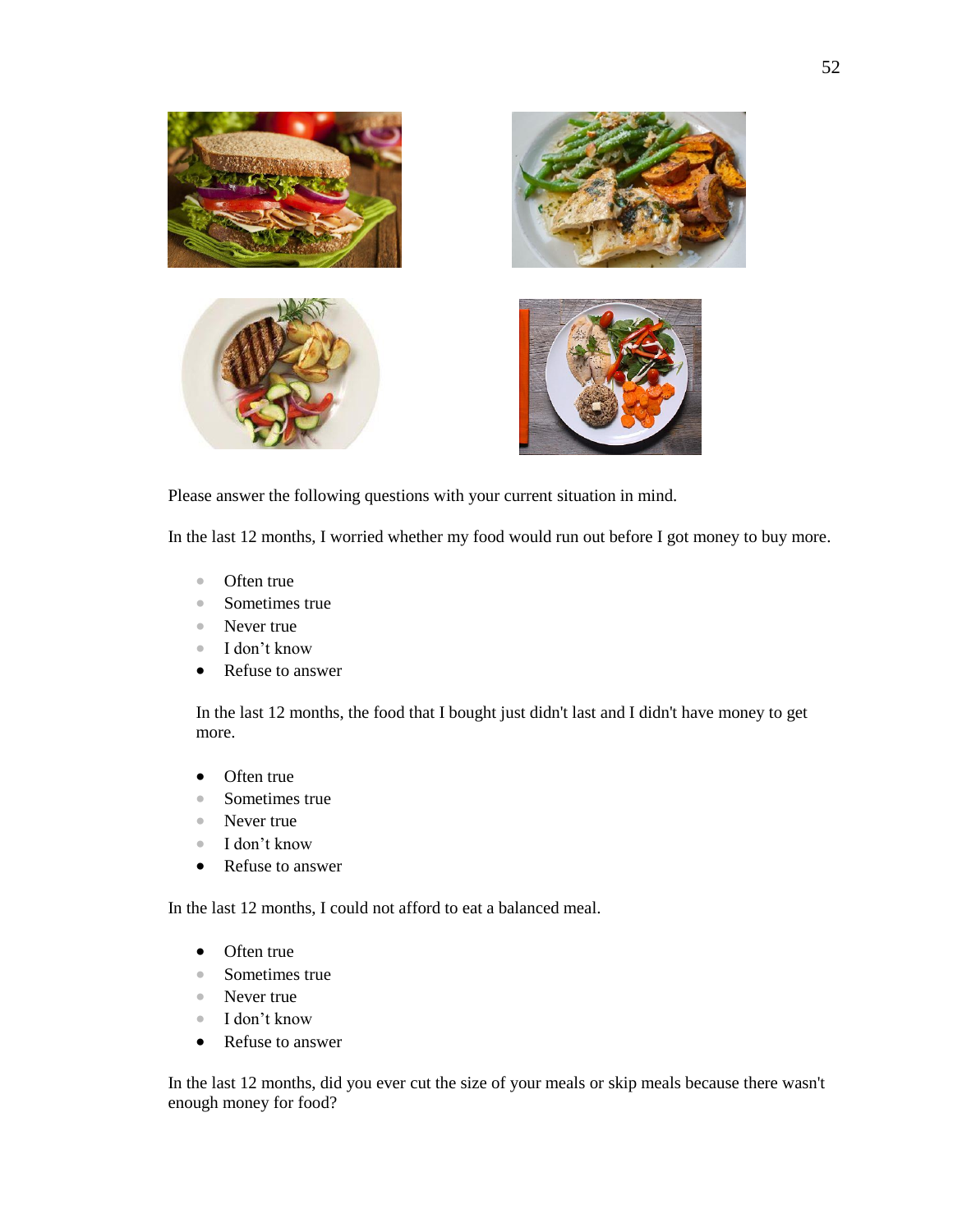Please answer the following questions with your current situation in mind.

In the last 12 months, I worried whether my food would run out before I got money to buy more.

- Often true
- Sometimes true
- Never true
- I don't know
- Refuse to answer

In the last 12 months, the food that I bought just didn't last and I didn't have money to get more.

- Often true
- Sometimes true
- Never true
- I don't know
- Refuse to answer

In the last 12 months, I could not afford to eat a balanced meal.

- Often true
- Sometimes true
- Never true
- I don't know
- Refuse to answer

In the last 12 months, did you ever cut the size of your meals or skip meals because there wasn't enough money for food?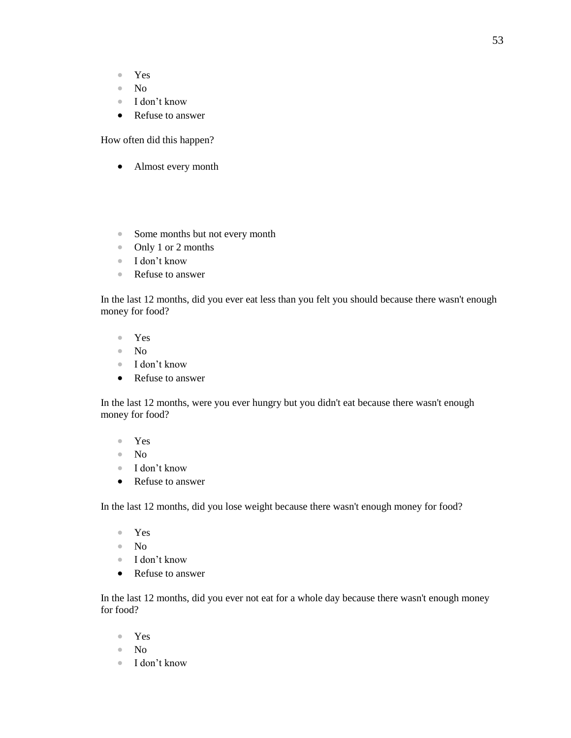- Yes
- No
- I don't know
- Refuse to answer

How often did this happen?

- Almost every month

- Some months but not every month
- Only 1 or 2 months
- I don't know
- Refuse to answer

In the last 12 months, did you ever eat less than you felt you should because there wasn't enough money for food?

- Yes
- No
- I don't know
- Refuse to answer

In the last 12 months, were you ever hungry but you didn't eat because there wasn't enough money for food?

- Yes
- No
- I don't know
- Refuse to answer

In the last 12 months, did you lose weight because there wasn't enough money for food?

- Yes
- No
- I don't know
- Refuse to answer

In the last 12 months, did you ever not eat for a whole day because there wasn't enough money for food?

- Yes
- No
- I don't know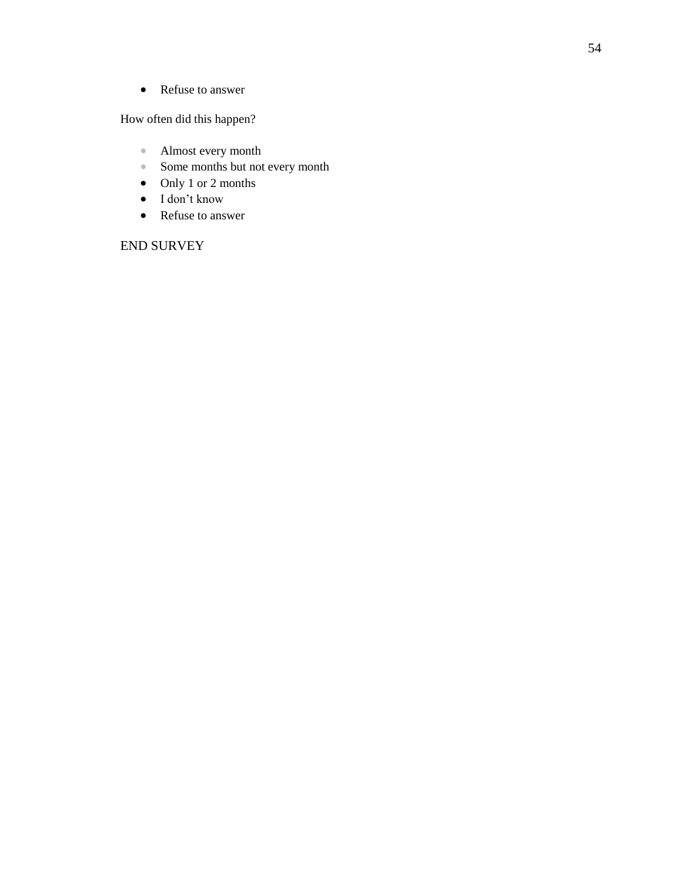- Refuse to answer

How often did this happen?

- Almost every month
- Some months but not every month
- Only 1 or 2 months
- I don't know
- Refuse to answer

END SURVEY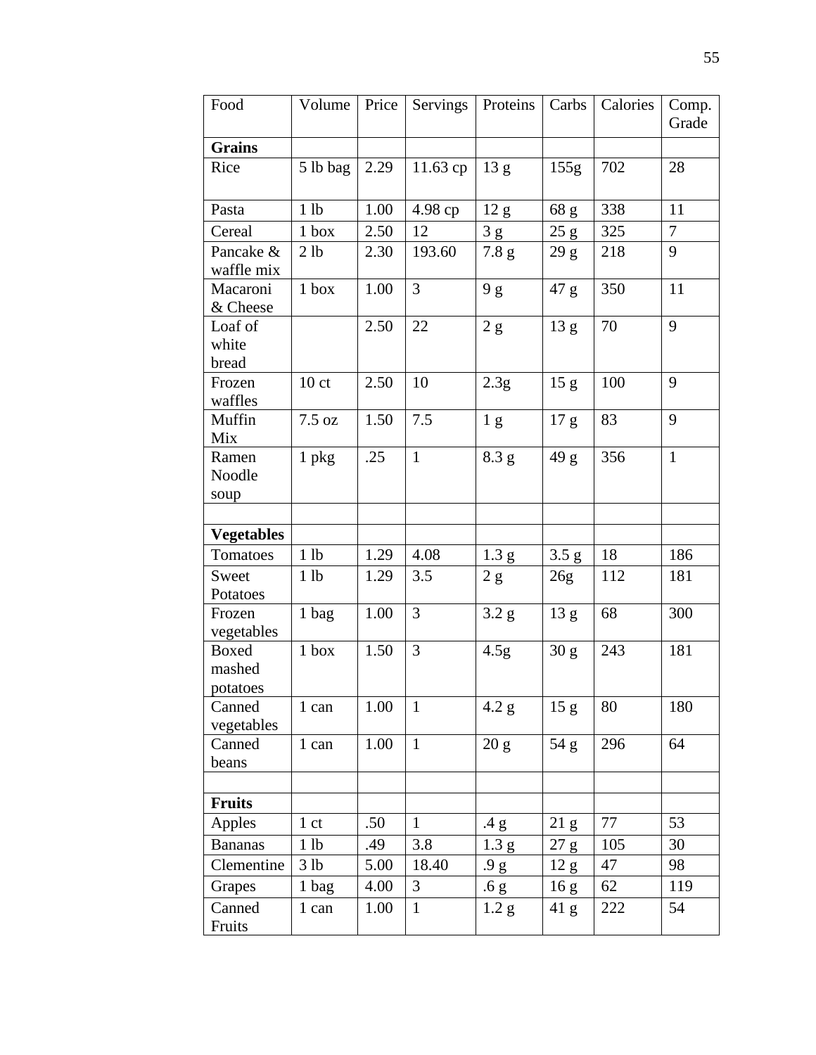| Food | Volume | Price | Servings | Proteins | Carbs | Calories | Comp. Grade |
|---|---|---|---|---|---|---|---|
| **Grains** | | | | | | | |
| Rice | 5 lb bag | 2.29 | 11.63 cp | 13 g | 155g | 702 | 28 |
| Pasta | 1 lb | 1.00 | 4.98 cp | 12 g | 68 g | 338 | 11 |
| Cereal | 1 box | 2.50 | 12 | 3 g | 25 g | 325 | 7 |
| Pancake & waffle mix | 2 lb | 2.30 | 193.60 | 7.8 g | 29 g | 218 | 9 |
| Macaroni & Cheese | 1 box | 1.00 | 3 | 9 g | 47 g | 350 | 11 |
| Loaf of white bread | | 2.50 | 22 | 2 g | 13 g | 70 | 9 |
| Frozen waffles | 10 ct | 2.50 | 10 | 2.3g | 15 g | 100 | 9 |
| Muffin Mix | 7.5 oz | 1.50 | 7.5 | 1 g | 17 g | 83 | 9 |
| Ramen Noodle soup | 1 pkg | .25 | 1 | 8.3 g | 49 g | 356 | 1 |
| | | | | | | | |
| **Vegetables** | | | | | | | |
| Tomatoes | 1 lb | 1.29 | 4.08 | 1.3 g | 3.5 g | 18 | 186 |
| Sweet Potatoes | 1 lb | 1.29 | 3.5 | 2 g | 26g | 112 | 181 |
| Frozen vegetables | 1 bag | 1.00 | 3 | 3.2 g | 13 g | 68 | 300 |
| Boxed mashed potatoes | 1 box | 1.50 | 3 | 4.5g | 30 g | 243 | 181 |
| Canned vegetables | 1 can | 1.00 | 1 | 4.2 g | 15 g | 80 | 180 |
| Canned beans | 1 can | 1.00 | 1 | 20 g | 54 g | 296 | 64 |
| | | | | | | | |
| **Fruits** | | | | | | | |
| Apples | 1 ct | .50 | 1 | .4 g | 21 g | 77 | 53 |
| Bananas | 1 lb | .49 | 3.8 | 1.3 g | 27 g | 105 | 30 |
| Clementine | 3 lb | 5.00 | 18.40 | .9 g | 12 g | 47 | 98 |
| Grapes | 1 bag | 4.00 | 3 | .6 g | 16 g | 62 | 119 |
| Canned Fruits | 1 can | 1.00 | 1 | 1.2 g | 41 g | 222 | 54 |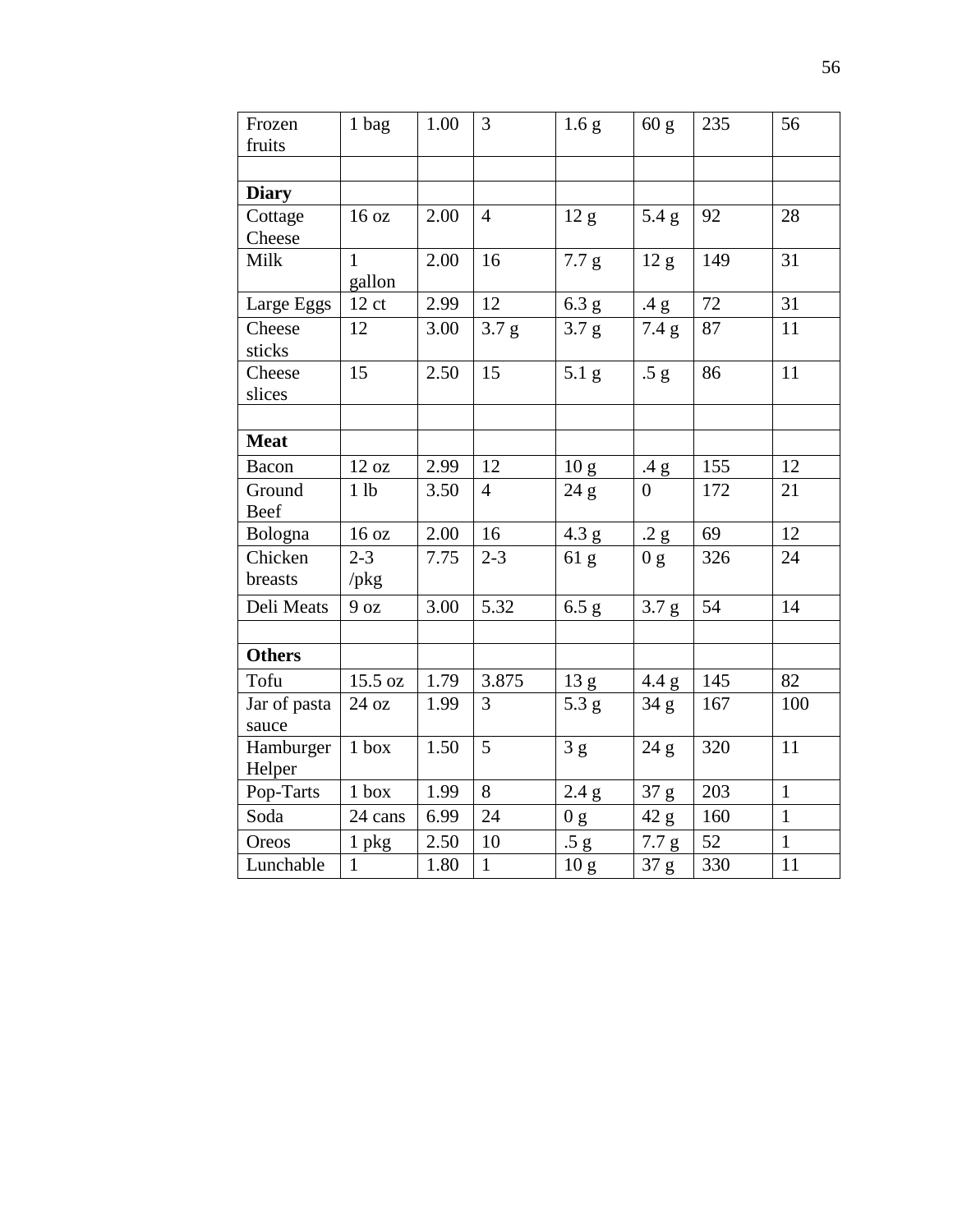| | | | | | | | |
|---|---|---|---|---|---|---|---|
| Frozen fruits | 1 bag | 1.00 | 3 | 1.6 g | 60 g | 235 | 56 |
| | | | | | | | |
| **Diary** | | | | | | | |
| Cottage Cheese | 16 oz | 2.00 | 4 | 12 g | 5.4 g | 92 | 28 |
| Milk | 1 gallon | 2.00 | 16 | 7.7 g | 12 g | 149 | 31 |
| Large Eggs | 12 ct | 2.99 | 12 | 6.3 g | .4 g | 72 | 31 |
| Cheese sticks | 12 | 3.00 | 3.7 g | 3.7 g | 7.4 g | 87 | 11 |
| Cheese slices | 15 | 2.50 | 15 | 5.1 g | .5 g | 86 | 11 |
| | | | | | | | |
| **Meat** | | | | | | | |
| Bacon | 12 oz | 2.99 | 12 | 10 g | .4 g | 155 | 12 |
| Ground Beef | 1 lb | 3.50 | 4 | 24 g | 0 | 172 | 21 |
| Bologna | 16 oz | 2.00 | 16 | 4.3 g | .2 g | 69 | 12 |
| Chicken breasts | 2-3 /pkg | 7.75 | 2-3 | 61 g | 0 g | 326 | 24 |
| Deli Meats | 9 oz | 3.00 | 5.32 | 6.5 g | 3.7 g | 54 | 14 |
| | | | | | | | |
| **Others** | | | | | | | |
| Tofu | 15.5 oz | 1.79 | 3.875 | 13 g | 4.4 g | 145 | 82 |
| Jar of pasta sauce | 24 oz | 1.99 | 3 | 5.3 g | 34 g | 167 | 100 |
| Hamburger Helper | 1 box | 1.50 | 5 | 3 g | 24 g | 320 | 11 |
| Pop-Tarts | 1 box | 1.99 | 8 | 2.4 g | 37 g | 203 | 1 |
| Soda | 24 cans | 6.99 | 24 | 0 g | 42 g | 160 | 1 |
| Oreos | 1 pkg | 2.50 | 10 | .5 g | 7.7 g | 52 | 1 |
| Lunchable | 1 | 1.80 | 1 | 10 g | 37 g | 330 | 11 |